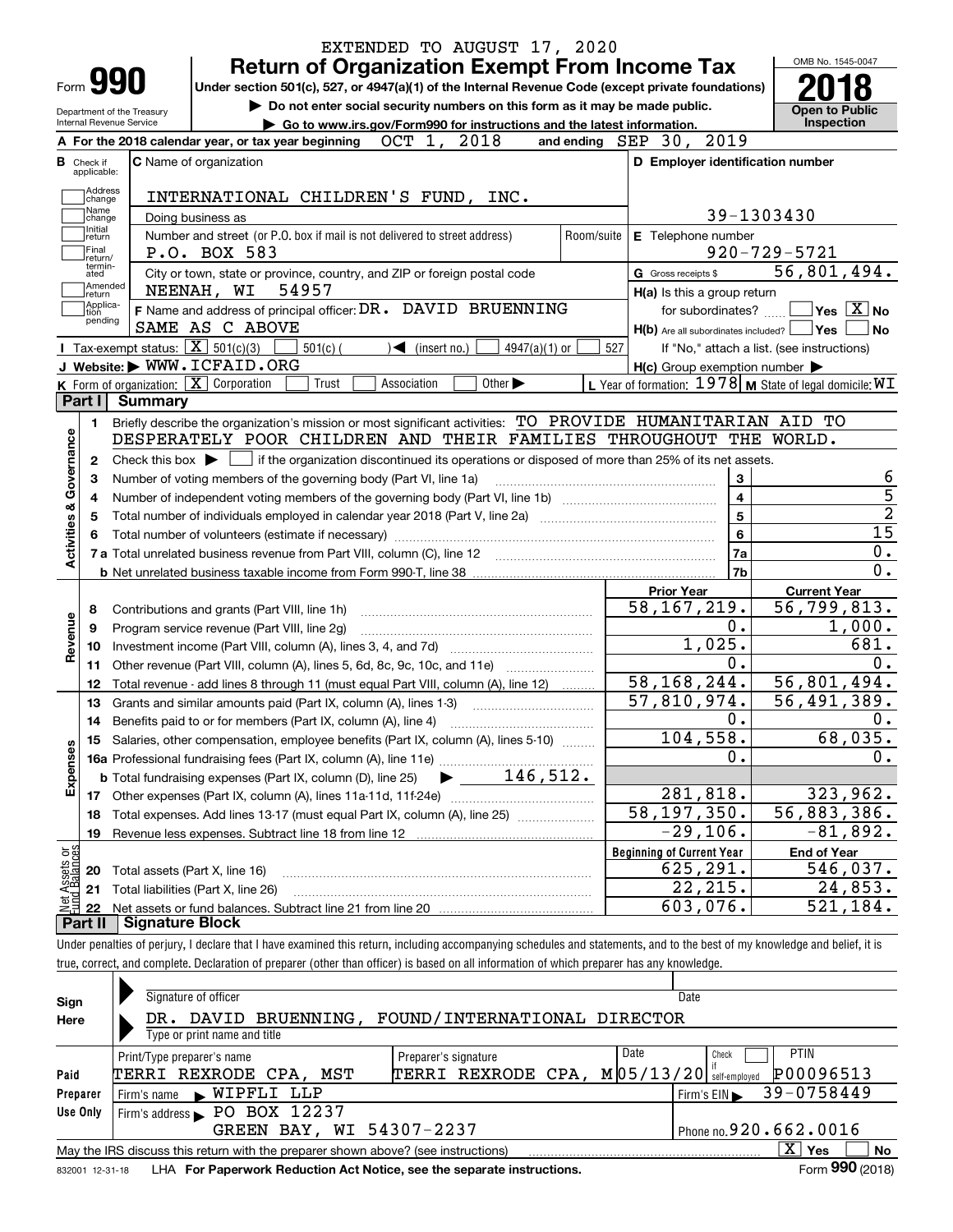EXTENDED TO AUGUST 17, 2020

# Form 990 — Return of Organization Exempt From Income Tax

Under section 501(c), 527, or 4947(a)(1) of the Internal Revenue Code (except private foundations)

▶ Do not enter social security numbers on this form as it may be made public.

▶ Go to www.irs.gov/Form990 for instructions and the latest information.

Department of the Treasury
Internal Revenue Service

OMB No. 1545-0047

**2018**

**Open to Public Inspection**

**A** For the 2018 calendar year, or tax year beginning OCT 1, 2018 and ending SEP 30, 2019

**B** Check if applicable: Address change, Name change, Initial return, Final return/terminated, Amended return, Application pending

**C** Name of organization: INTERNATIONAL CHILDREN'S FUND, INC.

Doing business as

Number and street (or P.O. box if mail is not delivered to street address): P.O. BOX 583 | Room/suite

City or town, state or province, country, and ZIP or foreign postal code: NEENAH, WI 54957

**D** Employer identification number: 39-1303430

**E** Telephone number: 920-729-5721

**G** Gross receipts $ 56,801,494.

**F** Name and address of principal officer: DR. DAVID BRUENNING, SAME AS C ABOVE

H(a) Is this a group return for subordinates? ☐ Yes ☒ No

H(b) Are all subordinates included? ☐ Yes ☐ No — If "No," attach a list. (see instructions)

H(c) Group exemption number ▶

**I** Tax-exempt status: ☒ 501(c)(3) ☐ 501(c) ( ) ◀ (insert no.) ☐ 4947(a)(1) or ☐ 527

**J** Website: ▶ WWW.ICFAID.ORG

**K** Form of organization: ☒ Corporation ☐ Trust ☐ Association ☐ Other ▶

**L** Year of formation: 1978 **M** State of legal domicile: WI

## Part I Summary

**Activities & Governance**

1. Briefly describe the organization's mission or most significant activities: TO PROVIDE HUMANITARIAN AID TO DESPERATELY POOR CHILDREN AND THEIR FAMILIES THROUGHOUT THE WORLD.
2. Check this box ▶ ☐ if the organization discontinued its operations or disposed of more than 25% of its net assets.

| Line | Description | | Value |
|---|---|---|---|
| 3 | Number of voting members of the governing body (Part VI, line 1a) | 3 | 6 |
| 4 | Number of independent voting members of the governing body (Part VI, line 1b) | 4 | 5 |
| 5 | Total number of individuals employed in calendar year 2018 (Part V, line 2a) | 5 | 2 |
| 6 | Total number of volunteers (estimate if necessary) | 6 | 15 |
| 7a | Total unrelated business revenue from Part VIII, column (C), line 12 | 7a | 0. |
| 7b | Net unrelated business taxable income from Form 990-T, line 38 | 7b | 0. |

| Line | Description | Prior Year | Current Year |
|---|---|---|---|
| | **Revenue** | | |
| 8 | Contributions and grants (Part VIII, line 1h) | 58,167,219. | 56,799,813. |
| 9 | Program service revenue (Part VIII, line 2g) | 0. | 1,000. |
| 10 | Investment income (Part VIII, column (A), lines 3, 4, and 7d) | 1,025. | 681. |
| 11 | Other revenue (Part VIII, column (A), lines 5, 6d, 8c, 9c, 10c, and 11e) | 0. | 0. |
| 12 | Total revenue - add lines 8 through 11 (must equal Part VIII, column (A), line 12) | 58,168,244. | 56,801,494. |
| | **Expenses** | | |
| 13 | Grants and similar amounts paid (Part IX, column (A), lines 1-3) | 57,810,974. | 56,491,389. |
| 14 | Benefits paid to or for members (Part IX, column (A), line 4) | 0. | 0. |
| 15 | Salaries, other compensation, employee benefits (Part IX, column (A), lines 5-10) | 104,558. | 68,035. |
| 16a | Professional fundraising fees (Part IX, column (A), line 11e) | 0. | 0. |
| b | Total fundraising expenses (Part IX, column (D), line 25) ▶ 146,512. | | |
| 17 | Other expenses (Part IX, column (A), lines 11a-11d, 11f-24e) | 281,818. | 323,962. |
| 18 | Total expenses. Add lines 13-17 (must equal Part IX, column (A), line 25) | 58,197,350. | 56,883,386. |
| 19 | Revenue less expenses. Subtract line 18 from line 12 | -29,106. | -81,892. |

| Line | Net Assets or Fund Balances | Beginning of Current Year | End of Year |
|---|---|---|---|
| 20 | Total assets (Part X, line 16) | 625,291. | 546,037. |
| 21 | Total liabilities (Part X, line 26) | 22,215. | 24,853. |
| 22 | Net assets or fund balances. Subtract line 21 from line 20 | 603,076. | 521,184. |

## Part II Signature Block

Under penalties of perjury, I declare that I have examined this return, including accompanying schedules and statements, and to the best of my knowledge and belief, it is true, correct, and complete. Declaration of preparer (other than officer) is based on all information of which preparer has any knowledge.

**Sign Here**

Signature of officer | Date

DR. DAVID BRUENNING, FOUND/INTERNATIONAL DIRECTOR

Type or print name and title

**Paid Preparer Use Only**

| Print/Type preparer's name | Preparer's signature | Date | Check if self-employed | PTIN |
|---|---|---|---|---|
| TERRI REXRODE CPA, MST | TERRI REXRODE CPA, M | 05/13/20 | ☐ | P00096513 |

Firm's name ▶ WIPFLI LLP — Firm's EIN ▶ 39-0758449

Firm's address ▶ PO BOX 12237, GREEN BAY, WI 54307-2237 — Phone no. 920.662.0016

May the IRS discuss this return with the preparer shown above? (see instructions) ☒ Yes ☐ No

832001 12-31-18 LHA For Paperwork Reduction Act Notice, see the separate instructions. Form **990** (2018)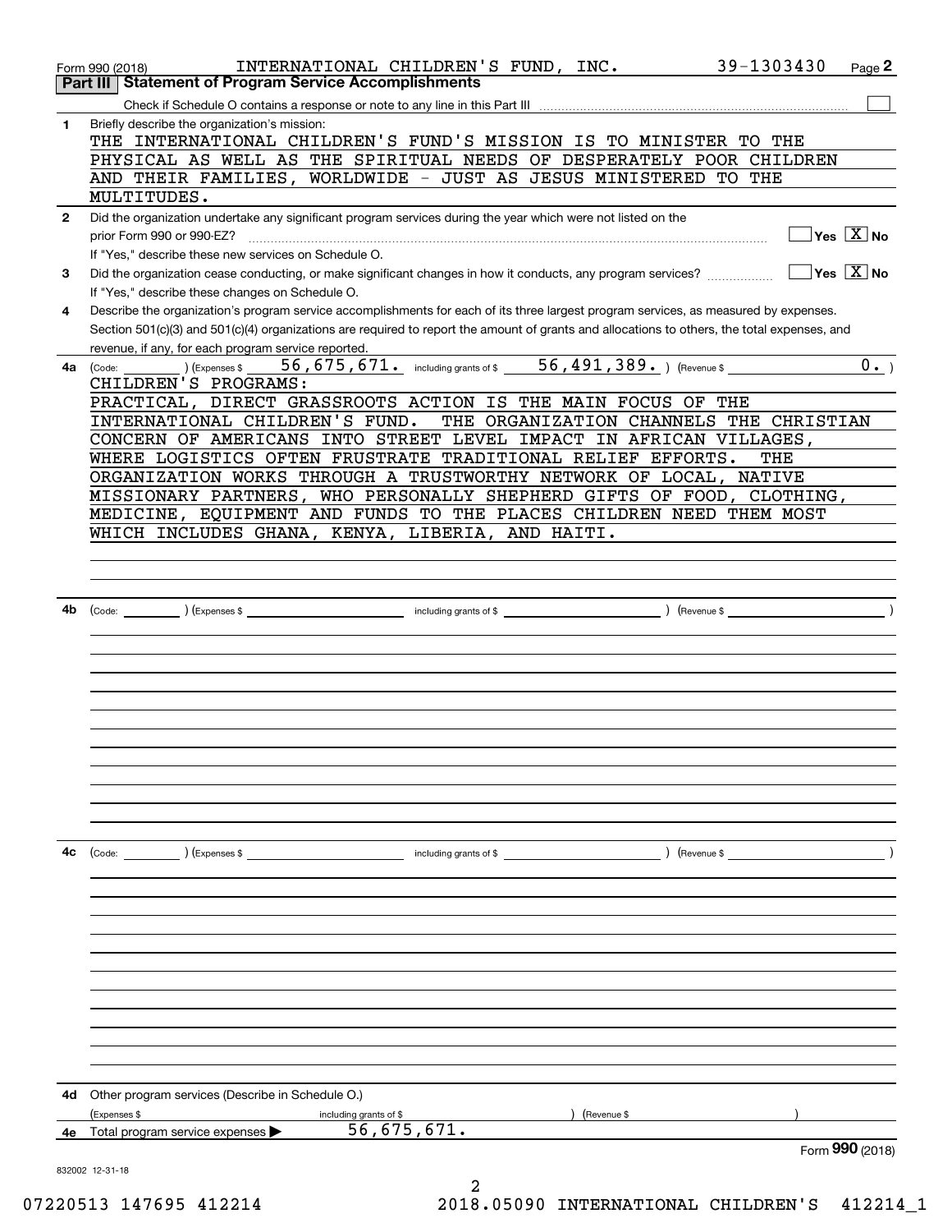Form 990 (2018) INTERNATIONAL CHILDREN'S FUND, INC. 39-1303430 Page 2

## Part III Statement of Program Service Accomplishments

Check if Schedule O contains a response or note to any line in this Part III [ ]

**1** Briefly describe the organization's mission:

THE INTERNATIONAL CHILDREN'S FUND'S MISSION IS TO MINISTER TO THE PHYSICAL AS WELL AS THE SPIRITUAL NEEDS OF DESPERATELY POOR CHILDREN AND THEIR FAMILIES, WORLDWIDE - JUST AS JESUS MINISTERED TO THE MULTITUDES.

**2** Did the organization undertake any significant program services during the year which were not listed on the prior Form 990 or 990-EZ? [ ] Yes [X] No

If "Yes," describe these new services on Schedule O.

**3** Did the organization cease conducting, or make significant changes in how it conducts, any program services? [ ] Yes [X] No

If "Yes," describe these changes on Schedule O.

**4** Describe the organization's program service accomplishments for each of its three largest program services, as measured by expenses. Section 501(c)(3) and 501(c)(4) organizations are required to report the amount of grants and allocations to others, the total expenses, and revenue, if any, for each program service reported.

**4a** (Code: ) (Expenses $ 56,675,671. including grants of $ 56,491,389. ) (Revenue $ 0. )

CHILDREN'S PROGRAMS:
PRACTICAL, DIRECT GRASSROOTS ACTION IS THE MAIN FOCUS OF THE INTERNATIONAL CHILDREN'S FUND. THE ORGANIZATION CHANNELS THE CHRISTIAN CONCERN OF AMERICANS INTO STREET LEVEL IMPACT IN AFRICAN VILLAGES, WHERE LOGISTICS OFTEN FRUSTRATE TRADITIONAL RELIEF EFFORTS. THE ORGANIZATION WORKS THROUGH A TRUSTWORTHY NETWORK OF LOCAL, NATIVE MISSIONARY PARTNERS, WHO PERSONALLY SHEPHERD GIFTS OF FOOD, CLOTHING, MEDICINE, EQUIPMENT AND FUNDS TO THE PLACES CHILDREN NEED THEM MOST WHICH INCLUDES GHANA, KENYA, LIBERIA, AND HAITI.

**4b** (Code: ) (Expenses $ including grants of $ ) (Revenue $ )

**4c** (Code: ) (Expenses $ including grants of $ ) (Revenue $ )

**4d** Other program services (Describe in Schedule O.)

(Expenses $ including grants of $ ) (Revenue $ )

**4e** Total program service expenses ▶ 56,675,671.

Form 990 (2018)

832002 12-31-18

07220513 147695 412214 2018.05090 INTERNATIONAL CHILDREN'S 412214_1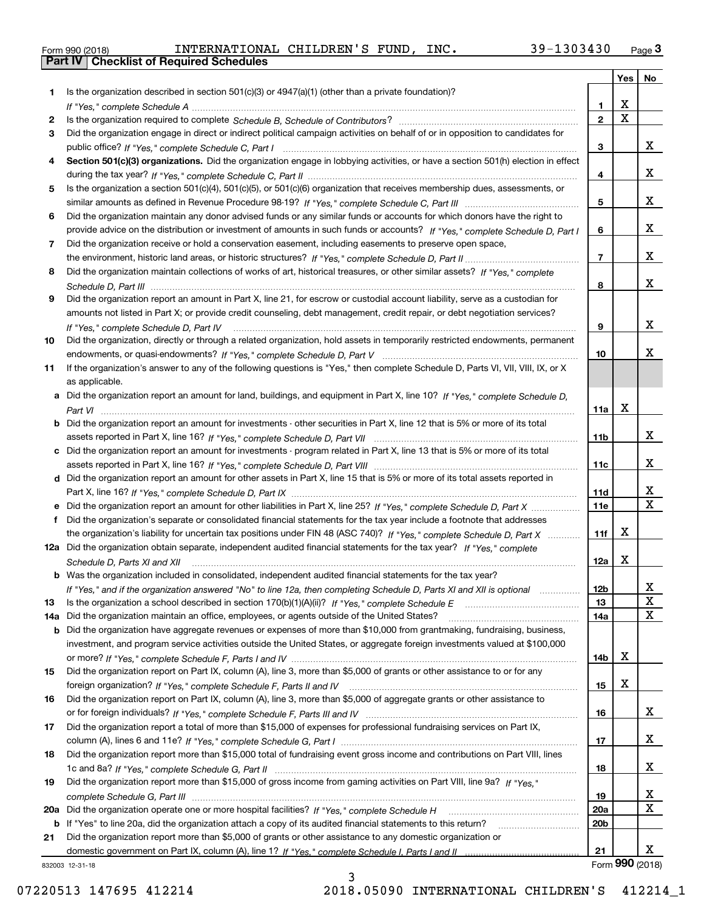Form 990 (2018) INTERNATIONAL CHILDREN'S FUND, INC. 39-1303430

## Part IV Checklist of Required Schedules

| | | | Yes | No |
|---|---|---|---|---|
| 1 | Is the organization described in section 501(c)(3) or 4947(a)(1) (other than a private foundation)? *If "Yes," complete Schedule A* | 1 | X | |
| 2 | Is the organization required to complete *Schedule B, Schedule of Contributors*? | 2 | X | |
| 3 | Did the organization engage in direct or indirect political campaign activities on behalf of or in opposition to candidates for public office? *If "Yes," complete Schedule C, Part I* | 3 | | X |
| 4 | **Section 501(c)(3) organizations.** Did the organization engage in lobbying activities, or have a section 501(h) election in effect during the tax year? *If "Yes," complete Schedule C, Part II* | 4 | | X |
| 5 | Is the organization a section 501(c)(4), 501(c)(5), or 501(c)(6) organization that receives membership dues, assessments, or similar amounts as defined in Revenue Procedure 98-19? *If "Yes," complete Schedule C, Part III* | 5 | | X |
| 6 | Did the organization maintain any donor advised funds or any similar funds or accounts for which donors have the right to provide advice on the distribution or investment of amounts in such funds or accounts? *If "Yes," complete Schedule D, Part I* | 6 | | X |
| 7 | Did the organization receive or hold a conservation easement, including easements to preserve open space, the environment, historic land areas, or historic structures? *If "Yes," complete Schedule D, Part II* | 7 | | X |
| 8 | Did the organization maintain collections of works of art, historical treasures, or other similar assets? *If "Yes," complete Schedule D, Part III* | 8 | | X |
| 9 | Did the organization report an amount in Part X, line 21, for escrow or custodial account liability, serve as a custodian for amounts not listed in Part X; or provide credit counseling, debt management, credit repair, or debt negotiation services? *If "Yes," complete Schedule D, Part IV* | 9 | | X |
| 10 | Did the organization, directly or through a related organization, hold assets in temporarily restricted endowments, permanent endowments, or quasi-endowments? *If "Yes," complete Schedule D, Part V* | 10 | | X |
| 11 | If the organization's answer to any of the following questions is "Yes," then complete Schedule D, Parts VI, VII, VIII, IX, or X as applicable. | | | |
| a | Did the organization report an amount for land, buildings, and equipment in Part X, line 10? *If "Yes," complete Schedule D, Part VI* | 11a | X | |
| b | Did the organization report an amount for investments - other securities in Part X, line 12 that is 5% or more of its total assets reported in Part X, line 16? *If "Yes," complete Schedule D, Part VII* | 11b | | X |
| c | Did the organization report an amount for investments - program related in Part X, line 13 that is 5% or more of its total assets reported in Part X, line 16? *If "Yes," complete Schedule D, Part VIII* | 11c | | X |
| d | Did the organization report an amount for other assets in Part X, line 15 that is 5% or more of its total assets reported in Part X, line 16? *If "Yes," complete Schedule D, Part IX* | 11d | | X |
| e | Did the organization report an amount for other liabilities in Part X, line 25? *If "Yes," complete Schedule D, Part X* | 11e | | X |
| f | Did the organization's separate or consolidated financial statements for the tax year include a footnote that addresses the organization's liability for uncertain tax positions under FIN 48 (ASC 740)? *If "Yes," complete Schedule D, Part X* | 11f | X | |
| 12a | Did the organization obtain separate, independent audited financial statements for the tax year? *If "Yes," complete Schedule D, Parts XI and XII* | 12a | X | |
| b | Was the organization included in consolidated, independent audited financial statements for the tax year? *If "Yes," and if the organization answered "No" to line 12a, then completing Schedule D, Parts XI and XII is optional* | 12b | | X |
| 13 | Is the organization a school described in section 170(b)(1)(A)(ii)? *If "Yes," complete Schedule E* | 13 | | X |
| 14a | Did the organization maintain an office, employees, or agents outside of the United States? | 14a | | X |
| b | Did the organization have aggregate revenues or expenses of more than $10,000 from grantmaking, fundraising, business, investment, and program service activities outside the United States, or aggregate foreign investments valued at $100,000 or more? *If "Yes," complete Schedule F, Parts I and IV* | 14b | X | |
| 15 | Did the organization report on Part IX, column (A), line 3, more than $5,000 of grants or other assistance to or for any foreign organization? *If "Yes," complete Schedule F, Parts II and IV* | 15 | X | |
| 16 | Did the organization report on Part IX, column (A), line 3, more than $5,000 of aggregate grants or other assistance to or for foreign individuals? *If "Yes," complete Schedule F, Parts III and IV* | 16 | | X |
| 17 | Did the organization report a total of more than $15,000 of expenses for professional fundraising services on Part IX, column (A), lines 6 and 11e? *If "Yes," complete Schedule G, Part I* | 17 | | X |
| 18 | Did the organization report more than $15,000 total of fundraising event gross income and contributions on Part VIII, lines 1c and 8a? *If "Yes," complete Schedule G, Part II* | 18 | | X |
| 19 | Did the organization report more than $15,000 of gross income from gaming activities on Part VIII, line 9a? *If "Yes," complete Schedule G, Part III* | 19 | | X |
| 20a | Did the organization operate one or more hospital facilities? *If "Yes," complete Schedule H* | 20a | | X |
| b | If "Yes" to line 20a, did the organization attach a copy of its audited financial statements to this return? | 20b | | |
| 21 | Did the organization report more than $5,000 of grants or other assistance to any domestic organization or domestic government on Part IX, column (A), line 1? *If "Yes," complete Schedule I, Parts I and II* | 21 | | X |

832003 12-31-18 Form **990** (2018)

07220513 147695 412214 2018.05090 INTERNATIONAL CHILDREN'S 412214_1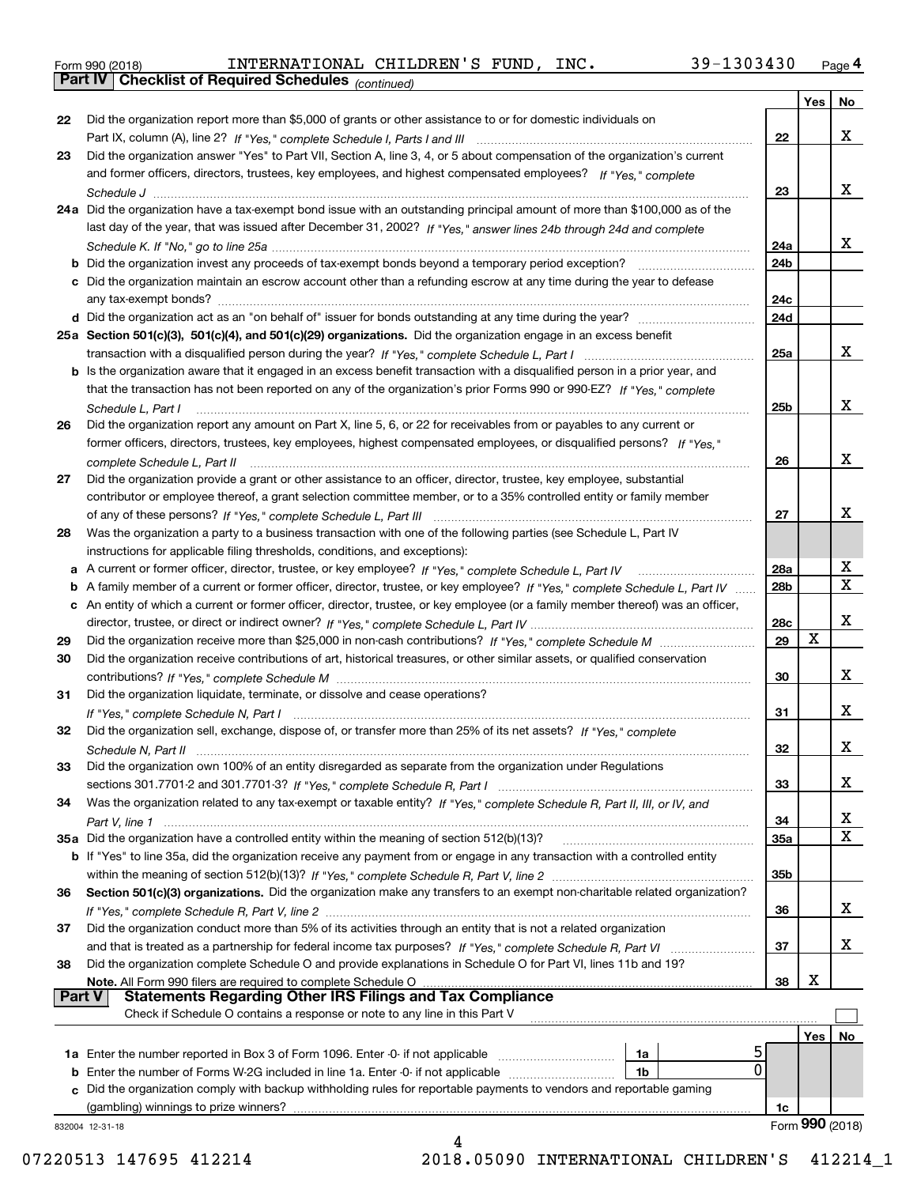Form 990 (2018) INTERNATIONAL CHILDREN'S FUND, INC. 39-1303430 Page 4

**Part IV | Checklist of Required Schedules** *(continued)*

| | | | Yes | No |
|---|---|---|---|---|
| 22 | Did the organization report more than $5,000 of grants or other assistance to or for domestic individuals on Part IX, column (A), line 2? *If "Yes," complete Schedule I, Parts I and III* | 22 | | X |
| 23 | Did the organization answer "Yes" to Part VII, Section A, line 3, 4, or 5 about compensation of the organization's current and former officers, directors, trustees, key employees, and highest compensated employees? *If "Yes," complete Schedule J* | 23 | | X |
| 24a | Did the organization have a tax-exempt bond issue with an outstanding principal amount of more than $100,000 as of the last day of the year, that was issued after December 31, 2002? *If "Yes," answer lines 24b through 24d and complete Schedule K. If "No," go to line 25a* | 24a | | X |
| b | Did the organization invest any proceeds of tax-exempt bonds beyond a temporary period exception? | 24b | | |
| c | Did the organization maintain an escrow account other than a refunding escrow at any time during the year to defease any tax-exempt bonds? | 24c | | |
| d | Did the organization act as an "on behalf of" issuer for bonds outstanding at any time during the year? | 24d | | |
| 25a | **Section 501(c)(3), 501(c)(4), and 501(c)(29) organizations.** Did the organization engage in an excess benefit transaction with a disqualified person during the year? *If "Yes," complete Schedule L, Part I* | 25a | | X |
| b | Is the organization aware that it engaged in an excess benefit transaction with a disqualified person in a prior year, and that the transaction has not been reported on any of the organization's prior Forms 990 or 990-EZ? *If "Yes," complete Schedule L, Part I* | 25b | | X |
| 26 | Did the organization report any amount on Part X, line 5, 6, or 22 for receivables from or payables to any current or former officers, directors, trustees, key employees, highest compensated employees, or disqualified persons? *If "Yes," complete Schedule L, Part II* | 26 | | X |
| 27 | Did the organization provide a grant or other assistance to an officer, director, trustee, key employee, substantial contributor or employee thereof, a grant selection committee member, or to a 35% controlled entity or family member of any of these persons? *If "Yes," complete Schedule L, Part III* | 27 | | X |
| 28 | Was the organization a party to a business transaction with one of the following parties (see Schedule L, Part IV instructions for applicable filing thresholds, conditions, and exceptions): | | | |
| a | A current or former officer, director, trustee, or key employee? *If "Yes," complete Schedule L, Part IV* | 28a | | X |
| b | A family member of a current or former officer, director, trustee, or key employee? *If "Yes," complete Schedule L, Part IV* | 28b | | X |
| c | An entity of which a current or former officer, director, trustee, or key employee (or a family member thereof) was an officer, director, trustee, or direct or indirect owner? *If "Yes," complete Schedule L, Part IV* | 28c | | X |
| 29 | Did the organization receive more than $25,000 in non-cash contributions? *If "Yes," complete Schedule M* | 29 | X | |
| 30 | Did the organization receive contributions of art, historical treasures, or other similar assets, or qualified conservation contributions? *If "Yes," complete Schedule M* | 30 | | X |
| 31 | Did the organization liquidate, terminate, or dissolve and cease operations? *If "Yes," complete Schedule N, Part I* | 31 | | X |
| 32 | Did the organization sell, exchange, dispose of, or transfer more than 25% of its net assets? *If "Yes," complete Schedule N, Part II* | 32 | | X |
| 33 | Did the organization own 100% of an entity disregarded as separate from the organization under Regulations sections 301.7701-2 and 301.7701-3? *If "Yes," complete Schedule R, Part I* | 33 | | X |
| 34 | Was the organization related to any tax-exempt or taxable entity? *If "Yes," complete Schedule R, Part II, III, or IV, and Part V, line 1* | 34 | | X |
| 35a | Did the organization have a controlled entity within the meaning of section 512(b)(13)? | 35a | | X |
| b | If "Yes" to line 35a, did the organization receive any payment from or engage in any transaction with a controlled entity within the meaning of section 512(b)(13)? *If "Yes," complete Schedule R, Part V, line 2* | 35b | | |
| 36 | **Section 501(c)(3) organizations.** Did the organization make any transfers to an exempt non-charitable related organization? *If "Yes," complete Schedule R, Part V, line 2* | 36 | | X |
| 37 | Did the organization conduct more than 5% of its activities through an entity that is not a related organization and that is treated as a partnership for federal income tax purposes? *If "Yes," complete Schedule R, Part VI* | 37 | | X |
| 38 | Did the organization complete Schedule O and provide explanations in Schedule O for Part VI, lines 11b and 19? **Note.** All Form 990 filers are required to complete Schedule O | 38 | X | |

**Part V | Statements Regarding Other IRS Filings and Tax Compliance**

Check if Schedule O contains a response or note to any line in this Part V ☐

| | | | | | Yes | No |
|---|---|---|---|---|---|---|
| 1a | Enter the number reported in Box 3 of Form 1096. Enter -0- if not applicable | 1a | 5 | | | |
| b | Enter the number of Forms W-2G included in line 1a. Enter -0- if not applicable | 1b | 0 | | | |
| c | Did the organization comply with backup withholding rules for reportable payments to vendors and reportable gaming (gambling) winnings to prize winners? | | | 1c | | |

832004 12-31-18 Form **990** (2018)

07220513 147695 412214 2018.05090 INTERNATIONAL CHILDREN'S 412214_1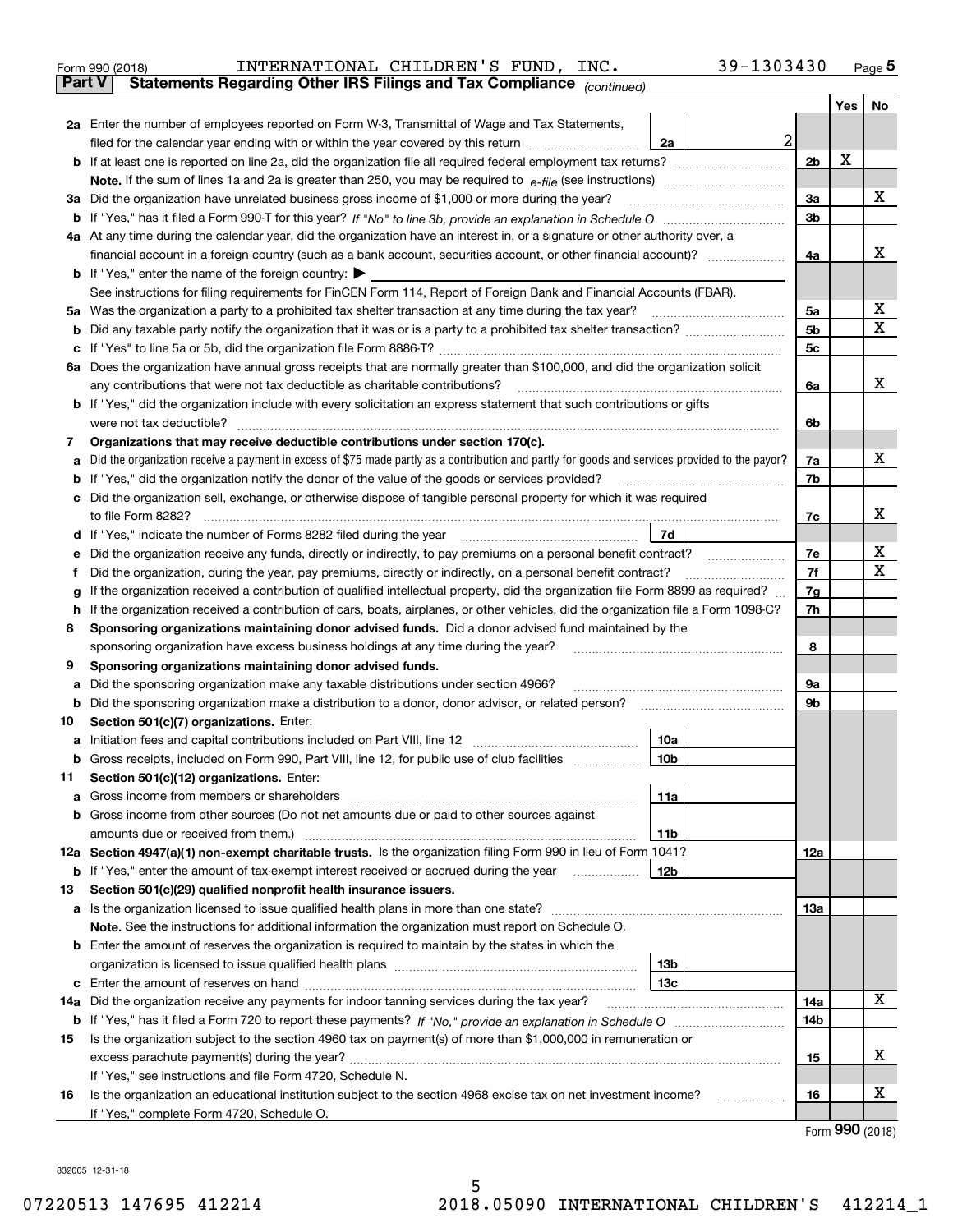Form 990 (2018) INTERNATIONAL CHILDREN'S FUND, INC. 39-1303430 Page 5

**Part V Statements Regarding Other IRS Filings and Tax Compliance** *(continued)*

| | | | | Yes | No |
|---|---|---|---|---|---|
| **2a** | Enter the number of employees reported on Form W-3, Transmittal of Wage and Tax Statements, filed for the calendar year ending with or within the year covered by this return | 2a | 2 | | |
| **b** | If at least one is reported on line 2a, did the organization file all required federal employment tax returns? | | 2b | X | |
| | **Note.** If the sum of lines 1a and 2a is greater than 250, you may be required to *e-file* (see instructions) | | | | |
| **3a** | Did the organization have unrelated business gross income of $1,000 or more during the year? | | 3a | | X |
| **b** | If "Yes," has it filed a Form 990-T for this year? *If "No" to line 3b, provide an explanation in Schedule O* | | 3b | | |
| **4a** | At any time during the calendar year, did the organization have an interest in, or a signature or other authority over, a financial account in a foreign country (such as a bank account, securities account, or other financial account)? | | 4a | | X |
| **b** | If "Yes," enter the name of the foreign country: ▶ | | | | |
| | See instructions for filing requirements for FinCEN Form 114, Report of Foreign Bank and Financial Accounts (FBAR). | | | | |
| **5a** | Was the organization a party to a prohibited tax shelter transaction at any time during the tax year? | | 5a | | X |
| **b** | Did any taxable party notify the organization that it was or is a party to a prohibited tax shelter transaction? | | 5b | | X |
| **c** | If "Yes" to line 5a or 5b, did the organization file Form 8886-T? | | 5c | | |
| **6a** | Does the organization have annual gross receipts that are normally greater than $100,000, and did the organization solicit any contributions that were not tax deductible as charitable contributions? | | 6a | | X |
| **b** | If "Yes," did the organization include with every solicitation an express statement that such contributions or gifts were not tax deductible? | | 6b | | |
| **7** | **Organizations that may receive deductible contributions under section 170(c).** | | | | |
| **a** | Did the organization receive a payment in excess of $75 made partly as a contribution and partly for goods and services provided to the payor? | | 7a | | X |
| **b** | If "Yes," did the organization notify the donor of the value of the goods or services provided? | | 7b | | |
| **c** | Did the organization sell, exchange, or otherwise dispose of tangible personal property for which it was required to file Form 8282? | | 7c | | X |
| **d** | If "Yes," indicate the number of Forms 8282 filed during the year | 7d | | | |
| **e** | Did the organization receive any funds, directly or indirectly, to pay premiums on a personal benefit contract? | | 7e | | X |
| **f** | Did the organization, during the year, pay premiums, directly or indirectly, on a personal benefit contract? | | 7f | | X |
| **g** | If the organization received a contribution of qualified intellectual property, did the organization file Form 8899 as required? | | 7g | | |
| **h** | If the organization received a contribution of cars, boats, airplanes, or other vehicles, did the organization file a Form 1098-C? | | 7h | | |
| **8** | **Sponsoring organizations maintaining donor advised funds.** Did a donor advised fund maintained by the sponsoring organization have excess business holdings at any time during the year? | | 8 | | |
| **9** | **Sponsoring organizations maintaining donor advised funds.** | | | | |
| **a** | Did the sponsoring organization make any taxable distributions under section 4966? | | 9a | | |
| **b** | Did the sponsoring organization make a distribution to a donor, donor advisor, or related person? | | 9b | | |
| **10** | **Section 501(c)(7) organizations.** Enter: | | | | |
| **a** | Initiation fees and capital contributions included on Part VIII, line 12 | 10a | | | |
| **b** | Gross receipts, included on Form 990, Part VIII, line 12, for public use of club facilities | 10b | | | |
| **11** | **Section 501(c)(12) organizations.** Enter: | | | | |
| **a** | Gross income from members or shareholders | 11a | | | |
| **b** | Gross income from other sources (Do not net amounts due or paid to other sources against amounts due or received from them.) | 11b | | | |
| **12a** | **Section 4947(a)(1) non-exempt charitable trusts.** Is the organization filing Form 990 in lieu of Form 1041? | | 12a | | |
| **b** | If "Yes," enter the amount of tax-exempt interest received or accrued during the year | 12b | | | |
| **13** | **Section 501(c)(29) qualified nonprofit health insurance issuers.** | | | | |
| **a** | Is the organization licensed to issue qualified health plans in more than one state? | | 13a | | |
| | **Note.** See the instructions for additional information the organization must report on Schedule O. | | | | |
| **b** | Enter the amount of reserves the organization is required to maintain by the states in which the organization is licensed to issue qualified health plans | 13b | | | |
| **c** | Enter the amount of reserves on hand | 13c | | | |
| **14a** | Did the organization receive any payments for indoor tanning services during the tax year? | | 14a | | X |
| **b** | If "Yes," has it filed a Form 720 to report these payments? *If "No," provide an explanation in Schedule O* | | 14b | | |
| **15** | Is the organization subject to the section 4960 tax on payment(s) of more than $1,000,000 in remuneration or excess parachute payment(s) during the year? | | 15 | | X |
| | If "Yes," see instructions and file Form 4720, Schedule N. | | | | |
| **16** | Is the organization an educational institution subject to the section 4968 excise tax on net investment income? | | 16 | | X |
| | If "Yes," complete Form 4720, Schedule O. | | | | |

Form **990** (2018)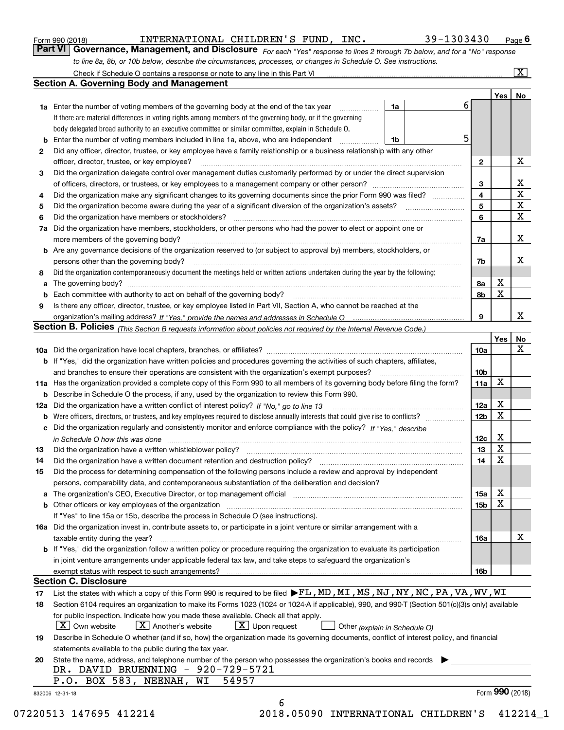Form 990 (2018) INTERNATIONAL CHILDREN'S FUND, INC. 39-1303430 Page 6

**Part VI Governance, Management, and Disclosure** *For each "Yes" response to lines 2 through 7b below, and for a "No" response to line 8a, 8b, or 10b below, describe the circumstances, processes, or changes in Schedule O. See instructions.*

Check if Schedule O contains a response or note to any line in this Part VI ..... [X]

## Section A. Governing Body and Management

| | | | | Yes | No |
|---|---|---|---|---|---|
| 1a | Enter the number of voting members of the governing body at the end of the tax year | 1a | 6 | | |
| | If there are material differences in voting rights among members of the governing body, or if the governing body delegated broad authority to an executive committee or similar committee, explain in Schedule O. | | | | |
| b | Enter the number of voting members included in line 1a, above, who are independent | 1b | 5 | | |
| 2 | Did any officer, director, trustee, or key employee have a family relationship or a business relationship with any other officer, director, trustee, or key employee? | 2 | | | X |
| 3 | Did the organization delegate control over management duties customarily performed by or under the direct supervision of officers, directors, or trustees, or key employees to a management company or other person? | 3 | | | X |
| 4 | Did the organization make any significant changes to its governing documents since the prior Form 990 was filed? | 4 | | | X |
| 5 | Did the organization become aware during the year of a significant diversion of the organization's assets? | 5 | | | X |
| 6 | Did the organization have members or stockholders? | 6 | | | X |
| 7a | Did the organization have members, stockholders, or other persons who had the power to elect or appoint one or more members of the governing body? | 7a | | | X |
| b | Are any governance decisions of the organization reserved to (or subject to approval by) members, stockholders, or persons other than the governing body? | 7b | | | X |
| 8 | Did the organization contemporaneously document the meetings held or written actions undertaken during the year by the following: | | | | |
| a | The governing body? | 8a | | X | |
| b | Each committee with authority to act on behalf of the governing body? | 8b | | X | |
| 9 | Is there any officer, director, trustee, or key employee listed in Part VII, Section A, who cannot be reached at the organization's mailing address? *If "Yes," provide the names and addresses in Schedule O* | 9 | | | X |

## Section B. Policies *(This Section B requests information about policies not required by the Internal Revenue Code.)*

| | | | Yes | No |
|---|---|---|---|---|
| 10a | Did the organization have local chapters, branches, or affiliates? | 10a | | X |
| b | If "Yes," did the organization have written policies and procedures governing the activities of such chapters, affiliates, and branches to ensure their operations are consistent with the organization's exempt purposes? | 10b | | |
| 11a | Has the organization provided a complete copy of this Form 990 to all members of its governing body before filing the form? | 11a | X | |
| b | Describe in Schedule O the process, if any, used by the organization to review this Form 990. | | | |
| 12a | Did the organization have a written conflict of interest policy? *If "No," go to line 13* | 12a | X | |
| b | Were officers, directors, or trustees, and key employees required to disclose annually interests that could give rise to conflicts? | 12b | X | |
| c | Did the organization regularly and consistently monitor and enforce compliance with the policy? *If "Yes," describe in Schedule O how this was done* | 12c | X | |
| 13 | Did the organization have a written whistleblower policy? | 13 | X | |
| 14 | Did the organization have a written document retention and destruction policy? | 14 | X | |
| 15 | Did the process for determining compensation of the following persons include a review and approval by independent persons, comparability data, and contemporaneous substantiation of the deliberation and decision? | | | |
| a | The organization's CEO, Executive Director, or top management official | 15a | X | |
| b | Other officers or key employees of the organization | 15b | X | |
| | If "Yes" to line 15a or 15b, describe the process in Schedule O (see instructions). | | | |
| 16a | Did the organization invest in, contribute assets to, or participate in a joint venture or similar arrangement with a taxable entity during the year? | 16a | | X |
| b | If "Yes," did the organization follow a written policy or procedure requiring the organization to evaluate its participation in joint venture arrangements under applicable federal tax law, and take steps to safeguard the organization's exempt status with respect to such arrangements? | 16b | | |

## Section C. Disclosure

17 List the states with which a copy of this Form 990 is required to be filed ▶FL,MD,MI,MS,NJ,NY,NC,PA,VA,WV,WI

18 Section 6104 requires an organization to make its Forms 1023 (1024 or 1024-A if applicable), 990, and 990-T (Section 501(c)(3)s only) available for public inspection. Indicate how you made these available. Check all that apply.

[X] Own website [X] Another's website [X] Upon request [ ] Other *(explain in Schedule O)*

19 Describe in Schedule O whether (and if so, how) the organization made its governing documents, conflict of interest policy, and financial statements available to the public during the tax year.

20 State the name, address, and telephone number of the person who possesses the organization's books and records ▶

DR. DAVID BRUENNING - 920-729-5721
P.O. BOX 583, NEENAH, WI 54957

832006 12-31-18 Form **990** (2018)

07220513 147695 412214 2018.05090 INTERNATIONAL CHILDREN'S 412214_1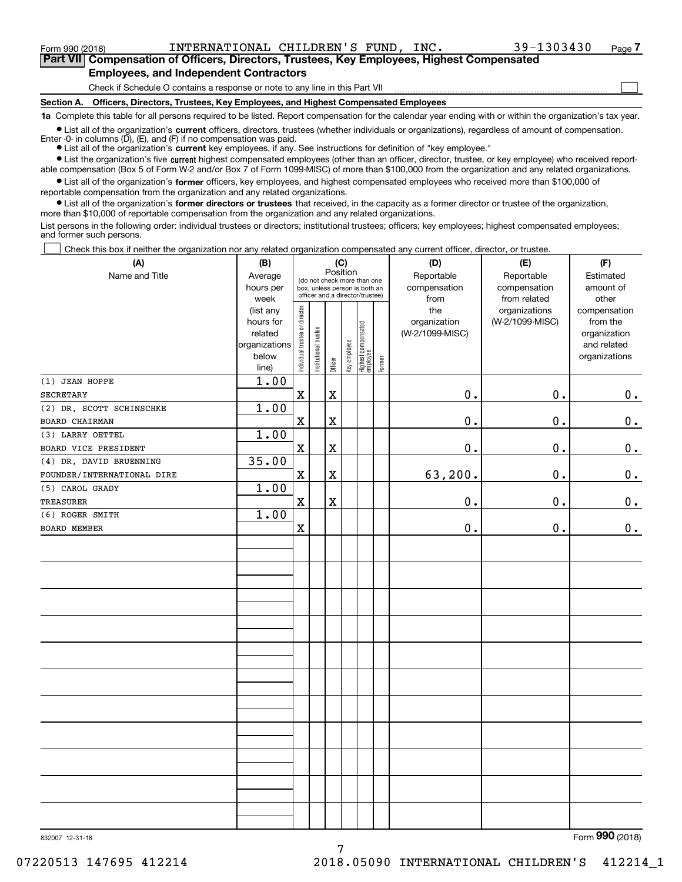Form 990 (2018) INTERNATIONAL CHILDREN'S FUND, INC. 39-1303430 Page 7

## Part VII Compensation of Officers, Directors, Trustees, Key Employees, Highest Compensated Employees, and Independent Contractors

Check if Schedule O contains a response or note to any line in this Part VII ☐

### Section A. Officers, Directors, Trustees, Key Employees, and Highest Compensated Employees

**1a** Complete this table for all persons required to be listed. Report compensation for the calendar year ending with or within the organization's tax year.

- List all of the organization's **current** officers, directors, trustees (whether individuals or organizations), regardless of amount of compensation. Enter -0- in columns (D), (E), and (F) if no compensation was paid.
- List all of the organization's **current** key employees, if any. See instructions for definition of "key employee."
- List the organization's five **current** highest compensated employees (other than an officer, director, trustee, or key employee) who received reportable compensation (Box 5 of Form W-2 and/or Box 7 of Form 1099-MISC) of more than $100,000 from the organization and any related organizations.
- List all of the organization's **former** officers, key employees, and highest compensated employees who received more than $100,000 of reportable compensation from the organization and any related organizations.
- List all of the organization's **former directors or trustees** that received, in the capacity as a former director or trustee of the organization, more than $10,000 of reportable compensation from the organization and any related organizations.

List persons in the following order: individual trustees or directors; institutional trustees; officers; key employees; highest compensated employees; and former such persons.

☐ Check this box if neither the organization nor any related organization compensated any current officer, director, or trustee.

| (A) Name and Title | (B) Average hours per week (list any hours for related organizations below line) | (C) Position: Individual trustee or director | Institutional trustee | Officer | Key employee | Highest compensated employee | Former | (D) Reportable compensation from the organization (W-2/1099-MISC) | (E) Reportable compensation from related organizations (W-2/1099-MISC) | (F) Estimated amount of other compensation from the organization and related organizations |
|---|---|---|---|---|---|---|---|---|---|---|
| (1) JEAN HOPPE<br>SECRETARY | 1.00 | X | | X | | | | 0. | 0. | 0. |
| (2) DR. SCOTT SCHINSCHKE<br>BOARD CHAIRMAN | 1.00 | X | | X | | | | 0. | 0. | 0. |
| (3) LARRY OETTEL<br>BOARD VICE PRESIDENT | 1.00 | X | | X | | | | 0. | 0. | 0. |
| (4) DR. DAVID BRUENNING<br>FOUNDER/INTERNATIONAL DIRE | 35.00 | X | | X | | | | 63,200. | 0. | 0. |
| (5) CAROL GRADY<br>TREASURER | 1.00 | X | | X | | | | 0. | 0. | 0. |
| (6) ROGER SMITH<br>BOARD MEMBER | 1.00 | X | | | | | | 0. | 0. | 0. |

832007 12-31-18

Form 990 (2018)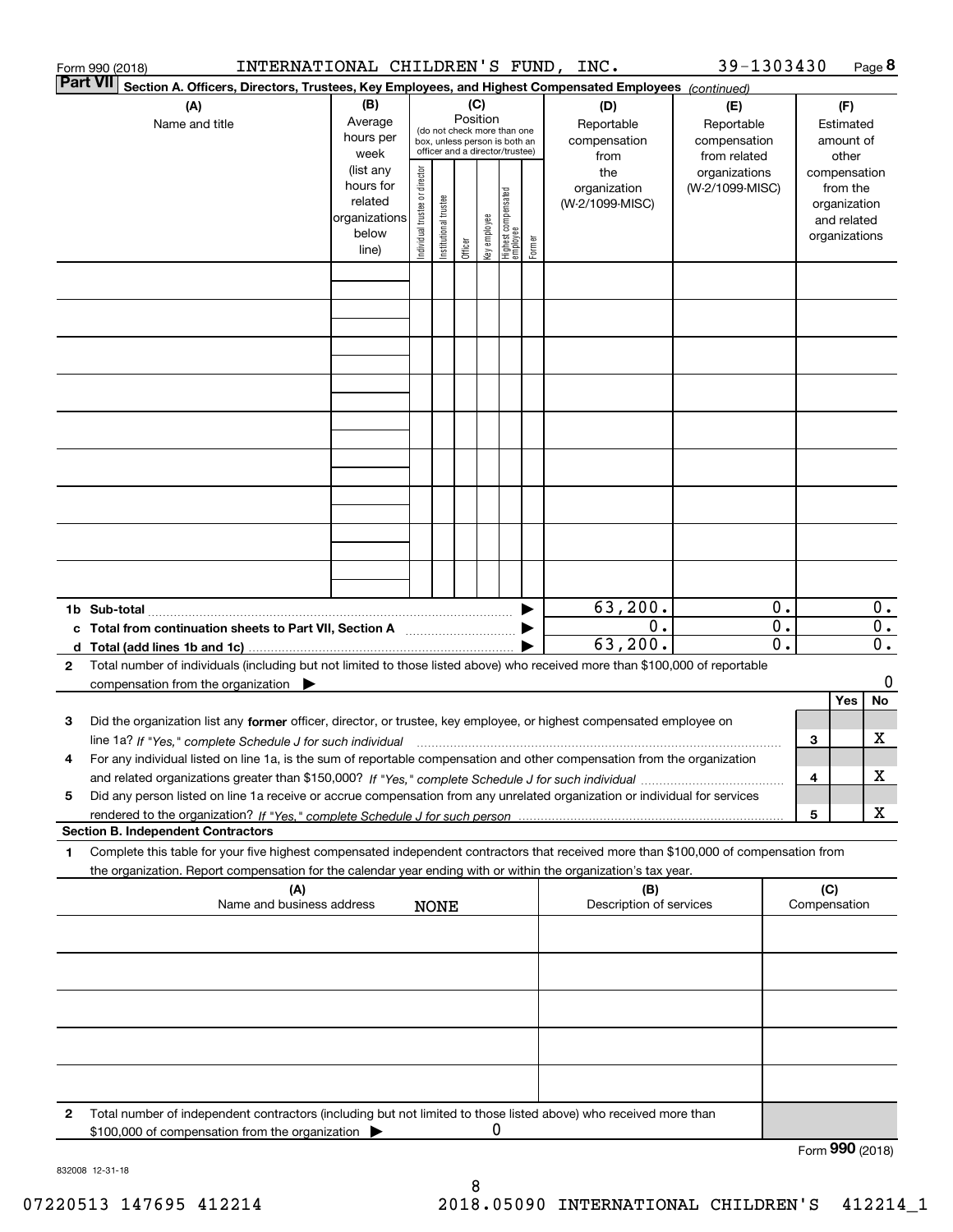Form 990 (2018) INTERNATIONAL CHILDREN'S FUND, INC. 39-1303430 Page **8**

**Part VII** **Section A. Officers, Directors, Trustees, Key Employees, and Highest Compensated Employees** *(continued)*

| (A) Name and title | (B) Average hours per week (list any hours for related organizations below line) | (C) Position (do not check more than one box, unless person is both an officer and a director/trustee): Individual trustee or director | Institutional trustee | Officer | Key employee | Highest compensated employee | Former | (D) Reportable compensation from the organization (W-2/1099-MISC) | (E) Reportable compensation from related organizations (W-2/1099-MISC) | (F) Estimated amount of other compensation from the organization and related organizations |
|---|---|---|---|---|---|---|---|---|---|---|
| | | | | | | | | | | |
| | | | | | | | | | | |
| | | | | | | | | | | |
| | | | | | | | | | | |
| | | | | | | | | | | |
| | | | | | | | | | | |
| | | | | | | | | | | |
| | | | | | | | | | | |
| | | | | | | | | | | |
| **1b Sub-total** | | | | | | | | 63,200. | 0. | 0. |
| **c Total from continuation sheets to Part VII, Section A** | | | | | | | | 0. | 0. | 0. |
| **d Total (add lines 1b and 1c)** | | | | | | | | 63,200. | 0. | 0. |

**2** Total number of individuals (including but not limited to those listed above) who received more than $100,000 of reportable compensation from the organization ▶ 0

| | | | Yes | No |
|---|---|---|---|---|
| **3** | Did the organization list any **former** officer, director, or trustee, key employee, or highest compensated employee on line 1a? *If "Yes," complete Schedule J for such individual* | 3 | | X |
| **4** | For any individual listed on line 1a, is the sum of reportable compensation and other compensation from the organization and related organizations greater than $150,000? *If "Yes," complete Schedule J for such individual* | 4 | | X |
| **5** | Did any person listed on line 1a receive or accrue compensation from any unrelated organization or individual for services rendered to the organization? *If "Yes," complete Schedule J for such person* | 5 | | X |

**Section B. Independent Contractors**

**1** Complete this table for your five highest compensated independent contractors that received more than $100,000 of compensation from the organization. Report compensation for the calendar year ending with or within the organization's tax year.

| (A) Name and business address NONE | (B) Description of services | (C) Compensation |
|---|---|---|
| | | |
| | | |
| | | |
| | | |
| | | |

**2** Total number of independent contractors (including but not limited to those listed above) who received more than $100,000 of compensation from the organization ▶ 0

Form **990** (2018)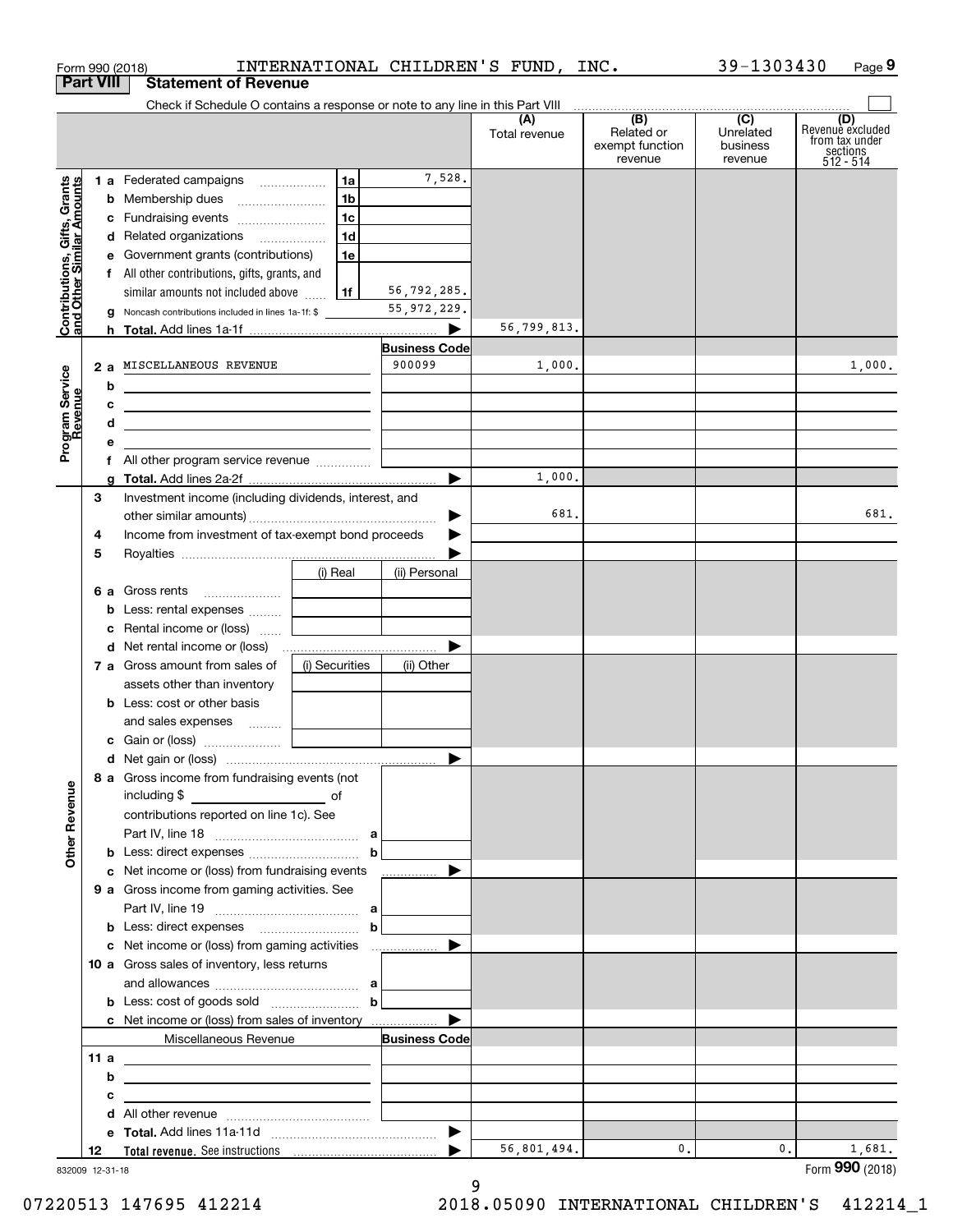Form 990 (2018) INTERNATIONAL CHILDREN'S FUND, INC. 39-1303430 Page 9

## Part VIII Statement of Revenue

Check if Schedule O contains a response or note to any line in this Part VIII

| | | | | (A) Total revenue | (B) Related or exempt function revenue | (C) Unrelated business revenue | (D) Revenue excluded from tax under sections 512 - 514 |
|---|---|---|---|---|---|---|---|
| **Contributions, Gifts, Grants and Other Similar Amounts** | 1 a Federated campaigns | 1a | 7,528. | | | | |
| | b Membership dues | 1b | | | | | |
| | c Fundraising events | 1c | | | | | |
| | d Related organizations | 1d | | | | | |
| | e Government grants (contributions) | 1e | | | | | |
| | f All other contributions, gifts, grants, and similar amounts not included above | 1f | 56,792,285. | | | | |
| | g Noncash contributions included in lines 1a-1f: $ | | 55,972,229. | | | | |
| | h **Total.** Add lines 1a-1f | | ▶ | 56,799,813. | | | |
| **Program Service Revenue** | | | **Business Code** | | | | |
| | 2 a MISCELLANEOUS REVENUE | | 900099 | 1,000. | | | 1,000. |
| | b | | | | | | |
| | c | | | | | | |
| | d | | | | | | |
| | e | | | | | | |
| | f All other program service revenue | | | | | | |
| | g **Total.** Add lines 2a-2f | | ▶ | 1,000. | | | |
| **Other Revenue** | 3 Investment income (including dividends, interest, and other similar amounts) | | ▶ | 681. | | | 681. |
| | 4 Income from investment of tax-exempt bond proceeds | | ▶ | | | | |
| | 5 Royalties | | ▶ | | | | |
| | | (i) Real | (ii) Personal | | | | |
| | 6 a Gross rents | | | | | | |
| | b Less: rental expenses | | | | | | |
| | c Rental income or (loss) | | | | | | |
| | d Net rental income or (loss) | | ▶ | | | | |
| | 7 a Gross amount from sales of assets other than inventory | (i) Securities | (ii) Other | | | | |
| | b Less: cost or other basis and sales expenses | | | | | | |
| | c Gain or (loss) | | | | | | |
| | d Net gain or (loss) | | ▶ | | | | |
| | 8 a Gross income from fundraising events (not including $ ____ of contributions reported on line 1c). See Part IV, line 18 | a | | | | | |
| | b Less: direct expenses | b | | | | | |
| | c Net income or (loss) from fundraising events | | ▶ | | | | |
| | 9 a Gross income from gaming activities. See Part IV, line 19 | a | | | | | |
| | b Less: direct expenses | b | | | | | |
| | c Net income or (loss) from gaming activities | | ▶ | | | | |
| | 10 a Gross sales of inventory, less returns and allowances | a | | | | | |
| | b Less: cost of goods sold | b | | | | | |
| | c Net income or (loss) from sales of inventory | | ▶ | | | | |
| | Miscellaneous Revenue | | **Business Code** | | | | |
| | 11 a | | | | | | |
| | b | | | | | | |
| | c | | | | | | |
| | d All other revenue | | | | | | |
| | e **Total.** Add lines 11a-11d | | ▶ | | | | |
| | 12 **Total revenue.** See instructions | | ▶ | 56,801,494. | 0. | 0. | 1,681. |

832009 12-31-18

Form **990** (2018)

07220513 147695 412214 2018.05090 INTERNATIONAL CHILDREN'S 412214_1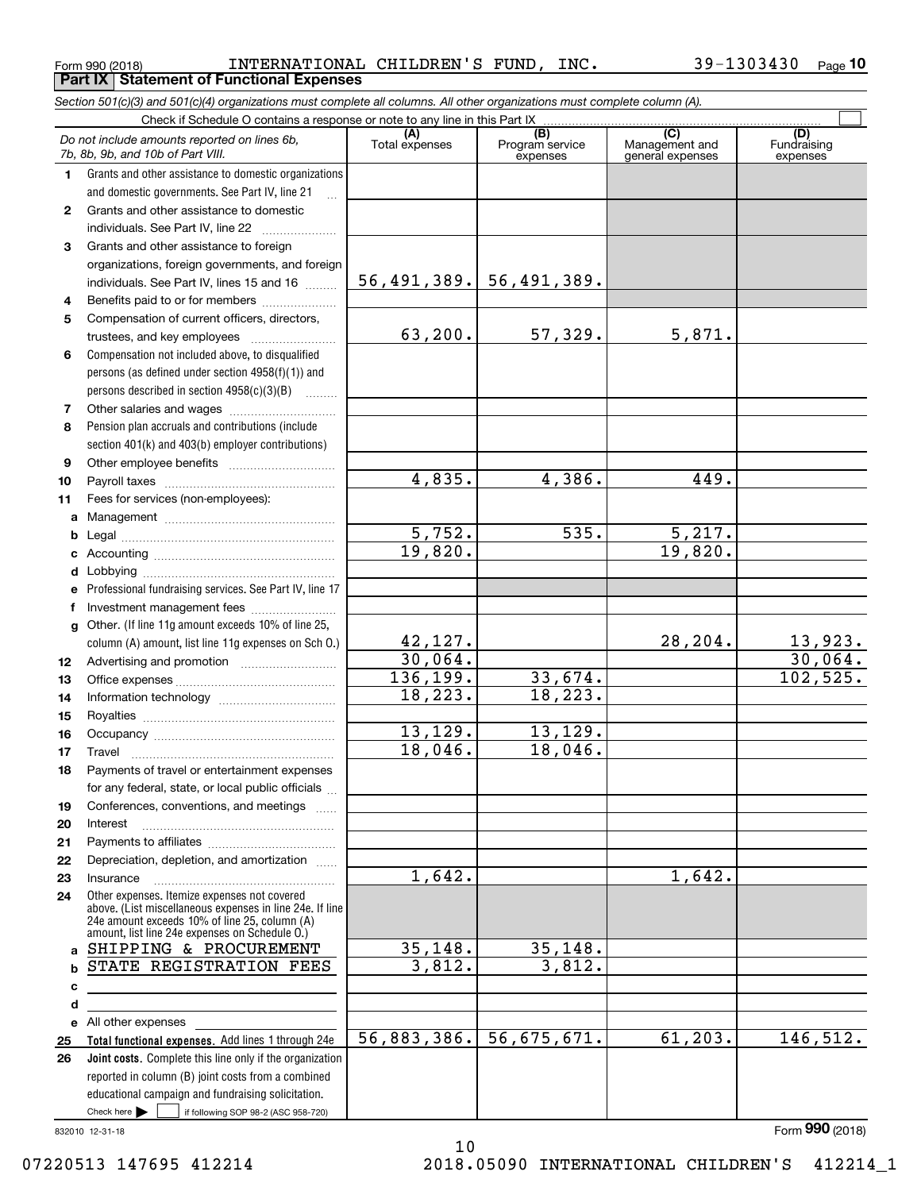Form 990 (2018) INTERNATIONAL CHILDREN'S FUND, INC. 39-1303430 Page **10**

**Part IX Statement of Functional Expenses**

*Section 501(c)(3) and 501(c)(4) organizations must complete all columns. All other organizations must complete column (A).*

Check if Schedule O contains a response or note to any line in this Part IX ☐

| | *Do not include amounts reported on lines 6b, 7b, 8b, 9b, and 10b of Part VIII.* | (A) Total expenses | (B) Program service expenses | (C) Management and general expenses | (D) Fundraising expenses |
|---|---|---|---|---|---|
| 1 | Grants and other assistance to domestic organizations and domestic governments. See Part IV, line 21 | | | | |
| 2 | Grants and other assistance to domestic individuals. See Part IV, line 22 | | | | |
| 3 | Grants and other assistance to foreign organizations, foreign governments, and foreign individuals. See Part IV, lines 15 and 16 | 56,491,389. | 56,491,389. | | |
| 4 | Benefits paid to or for members | | | | |
| 5 | Compensation of current officers, directors, trustees, and key employees | 63,200. | 57,329. | 5,871. | |
| 6 | Compensation not included above, to disqualified persons (as defined under section 4958(f)(1)) and persons described in section 4958(c)(3)(B) | | | | |
| 7 | Other salaries and wages | | | | |
| 8 | Pension plan accruals and contributions (include section 401(k) and 403(b) employer contributions) | | | | |
| 9 | Other employee benefits | | | | |
| 10 | Payroll taxes | 4,835. | 4,386. | 449. | |
| 11 | Fees for services (non-employees): | | | | |
| a | Management | | | | |
| b | Legal | 5,752. | 535. | 5,217. | |
| c | Accounting | 19,820. | | 19,820. | |
| d | Lobbying | | | | |
| e | Professional fundraising services. See Part IV, line 17 | | | | |
| f | Investment management fees | | | | |
| g | Other. (If line 11g amount exceeds 10% of line 25, column (A) amount, list line 11g expenses on Sch O.) | 42,127. | | 28,204. | 13,923. |
| 12 | Advertising and promotion | 30,064. | | | 30,064. |
| 13 | Office expenses | 136,199. | 33,674. | | 102,525. |
| 14 | Information technology | 18,223. | 18,223. | | |
| 15 | Royalties | | | | |
| 16 | Occupancy | 13,129. | 13,129. | | |
| 17 | Travel | 18,046. | 18,046. | | |
| 18 | Payments of travel or entertainment expenses for any federal, state, or local public officials | | | | |
| 19 | Conferences, conventions, and meetings | | | | |
| 20 | Interest | | | | |
| 21 | Payments to affiliates | | | | |
| 22 | Depreciation, depletion, and amortization | | | | |
| 23 | Insurance | 1,642. | | 1,642. | |
| 24 | Other expenses. Itemize expenses not covered above. (List miscellaneous expenses in line 24e. If line 24e amount exceeds 10% of line 25, column (A) amount, list line 24e expenses on Schedule O.) | | | | |
| a | SHIPPING & PROCUREMENT | 35,148. | 35,148. | | |
| b | STATE REGISTRATION FEES | 3,812. | 3,812. | | |
| c | | | | | |
| d | | | | | |
| e | All other expenses | | | | |
| 25 | **Total functional expenses.** Add lines 1 through 24e | 56,883,386. | 56,675,671. | 61,203. | 146,512. |
| 26 | **Joint costs.** Complete this line only if the organization reported in column (B) joint costs from a combined educational campaign and fundraising solicitation. Check here ▶ ☐ if following SOP 98-2 (ASC 958-720) | | | | |

832010 12-31-18 Form **990** (2018)

07220513 147695 412214 2018.05090 INTERNATIONAL CHILDREN'S 412214_1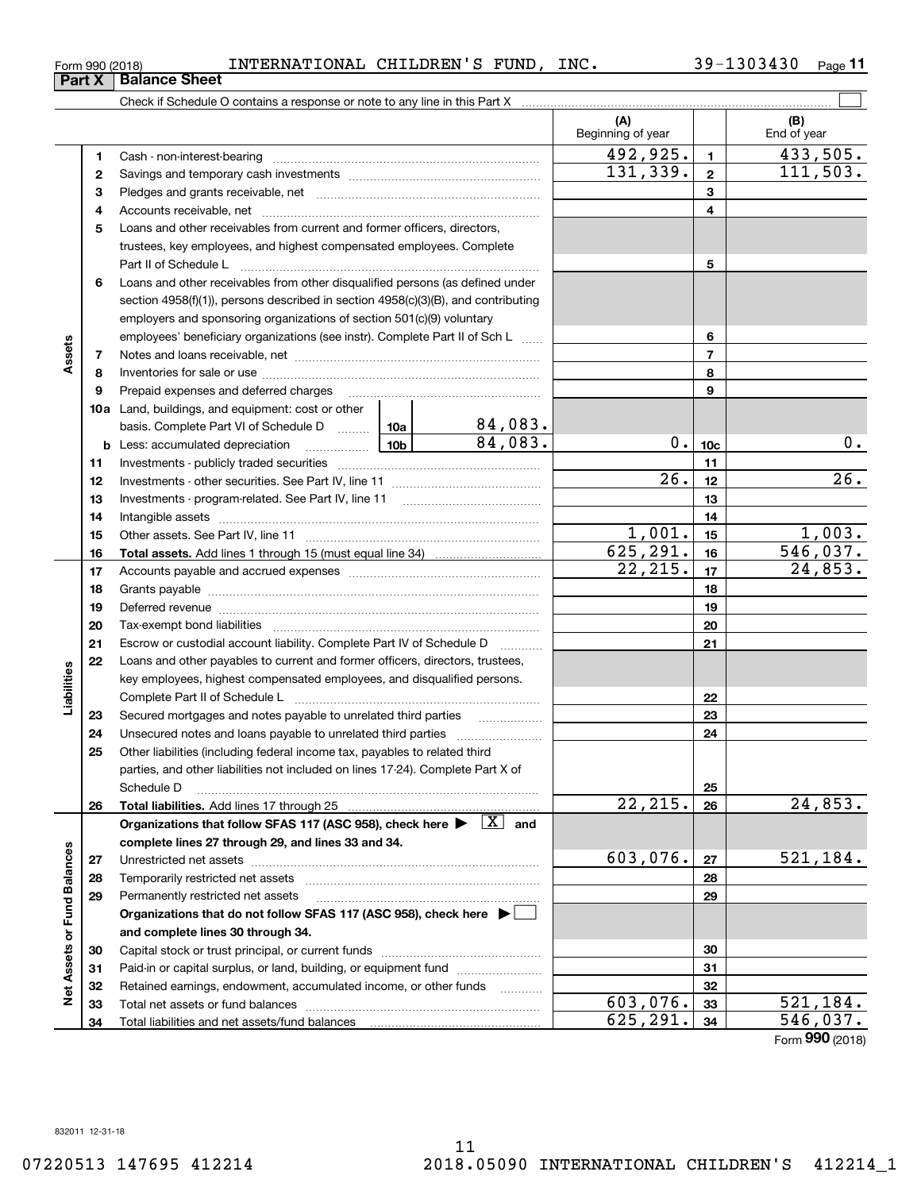Form 990 (2018) INTERNATIONAL CHILDREN'S FUND, INC. 39-1303430 Page 11

## Part X Balance Sheet

Check if Schedule O contains a response or note to any line in this Part X ☐

| | | | (A) Beginning of year | | (B) End of year |
|---|---|---|---|---|---|
| **Assets** | 1 | Cash - non-interest-bearing | 492,925. | 1 | 433,505. |
| | 2 | Savings and temporary cash investments | 131,339. | 2 | 111,503. |
| | 3 | Pledges and grants receivable, net | | 3 | |
| | 4 | Accounts receivable, net | | 4 | |
| | 5 | Loans and other receivables from current and former officers, directors, trustees, key employees, and highest compensated employees. Complete Part II of Schedule L | | 5 | |
| | 6 | Loans and other receivables from other disqualified persons (as defined under section 4958(f)(1)), persons described in section 4958(c)(3)(B), and contributing employers and sponsoring organizations of section 501(c)(9) voluntary employees' beneficiary organizations (see instr). Complete Part II of Sch L | | 6 | |
| | 7 | Notes and loans receivable, net | | 7 | |
| | 8 | Inventories for sale or use | | 8 | |
| | 9 | Prepaid expenses and deferred charges | | 9 | |
| | 10a | Land, buildings, and equipment: cost or other basis. Complete Part VI of Schedule D — 10a: 84,083. | | | |
| | b | Less: accumulated depreciation — 10b: 84,083. | 0. | 10c | 0. |
| | 11 | Investments - publicly traded securities | | 11 | |
| | 12 | Investments - other securities. See Part IV, line 11 | 26. | 12 | 26. |
| | 13 | Investments - program-related. See Part IV, line 11 | | 13 | |
| | 14 | Intangible assets | | 14 | |
| | 15 | Other assets. See Part IV, line 11 | 1,001. | 15 | 1,003. |
| | 16 | **Total assets.** Add lines 1 through 15 (must equal line 34) | 625,291. | 16 | 546,037. |
| **Liabilities** | 17 | Accounts payable and accrued expenses | 22,215. | 17 | 24,853. |
| | 18 | Grants payable | | 18 | |
| | 19 | Deferred revenue | | 19 | |
| | 20 | Tax-exempt bond liabilities | | 20 | |
| | 21 | Escrow or custodial account liability. Complete Part IV of Schedule D | | 21 | |
| | 22 | Loans and other payables to current and former officers, directors, trustees, key employees, highest compensated employees, and disqualified persons. Complete Part II of Schedule L | | 22 | |
| | 23 | Secured mortgages and notes payable to unrelated third parties | | 23 | |
| | 24 | Unsecured notes and loans payable to unrelated third parties | | 24 | |
| | 25 | Other liabilities (including federal income tax, payables to related third parties, and other liabilities not included on lines 17-24). Complete Part X of Schedule D | | 25 | |
| | 26 | **Total liabilities.** Add lines 17 through 25 | 22,215. | 26 | 24,853. |
| **Net Assets or Fund Balances** | | **Organizations that follow SFAS 117 (ASC 958), check here ▶ [X] and complete lines 27 through 29, and lines 33 and 34.** | | | |
| | 27 | Unrestricted net assets | 603,076. | 27 | 521,184. |
| | 28 | Temporarily restricted net assets | | 28 | |
| | 29 | Permanently restricted net assets | | 29 | |
| | | **Organizations that do not follow SFAS 117 (ASC 958), check here ▶ ☐ and complete lines 30 through 34.** | | | |
| | 30 | Capital stock or trust principal, or current funds | | 30 | |
| | 31 | Paid-in or capital surplus, or land, building, or equipment fund | | 31 | |
| | 32 | Retained earnings, endowment, accumulated income, or other funds | | 32 | |
| | 33 | Total net assets or fund balances | 603,076. | 33 | 521,184. |
| | 34 | Total liabilities and net assets/fund balances | 625,291. | 34 | 546,037. |

Form **990** (2018)

832011 12-31-18

07220513 147695 412214 2018.05090 INTERNATIONAL CHILDREN'S 412214_1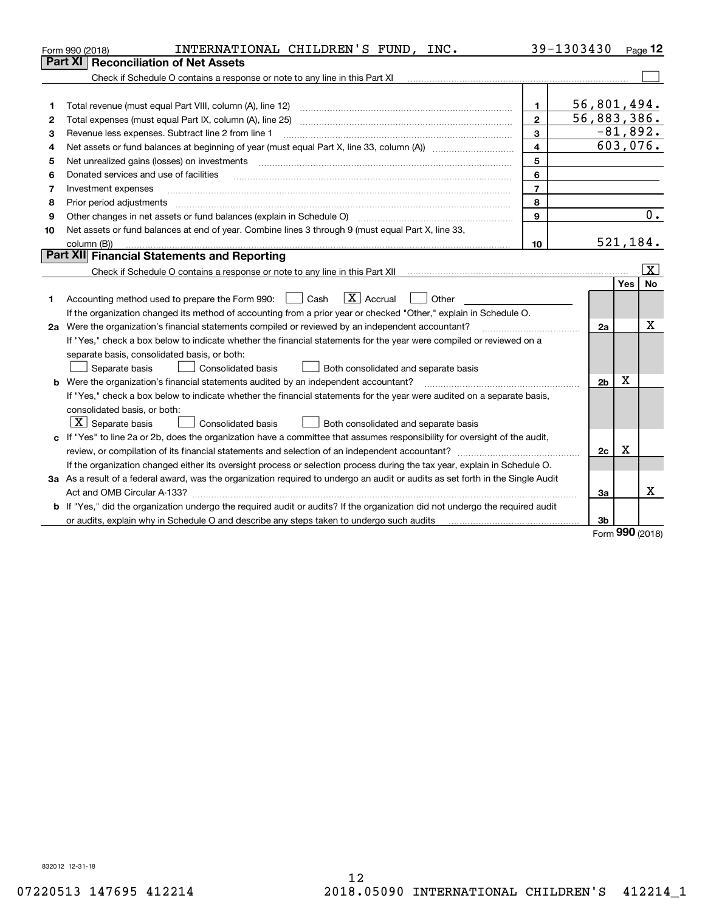Form 990 (2018) INTERNATIONAL CHILDREN'S FUND, INC. 39-1303430 Page 12

## Part XI Reconciliation of Net Assets

Check if Schedule O contains a response or note to any line in this Part XI ☐

| | | | |
|---|---|---|---|
| 1 | Total revenue (must equal Part VIII, column (A), line 12) | 1 | 56,801,494. |
| 2 | Total expenses (must equal Part IX, column (A), line 25) | 2 | 56,883,386. |
| 3 | Revenue less expenses. Subtract line 2 from line 1 | 3 | -81,892. |
| 4 | Net assets or fund balances at beginning of year (must equal Part X, line 33, column (A)) | 4 | 603,076. |
| 5 | Net unrealized gains (losses) on investments | 5 | |
| 6 | Donated services and use of facilities | 6 | |
| 7 | Investment expenses | 7 | |
| 8 | Prior period adjustments | 8 | |
| 9 | Other changes in net assets or fund balances (explain in Schedule O) | 9 | 0. |
| 10 | Net assets or fund balances at end of year. Combine lines 3 through 9 (must equal Part X, line 33, column (B)) | 10 | 521,184. |

## Part XII Financial Statements and Reporting

Check if Schedule O contains a response or note to any line in this Part XII ☒

| | | | Yes | No |
|---|---|---|---|---|
| 1 | Accounting method used to prepare the Form 990: ☐ Cash ☒ Accrual ☐ Other<br>If the organization changed its method of accounting from a prior year or checked "Other," explain in Schedule O. | | | |
| 2a | Were the organization's financial statements compiled or reviewed by an independent accountant?<br>If "Yes," check a box below to indicate whether the financial statements for the year were compiled or reviewed on a separate basis, consolidated basis, or both:<br>☐ Separate basis ☐ Consolidated basis ☐ Both consolidated and separate basis | 2a | | X |
| b | Were the organization's financial statements audited by an independent accountant?<br>If "Yes," check a box below to indicate whether the financial statements for the year were audited on a separate basis, consolidated basis, or both:<br>☒ Separate basis ☐ Consolidated basis ☐ Both consolidated and separate basis | 2b | X | |
| c | If "Yes" to line 2a or 2b, does the organization have a committee that assumes responsibility for oversight of the audit, review, or compilation of its financial statements and selection of an independent accountant?<br>If the organization changed either its oversight process or selection process during the tax year, explain in Schedule O. | 2c | X | |
| 3a | As a result of a federal award, was the organization required to undergo an audit or audits as set forth in the Single Audit Act and OMB Circular A-133? | 3a | | X |
| b | If "Yes," did the organization undergo the required audit or audits? If the organization did not undergo the required audit or audits, explain why in Schedule O and describe any steps taken to undergo such audits | 3b | | |

Form 990 (2018)

832012 12-31-18

07220513 147695 412214 2018.05090 INTERNATIONAL CHILDREN'S 412214_1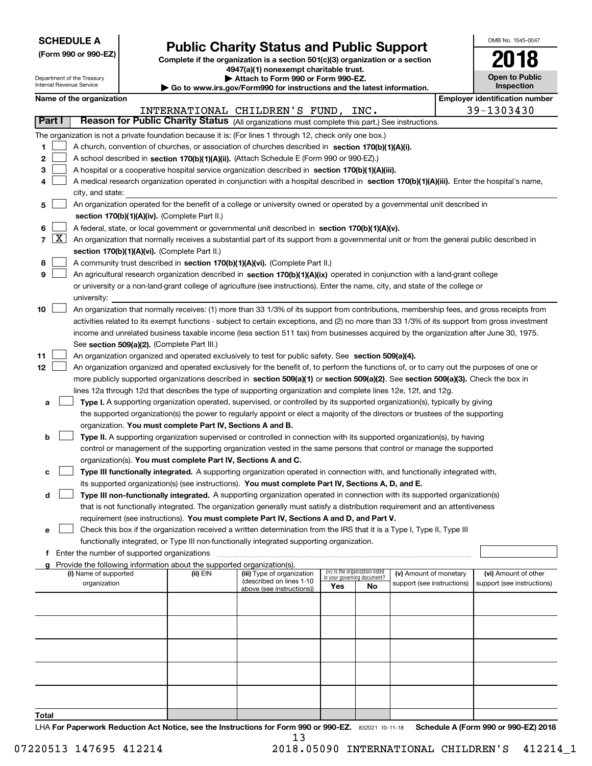**SCHEDULE A**
**(Form 990 or 990-EZ)**

Department of the Treasury
Internal Revenue Service

# Public Charity Status and Public Support

**Complete if the organization is a section 501(c)(3) organization or a section 4947(a)(1) nonexempt charitable trust.**
**▶ Attach to Form 990 or Form 990-EZ.**
**▶ Go to www.irs.gov/Form990 for instructions and the latest information.**

OMB No. 1545-0047

**2018**

**Open to Public Inspection**

**Name of the organization:** INTERNATIONAL CHILDREN'S FUND, INC.

**Employer identification number:** 39-1303430

## Part I — Reason for Public Charity Status (All organizations must complete this part.) See instructions.

The organization is not a private foundation because it is: (For lines 1 through 12, check only one box.)

1 ☐ A church, convention of churches, or association of churches described in **section 170(b)(1)(A)(i).**

2 ☐ A school described in **section 170(b)(1)(A)(ii).** (Attach Schedule E (Form 990 or 990-EZ).)

3 ☐ A hospital or a cooperative hospital service organization described in **section 170(b)(1)(A)(iii).**

4 ☐ A medical research organization operated in conjunction with a hospital described in **section 170(b)(1)(A)(iii).** Enter the hospital's name, city, and state:

5 ☐ An organization operated for the benefit of a college or university owned or operated by a governmental unit described in **section 170(b)(1)(A)(iv).** (Complete Part II.)

6 ☐ A federal, state, or local government or governmental unit described in **section 170(b)(1)(A)(v).**

7 ☒ An organization that normally receives a substantial part of its support from a governmental unit or from the general public described in **section 170(b)(1)(A)(vi).** (Complete Part II.)

8 ☐ A community trust described in **section 170(b)(1)(A)(vi).** (Complete Part II.)

9 ☐ An agricultural research organization described in **section 170(b)(1)(A)(ix)** operated in conjunction with a land-grant college or university or a non-land-grant college of agriculture (see instructions). Enter the name, city, and state of the college or university:

10 ☐ An organization that normally receives: (1) more than 33 1/3% of its support from contributions, membership fees, and gross receipts from activities related to its exempt functions - subject to certain exceptions, and (2) no more than 33 1/3% of its support from gross investment income and unrelated business taxable income (less section 511 tax) from businesses acquired by the organization after June 30, 1975. See **section 509(a)(2).** (Complete Part III.)

11 ☐ An organization organized and operated exclusively to test for public safety. See **section 509(a)(4).**

12 ☐ An organization organized and operated exclusively for the benefit of, to perform the functions of, or to carry out the purposes of one or more publicly supported organizations described in **section 509(a)(1)** or **section 509(a)(2)**. See **section 509(a)(3).** Check the box in lines 12a through 12d that describes the type of supporting organization and complete lines 12e, 12f, and 12g.

a ☐ **Type I.** A supporting organization operated, supervised, or controlled by its supported organization(s), typically by giving the supported organization(s) the power to regularly appoint or elect a majority of the directors or trustees of the supporting organization. **You must complete Part IV, Sections A and B.**

b ☐ **Type II.** A supporting organization supervised or controlled in connection with its supported organization(s), by having control or management of the supporting organization vested in the same persons that control or manage the supported organization(s). **You must complete Part IV, Sections A and C.**

c ☐ **Type III functionally integrated.** A supporting organization operated in connection with, and functionally integrated with, its supported organization(s) (see instructions). **You must complete Part IV, Sections A, D, and E.**

d ☐ **Type III non-functionally integrated.** A supporting organization operated in connection with its supported organization(s) that is not functionally integrated. The organization generally must satisfy a distribution requirement and an attentiveness requirement (see instructions). **You must complete Part IV, Sections A and D, and Part V.**

e ☐ Check this box if the organization received a written determination from the IRS that it is a Type I, Type II, Type III functionally integrated, or Type III non-functionally integrated supporting organization.

f Enter the number of supported organizations

g Provide the following information about the supported organization(s).

| (i) Name of supported organization | (ii) EIN | (iii) Type of organization (described on lines 1-10 above (see instructions)) | (iv) Is the organization listed in your governing document? Yes | No | (v) Amount of monetary support (see instructions) | (vi) Amount of other support (see instructions) |
|---|---|---|---|---|---|---|
| | | | | | | |
| | | | | | | |
| | | | | | | |
| | | | | | | |
| | | | | | | |
| **Total** | | | | | | |

LHA **For Paperwork Reduction Act Notice, see the Instructions for Form 990 or 990-EZ.** 832021 10-11-18 **Schedule A (Form 990 or 990-EZ) 2018**

07220513 147695 412214 2018.05090 INTERNATIONAL CHILDREN'S 412214_1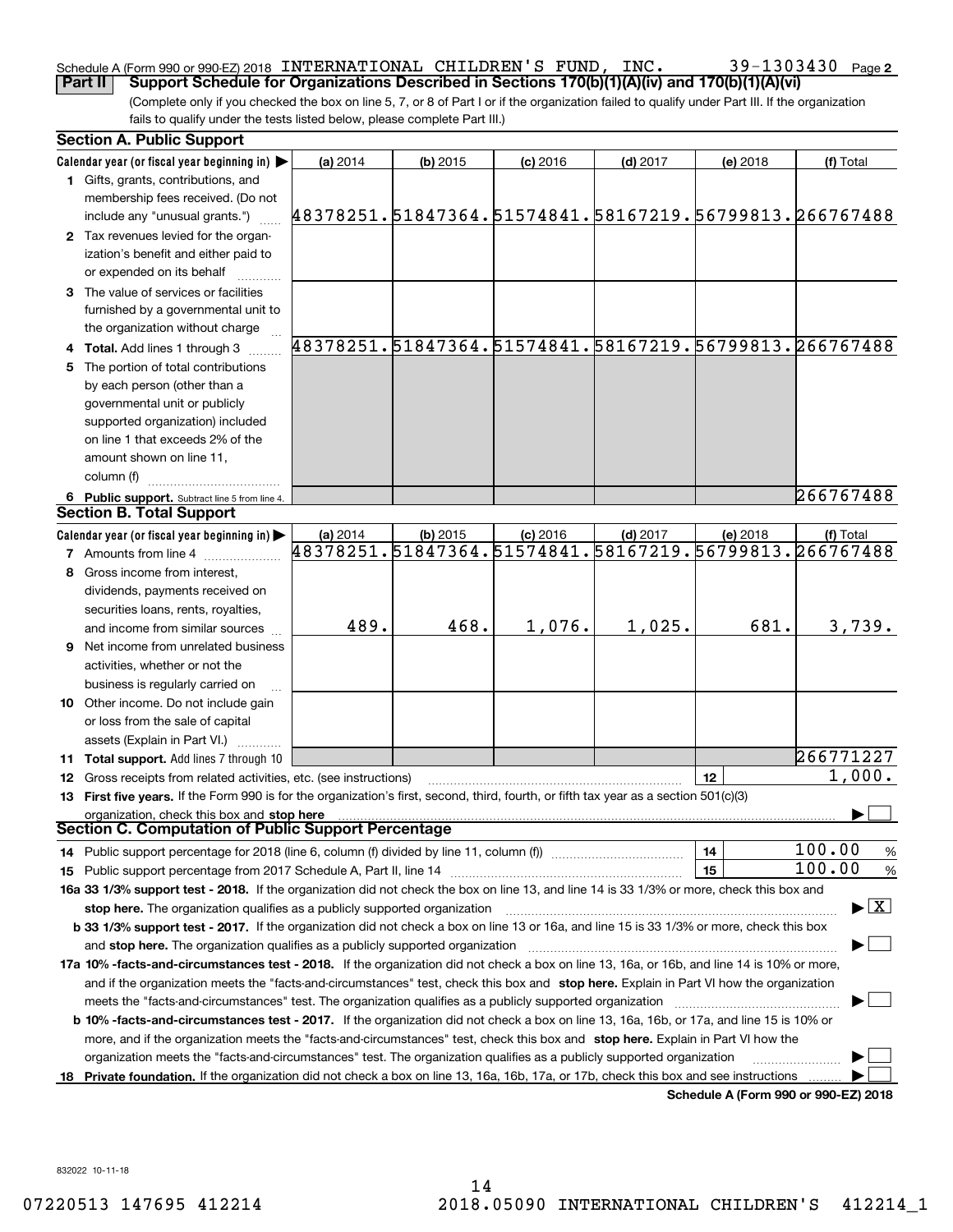Schedule A (Form 990 or 990-EZ) 2018 INTERNATIONAL CHILDREN'S FUND, INC. 39-1303430 Page 2

**Part II Support Schedule for Organizations Described in Sections 170(b)(1)(A)(iv) and 170(b)(1)(A)(vi)**

(Complete only if you checked the box on line 5, 7, or 8 of Part I or if the organization failed to qualify under Part III. If the organization fails to qualify under the tests listed below, please complete Part III.)

## Section A. Public Support

| Calendar year (or fiscal year beginning in) ▶ | (a) 2014 | (b) 2015 | (c) 2016 | (d) 2017 | (e) 2018 | (f) Total |
|---|---|---|---|---|---|---|
| **1** Gifts, grants, contributions, and membership fees received. (Do not include any "unusual grants.") | 48378251. | 51847364. | 51574841. | 58167219. | 56799813. | 266767488 |
| **2** Tax revenues levied for the organization's benefit and either paid to or expended on its behalf | | | | | | |
| **3** The value of services or facilities furnished by a governmental unit to the organization without charge | | | | | | |
| **4 Total.** Add lines 1 through 3 | 48378251. | 51847364. | 51574841. | 58167219. | 56799813. | 266767488 |
| **5** The portion of total contributions by each person (other than a governmental unit or publicly supported organization) included on line 1 that exceeds 2% of the amount shown on line 11, column (f) | | | | | | |
| **6 Public support.** Subtract line 5 from line 4. | | | | | | 266767488 |

## Section B. Total Support

| Calendar year (or fiscal year beginning in) ▶ | (a) 2014 | (b) 2015 | (c) 2016 | (d) 2017 | (e) 2018 | (f) Total |
|---|---|---|---|---|---|---|
| **7** Amounts from line 4 | 48378251. | 51847364. | 51574841. | 58167219. | 56799813. | 266767488 |
| **8** Gross income from interest, dividends, payments received on securities loans, rents, royalties, and income from similar sources | 489. | 468. | 1,076. | 1,025. | 681. | 3,739. |
| **9** Net income from unrelated business activities, whether or not the business is regularly carried on | | | | | | |
| **10** Other income. Do not include gain or loss from the sale of capital assets (Explain in Part VI.) | | | | | | |
| **11 Total support.** Add lines 7 through 10 | | | | | | 266771227 |

**12** Gross receipts from related activities, etc. (see instructions) **12** 1,000.

**13 First five years.** If the Form 990 is for the organization's first, second, third, fourth, or fifth tax year as a section 501(c)(3) organization, check this box and **stop here** ☐

## Section C. Computation of Public Support Percentage

**14** Public support percentage for 2018 (line 6, column (f) divided by line 11, column (f)) **14** 100.00 %

**15** Public support percentage from 2017 Schedule A, Part II, line 14 **15** 100.00 %

**16a 33 1/3% support test - 2018.** If the organization did not check the box on line 13, and line 14 is 33 1/3% or more, check this box and **stop here.** The organization qualifies as a publicly supported organization ☒

**b 33 1/3% support test - 2017.** If the organization did not check a box on line 13 or 16a, and line 15 is 33 1/3% or more, check this box and **stop here.** The organization qualifies as a publicly supported organization ☐

**17a 10% -facts-and-circumstances test - 2018.** If the organization did not check a box on line 13, 16a, or 16b, and line 14 is 10% or more, and if the organization meets the "facts-and-circumstances" test, check this box and **stop here.** Explain in Part VI how the organization meets the "facts-and-circumstances" test. The organization qualifies as a publicly supported organization ☐

**b 10% -facts-and-circumstances test - 2017.** If the organization did not check a box on line 13, 16a, 16b, or 17a, and line 15 is 10% or more, and if the organization meets the "facts-and-circumstances" test, check this box and **stop here.** Explain in Part VI how the organization meets the "facts-and-circumstances" test. The organization qualifies as a publicly supported organization ☐

**18 Private foundation.** If the organization did not check a box on line 13, 16a, 16b, 17a, or 17b, check this box and see instructions ☐

**Schedule A (Form 990 or 990-EZ) 2018**

832022 10-11-18

07220513 147695 412214 2018.05090 INTERNATIONAL CHILDREN'S 412214_1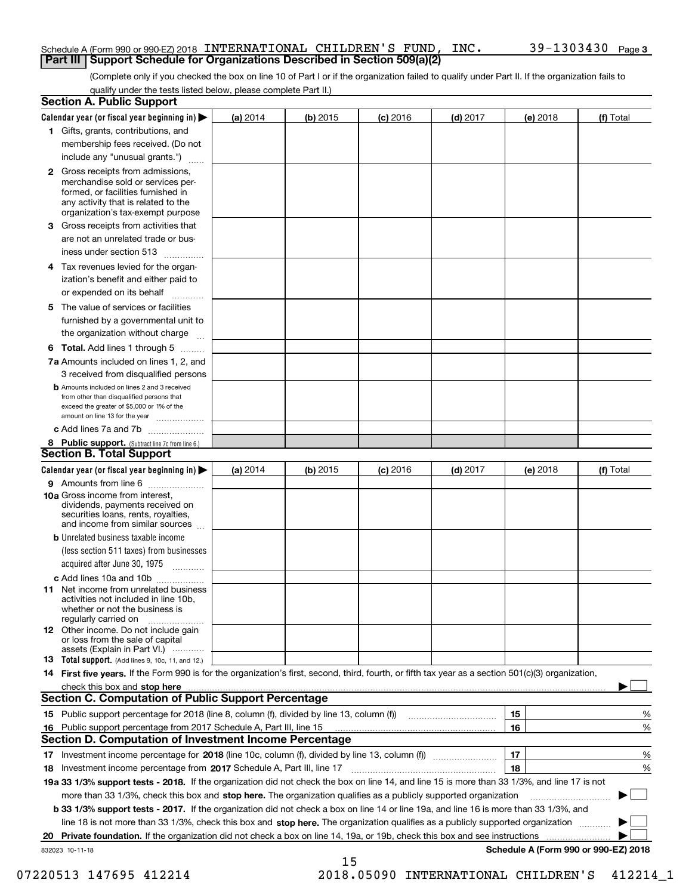Schedule A (Form 990 or 990-EZ) 2018 INTERNATIONAL CHILDREN'S FUND, INC. 39-1303430 Page 3

## Part III Support Schedule for Organizations Described in Section 509(a)(2)

(Complete only if you checked the box on line 10 of Part I or if the organization failed to qualify under Part II. If the organization fails to qualify under the tests listed below, please complete Part II.)

### Section A. Public Support

| Calendar year (or fiscal year beginning in) ▶ | (a) 2014 | (b) 2015 | (c) 2016 | (d) 2017 | (e) 2018 | (f) Total |
|---|---|---|---|---|---|---|
| 1 Gifts, grants, contributions, and membership fees received. (Do not include any "unusual grants.") | | | | | | |
| 2 Gross receipts from admissions, merchandise sold or services performed, or facilities furnished in any activity that is related to the organization's tax-exempt purpose | | | | | | |
| 3 Gross receipts from activities that are not an unrelated trade or business under section 513 | | | | | | |
| 4 Tax revenues levied for the organization's benefit and either paid to or expended on its behalf | | | | | | |
| 5 The value of services or facilities furnished by a governmental unit to the organization without charge | | | | | | |
| 6 **Total.** Add lines 1 through 5 | | | | | | |
| 7a Amounts included on lines 1, 2, and 3 received from disqualified persons | | | | | | |
| b Amounts included on lines 2 and 3 received from other than disqualified persons that exceed the greater of $5,000 or 1% of the amount on line 13 for the year | | | | | | |
| c Add lines 7a and 7b | | | | | | |
| 8 **Public support.** (Subtract line 7c from line 6.) | | | | | | |

### Section B. Total Support

| Calendar year (or fiscal year beginning in) ▶ | (a) 2014 | (b) 2015 | (c) 2016 | (d) 2017 | (e) 2018 | (f) Total |
|---|---|---|---|---|---|---|
| 9 Amounts from line 6 | | | | | | |
| 10a Gross income from interest, dividends, payments received on securities loans, rents, royalties, and income from similar sources | | | | | | |
| b Unrelated business taxable income (less section 511 taxes) from businesses acquired after June 30, 1975 | | | | | | |
| c Add lines 10a and 10b | | | | | | |
| 11 Net income from unrelated business activities not included in line 10b, whether or not the business is regularly carried on | | | | | | |
| 12 Other income. Do not include gain or loss from the sale of capital assets (Explain in Part VI.) | | | | | | |
| 13 **Total support.** (Add lines 9, 10c, 11, and 12.) | | | | | | |

14 **First five years.** If the Form 990 is for the organization's first, second, third, fourth, or fifth tax year as a section 501(c)(3) organization, check this box and **stop here** ▶ ☐

### Section C. Computation of Public Support Percentage

| | | |
|---|---|---|
| 15 Public support percentage for 2018 (line 8, column (f), divided by line 13, column (f)) | 15 | % |
| 16 Public support percentage from 2017 Schedule A, Part III, line 15 | 16 | % |

### Section D. Computation of Investment Income Percentage

| | | |
|---|---|---|
| 17 Investment income percentage for **2018** (line 10c, column (f), divided by line 13, column (f)) | 17 | % |
| 18 Investment income percentage from **2017** Schedule A, Part III, line 17 | 18 | % |

**19a 33 1/3% support tests - 2018.** If the organization did not check the box on line 14, and line 15 is more than 33 1/3%, and line 17 is not more than 33 1/3%, check this box and **stop here.** The organization qualifies as a publicly supported organization ▶ ☐

**b 33 1/3% support tests - 2017.** If the organization did not check a box on line 14 or line 19a, and line 16 is more than 33 1/3%, and line 18 is not more than 33 1/3%, check this box and **stop here.** The organization qualifies as a publicly supported organization ▶ ☐

**20 Private foundation.** If the organization did not check a box on line 14, 19a, or 19b, check this box and see instructions ▶ ☐

832023 10-11-18 **Schedule A (Form 990 or 990-EZ) 2018**

07220513 147695 412214 2018.05090 INTERNATIONAL CHILDREN'S 412214_1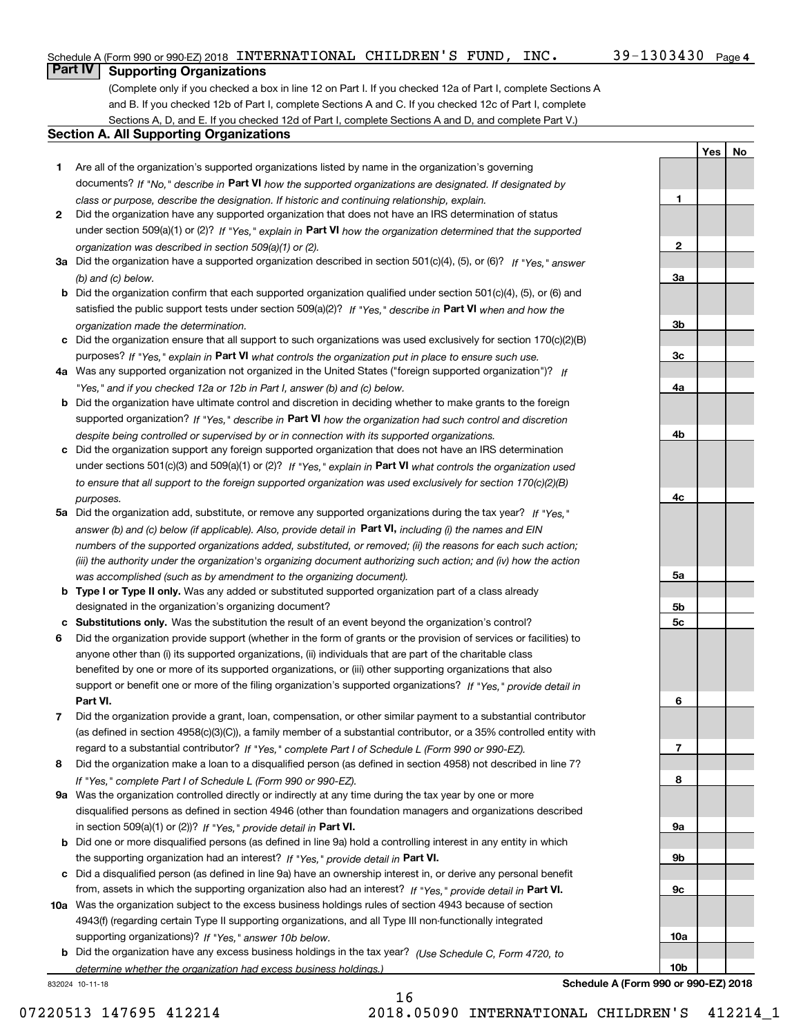Schedule A (Form 990 or 990-EZ) 2018 INTERNATIONAL CHILDREN'S FUND, INC. 39-1303430 Page 4

## Part IV Supporting Organizations

(Complete only if you checked a box in line 12 on Part I. If you checked 12a of Part I, complete Sections A and B. If you checked 12b of Part I, complete Sections A and C. If you checked 12c of Part I, complete Sections A, D, and E. If you checked 12d of Part I, complete Sections A and D, and complete Part V.)

### Section A. All Supporting Organizations

| | | | Yes | No |
|---|---|---|---|---|
| **1** | Are all of the organization's supported organizations listed by name in the organization's governing documents? *If "No," describe in* **Part VI** *how the supported organizations are designated. If designated by class or purpose, describe the designation. If historic and continuing relationship, explain.* | 1 | | |
| **2** | Did the organization have any supported organization that does not have an IRS determination of status under section 509(a)(1) or (2)? *If "Yes," explain in* **Part VI** *how the organization determined that the supported organization was described in section 509(a)(1) or (2).* | 2 | | |
| **3a** | Did the organization have a supported organization described in section 501(c)(4), (5), or (6)? *If "Yes," answer (b) and (c) below.* | 3a | | |
| **b** | Did the organization confirm that each supported organization qualified under section 501(c)(4), (5), or (6) and satisfied the public support tests under section 509(a)(2)? *If "Yes," describe in* **Part VI** *when and how the organization made the determination.* | 3b | | |
| **c** | Did the organization ensure that all support to such organizations was used exclusively for section 170(c)(2)(B) purposes? *If "Yes," explain in* **Part VI** *what controls the organization put in place to ensure such use.* | 3c | | |
| **4a** | Was any supported organization not organized in the United States ("foreign supported organization")? *If "Yes," and if you checked 12a or 12b in Part I, answer (b) and (c) below.* | 4a | | |
| **b** | Did the organization have ultimate control and discretion in deciding whether to make grants to the foreign supported organization? *If "Yes," describe in* **Part VI** *how the organization had such control and discretion despite being controlled or supervised by or in connection with its supported organizations.* | 4b | | |
| **c** | Did the organization support any foreign supported organization that does not have an IRS determination under sections 501(c)(3) and 509(a)(1) or (2)? *If "Yes," explain in* **Part VI** *what controls the organization used to ensure that all support to the foreign supported organization was used exclusively for section 170(c)(2)(B) purposes.* | 4c | | |
| **5a** | Did the organization add, substitute, or remove any supported organizations during the tax year? *If "Yes," answer (b) and (c) below (if applicable). Also, provide detail in* **Part VI,** *including (i) the names and EIN numbers of the supported organizations added, substituted, or removed; (ii) the reasons for each such action; (iii) the authority under the organization's organizing document authorizing such action; and (iv) how the action was accomplished (such as by amendment to the organizing document).* | 5a | | |
| **b** | **Type I or Type II only.** Was any added or substituted supported organization part of a class already designated in the organization's organizing document? | 5b | | |
| **c** | **Substitutions only.** Was the substitution the result of an event beyond the organization's control? | 5c | | |
| **6** | Did the organization provide support (whether in the form of grants or the provision of services or facilities) to anyone other than (i) its supported organizations, (ii) individuals that are part of the charitable class benefited by one or more of its supported organizations, or (iii) other supporting organizations that also support or benefit one or more of the filing organization's supported organizations? *If "Yes," provide detail in* **Part VI.** | 6 | | |
| **7** | Did the organization provide a grant, loan, compensation, or other similar payment to a substantial contributor (as defined in section 4958(c)(3)(C)), a family member of a substantial contributor, or a 35% controlled entity with regard to a substantial contributor? *If "Yes," complete Part I of Schedule L (Form 990 or 990-EZ).* | 7 | | |
| **8** | Did the organization make a loan to a disqualified person (as defined in section 4958) not described in line 7? *If "Yes," complete Part I of Schedule L (Form 990 or 990-EZ).* | 8 | | |
| **9a** | Was the organization controlled directly or indirectly at any time during the tax year by one or more disqualified persons as defined in section 4946 (other than foundation managers and organizations described in section 509(a)(1) or (2))? *If "Yes," provide detail in* **Part VI.** | 9a | | |
| **b** | Did one or more disqualified persons (as defined in line 9a) hold a controlling interest in any entity in which the supporting organization had an interest? *If "Yes," provide detail in* **Part VI.** | 9b | | |
| **c** | Did a disqualified person (as defined in line 9a) have an ownership interest in, or derive any personal benefit from, assets in which the supporting organization also had an interest? *If "Yes," provide detail in* **Part VI.** | 9c | | |
| **10a** | Was the organization subject to the excess business holdings rules of section 4943 because of section 4943(f) (regarding certain Type II supporting organizations, and all Type III non-functionally integrated supporting organizations)? *If "Yes," answer 10b below.* | 10a | | |
| **b** | Did the organization have any excess business holdings in the tax year? *(Use Schedule C, Form 4720, to determine whether the organization had excess business holdings.)* | 10b | | |

832024 10-11-18 **Schedule A (Form 990 or 990-EZ) 2018**

07220513 147695 412214 2018.05090 INTERNATIONAL CHILDREN'S 412214_1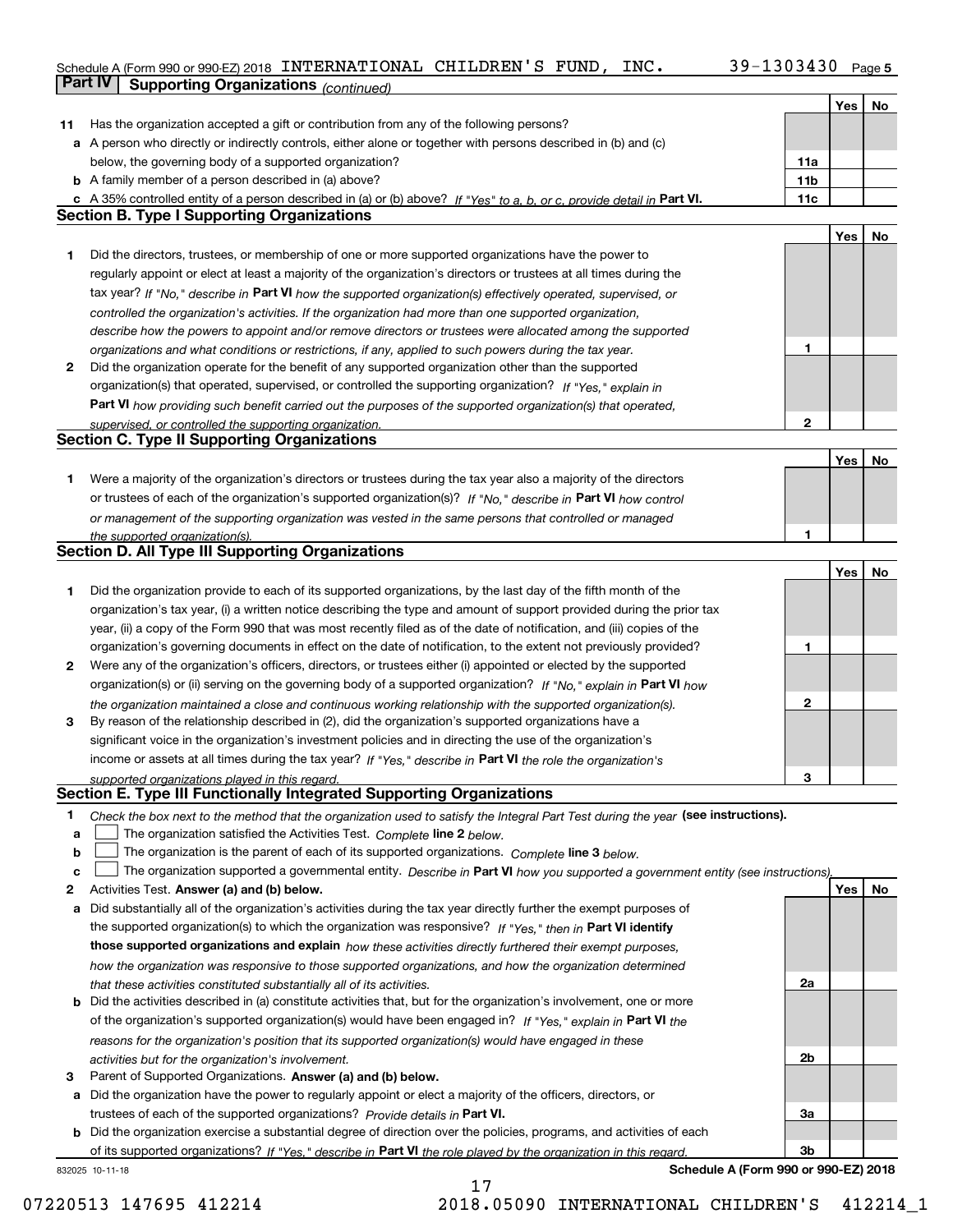Schedule A (Form 990 or 990-EZ) 2018 INTERNATIONAL CHILDREN'S FUND, INC. 39-1303430

## Part IV Supporting Organizations *(continued)*

| | | | Yes | No |
|---|---|---|---|---|
| **11** | Has the organization accepted a gift or contribution from any of the following persons? | | | |
| **a** | A person who directly or indirectly controls, either alone or together with persons described in (b) and (c) below, the governing body of a supported organization? | **11a** | | |
| **b** | A family member of a person described in (a) above? | **11b** | | |
| **c** | A 35% controlled entity of a person described in (a) or (b) above? *If "Yes" to a, b, or c, provide detail in* **Part VI.** | **11c** | | |

### Section B. Type I Supporting Organizations

| | | | Yes | No |
|---|---|---|---|---|
| **1** | Did the directors, trustees, or membership of one or more supported organizations have the power to regularly appoint or elect at least a majority of the organization's directors or trustees at all times during the tax year? *If "No," describe in* **Part VI** *how the supported organization(s) effectively operated, supervised, or controlled the organization's activities. If the organization had more than one supported organization, describe how the powers to appoint and/or remove directors or trustees were allocated among the supported organizations and what conditions or restrictions, if any, applied to such powers during the tax year.* | **1** | | |
| **2** | Did the organization operate for the benefit of any supported organization other than the supported organization(s) that operated, supervised, or controlled the supporting organization? *If "Yes," explain in* **Part VI** *how providing such benefit carried out the purposes of the supported organization(s) that operated, supervised, or controlled the supporting organization.* | **2** | | |

### Section C. Type II Supporting Organizations

| | | | Yes | No |
|---|---|---|---|---|
| **1** | Were a majority of the organization's directors or trustees during the tax year also a majority of the directors or trustees of each of the organization's supported organization(s)? *If "No," describe in* **Part VI** *how control or management of the supporting organization was vested in the same persons that controlled or managed the supported organization(s).* | **1** | | |

### Section D. All Type III Supporting Organizations

| | | | Yes | No |
|---|---|---|---|---|
| **1** | Did the organization provide to each of its supported organizations, by the last day of the fifth month of the organization's tax year, (i) a written notice describing the type and amount of support provided during the prior tax year, (ii) a copy of the Form 990 that was most recently filed as of the date of notification, and (iii) copies of the organization's governing documents in effect on the date of notification, to the extent not previously provided? | **1** | | |
| **2** | Were any of the organization's officers, directors, or trustees either (i) appointed or elected by the supported organization(s) or (ii) serving on the governing body of a supported organization? *If "No," explain in* **Part VI** *how the organization maintained a close and continuous working relationship with the supported organization(s).* | **2** | | |
| **3** | By reason of the relationship described in (2), did the organization's supported organizations have a significant voice in the organization's investment policies and in directing the use of the organization's income or assets at all times during the tax year? *If "Yes," describe in* **Part VI** *the role the organization's supported organizations played in this regard.* | **3** | | |

### Section E. Type III Functionally Integrated Supporting Organizations

**1** *Check the box next to the method that the organization used to satisfy the Integral Part Test during the year* **(see instructions).**

- **a** ☐ The organization satisfied the Activities Test. *Complete* **line 2** *below.*
- **b** ☐ The organization is the parent of each of its supported organizations. *Complete* **line 3** *below.*
- **c** ☐ The organization supported a governmental entity. *Describe in* **Part VI** *how you supported a government entity (see instructions).*

| | | | Yes | No |
|---|---|---|---|---|
| **2** | Activities Test. **Answer (a) and (b) below.** | | | |
| **a** | Did substantially all of the organization's activities during the tax year directly further the exempt purposes of the supported organization(s) to which the organization was responsive? *If "Yes," then in* **Part VI identify those supported organizations and explain** *how these activities directly furthered their exempt purposes, how the organization was responsive to those supported organizations, and how the organization determined that these activities constituted substantially all of its activities.* | **2a** | | |
| **b** | Did the activities described in (a) constitute activities that, but for the organization's involvement, one or more of the organization's supported organization(s) would have been engaged in? *If "Yes," explain in* **Part VI** *the reasons for the organization's position that its supported organization(s) would have engaged in these activities but for the organization's involvement.* | **2b** | | |
| **3** | Parent of Supported Organizations. **Answer (a) and (b) below.** | | | |
| **a** | Did the organization have the power to regularly appoint or elect a majority of the officers, directors, or trustees of each of the supported organizations? *Provide details in* **Part VI.** | **3a** | | |
| **b** | Did the organization exercise a substantial degree of direction over the policies, programs, and activities of each of its supported organizations? *If "Yes," describe in* **Part VI** *the role played by the organization in this regard.* | **3b** | | |

832025 10-11-18 **Schedule A (Form 990 or 990-EZ) 2018**

07220513 147695 412214 2018.05090 INTERNATIONAL CHILDREN'S 412214_1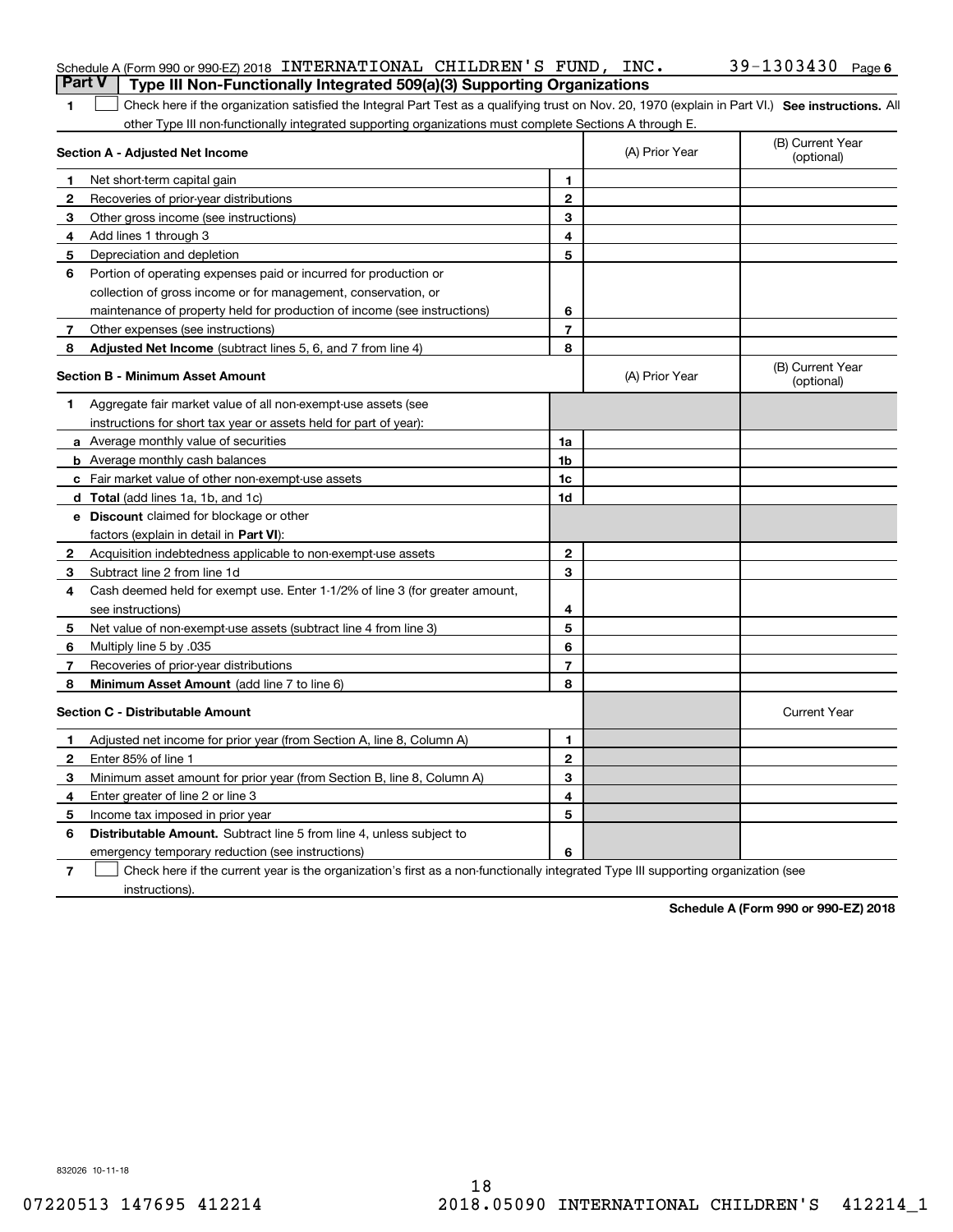Schedule A (Form 990 or 990-EZ) 2018 INTERNATIONAL CHILDREN'S FUND, INC. 39-1303430 Page 6

## Part V Type III Non-Functionally Integrated 509(a)(3) Supporting Organizations

1 ☐ Check here if the organization satisfied the Integral Part Test as a qualifying trust on Nov. 20, 1970 (explain in Part VI.) **See instructions.** All other Type III non-functionally integrated supporting organizations must complete Sections A through E.

| **Section A - Adjusted Net Income** | | | (A) Prior Year | (B) Current Year (optional) |
|---|---|---|---|---|
| 1 | Net short-term capital gain | 1 | | |
| 2 | Recoveries of prior-year distributions | 2 | | |
| 3 | Other gross income (see instructions) | 3 | | |
| 4 | Add lines 1 through 3 | 4 | | |
| 5 | Depreciation and depletion | 5 | | |
| 6 | Portion of operating expenses paid or incurred for production or collection of gross income or for management, conservation, or maintenance of property held for production of income (see instructions) | 6 | | |
| 7 | Other expenses (see instructions) | 7 | | |
| 8 | **Adjusted Net Income** (subtract lines 5, 6, and 7 from line 4) | 8 | | |

| **Section B - Minimum Asset Amount** | | | (A) Prior Year | (B) Current Year (optional) |
|---|---|---|---|---|
| 1 | Aggregate fair market value of all non-exempt-use assets (see instructions for short tax year or assets held for part of year): | | | |
| a | Average monthly value of securities | 1a | | |
| b | Average monthly cash balances | 1b | | |
| c | Fair market value of other non-exempt-use assets | 1c | | |
| d | **Total** (add lines 1a, 1b, and 1c) | 1d | | |
| e | **Discount** claimed for blockage or other factors (explain in detail in **Part VI**): | | | |
| 2 | Acquisition indebtedness applicable to non-exempt-use assets | 2 | | |
| 3 | Subtract line 2 from line 1d | 3 | | |
| 4 | Cash deemed held for exempt use. Enter 1-1/2% of line 3 (for greater amount, see instructions) | 4 | | |
| 5 | Net value of non-exempt-use assets (subtract line 4 from line 3) | 5 | | |
| 6 | Multiply line 5 by .035 | 6 | | |
| 7 | Recoveries of prior-year distributions | 7 | | |
| 8 | **Minimum Asset Amount** (add line 7 to line 6) | 8 | | |

| **Section C - Distributable Amount** | | | | Current Year |
|---|---|---|---|---|
| 1 | Adjusted net income for prior year (from Section A, line 8, Column A) | 1 | | |
| 2 | Enter 85% of line 1 | 2 | | |
| 3 | Minimum asset amount for prior year (from Section B, line 8, Column A) | 3 | | |
| 4 | Enter greater of line 2 or line 3 | 4 | | |
| 5 | Income tax imposed in prior year | 5 | | |
| 6 | **Distributable Amount.** Subtract line 5 from line 4, unless subject to emergency temporary reduction (see instructions) | 6 | | |

7 ☐ Check here if the current year is the organization's first as a non-functionally integrated Type III supporting organization (see instructions).

**Schedule A (Form 990 or 990-EZ) 2018**

832026 10-11-18

07220513 147695 412214 2018.05090 INTERNATIONAL CHILDREN'S 412214_1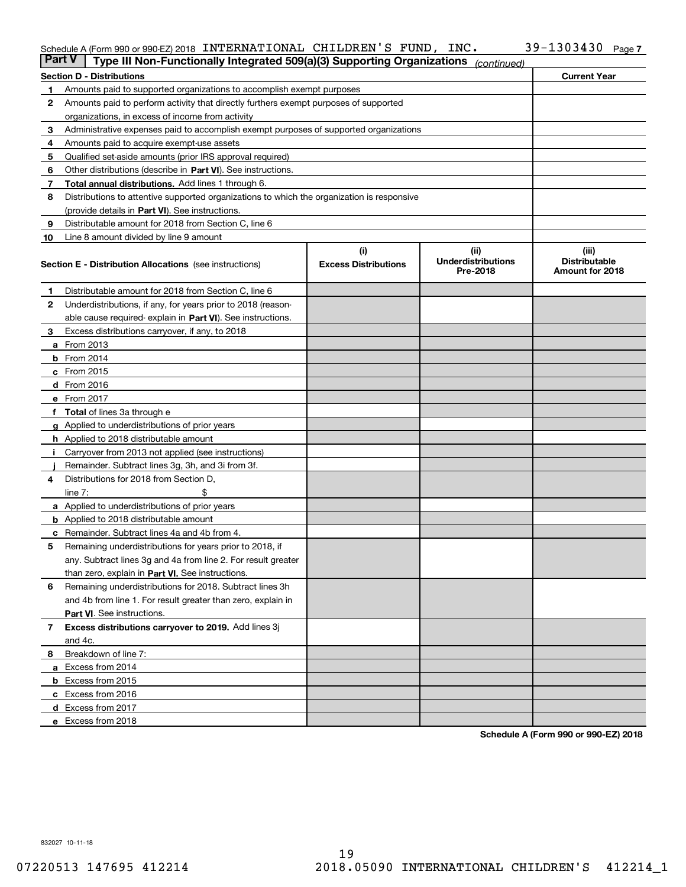Schedule A (Form 990 or 990-EZ) 2018 INTERNATIONAL CHILDREN'S FUND, INC. 39-1303430 Page 7

## Part V | Type III Non-Functionally Integrated 509(a)(3) Supporting Organizations *(continued)*

| Section D - Distributions | | Current Year |
|---|---|---|
| 1 | Amounts paid to supported organizations to accomplish exempt purposes | |
| 2 | Amounts paid to perform activity that directly furthers exempt purposes of supported organizations, in excess of income from activity | |
| 3 | Administrative expenses paid to accomplish exempt purposes of supported organizations | |
| 4 | Amounts paid to acquire exempt-use assets | |
| 5 | Qualified set-aside amounts (prior IRS approval required) | |
| 6 | Other distributions (describe in **Part VI**). See instructions. | |
| 7 | **Total annual distributions.** Add lines 1 through 6. | |
| 8 | Distributions to attentive supported organizations to which the organization is responsive (provide details in **Part VI**). See instructions. | |
| 9 | Distributable amount for 2018 from Section C, line 6 | |
| 10 | Line 8 amount divided by line 9 amount | |

| | Section E - Distribution Allocations (see instructions) | (i) Excess Distributions | (ii) Underdistributions Pre-2018 | (iii) Distributable Amount for 2018 |
|---|---|---|---|---|
| 1 | Distributable amount for 2018 from Section C, line 6 | | | |
| 2 | Underdistributions, if any, for years prior to 2018 (reasonable cause required- explain in **Part VI**). See instructions. | | | |
| 3 | Excess distributions carryover, if any, to 2018 | | | |
| a | From 2013 | | | |
| b | From 2014 | | | |
| c | From 2015 | | | |
| d | From 2016 | | | |
| e | From 2017 | | | |
| f | **Total** of lines 3a through e | | | |
| g | Applied to underdistributions of prior years | | | |
| h | Applied to 2018 distributable amount | | | |
| i | Carryover from 2013 not applied (see instructions) | | | |
| j | Remainder. Subtract lines 3g, 3h, and 3i from 3f. | | | |
| 4 | Distributions for 2018 from Section D, line 7: $ | | | |
| a | Applied to underdistributions of prior years | | | |
| b | Applied to 2018 distributable amount | | | |
| c | Remainder. Subtract lines 4a and 4b from 4. | | | |
| 5 | Remaining underdistributions for years prior to 2018, if any. Subtract lines 3g and 4a from line 2. For result greater than zero, explain in **Part VI.** See instructions. | | | |
| 6 | Remaining underdistributions for 2018. Subtract lines 3h and 4b from line 1. For result greater than zero, explain in **Part VI**. See instructions. | | | |
| 7 | **Excess distributions carryover to 2019.** Add lines 3j and 4c. | | | |
| 8 | Breakdown of line 7: | | | |
| a | Excess from 2014 | | | |
| b | Excess from 2015 | | | |
| c | Excess from 2016 | | | |
| d | Excess from 2017 | | | |
| e | Excess from 2018 | | | |

**Schedule A (Form 990 or 990-EZ) 2018**

832027 10-11-18

07220513 147695 412214 2018.05090 INTERNATIONAL CHILDREN'S 412214_1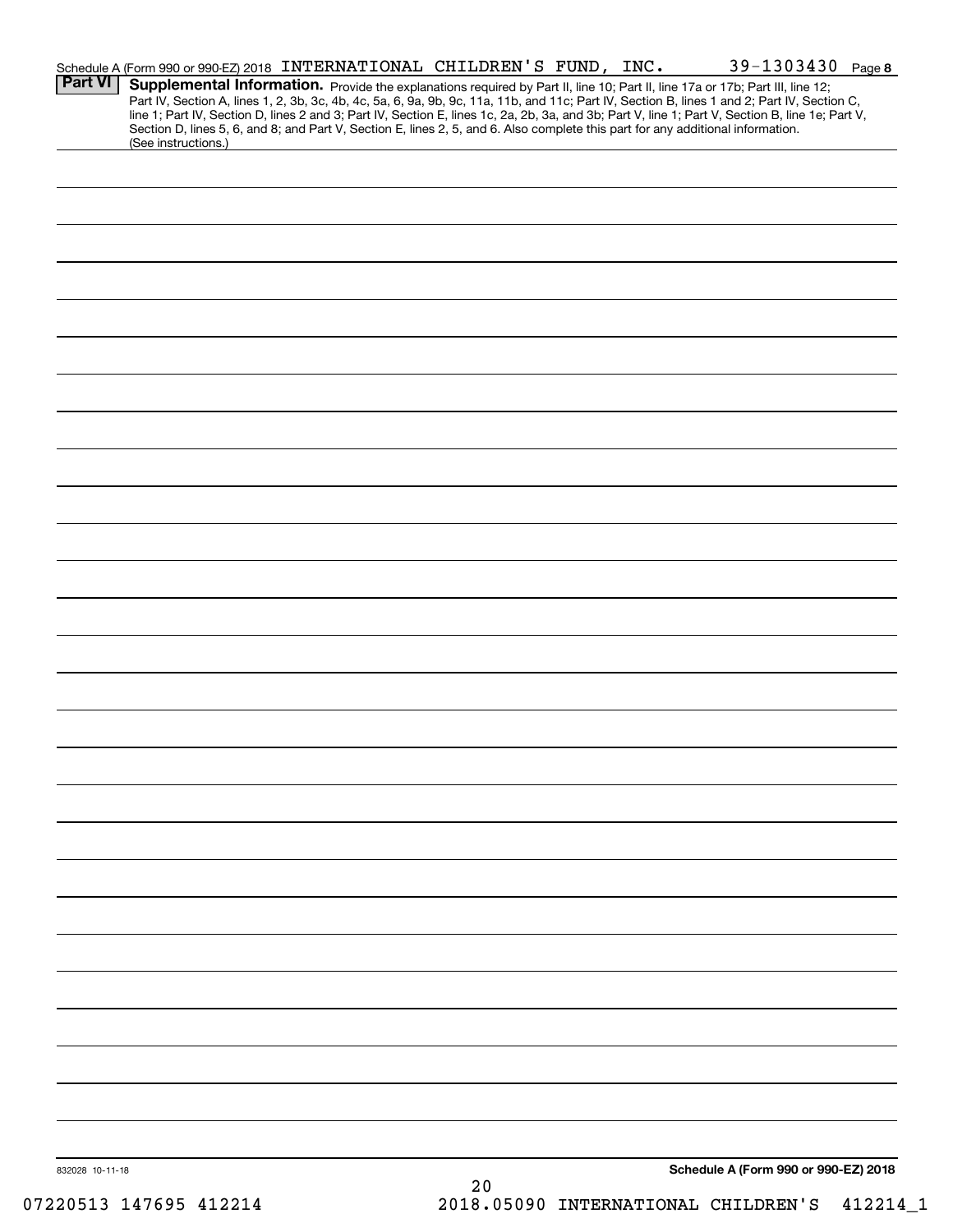Schedule A (Form 990 or 990-EZ) 2018 INTERNATIONAL CHILDREN'S FUND, INC. 39-1303430 Page **8**

**Part VI** **Supplemental Information.** Provide the explanations required by Part II, line 10; Part II, line 17a or 17b; Part III, line 12; Part IV, Section A, lines 1, 2, 3b, 3c, 4b, 4c, 5a, 6, 9a, 9b, 9c, 11a, 11b, and 11c; Part IV, Section B, lines 1 and 2; Part IV, Section C, line 1; Part IV, Section D, lines 2 and 3; Part IV, Section E, lines 1c, 2a, 2b, 3a, and 3b; Part V, line 1; Part V, Section B, line 1e; Part V, Section D, lines 5, 6, and 8; and Part V, Section E, lines 2, 5, and 6. Also complete this part for any additional information. (See instructions.)

832028 10-11-18

**Schedule A (Form 990 or 990-EZ) 2018**

07220513 147695 412214 2018.05090 INTERNATIONAL CHILDREN'S 412214_1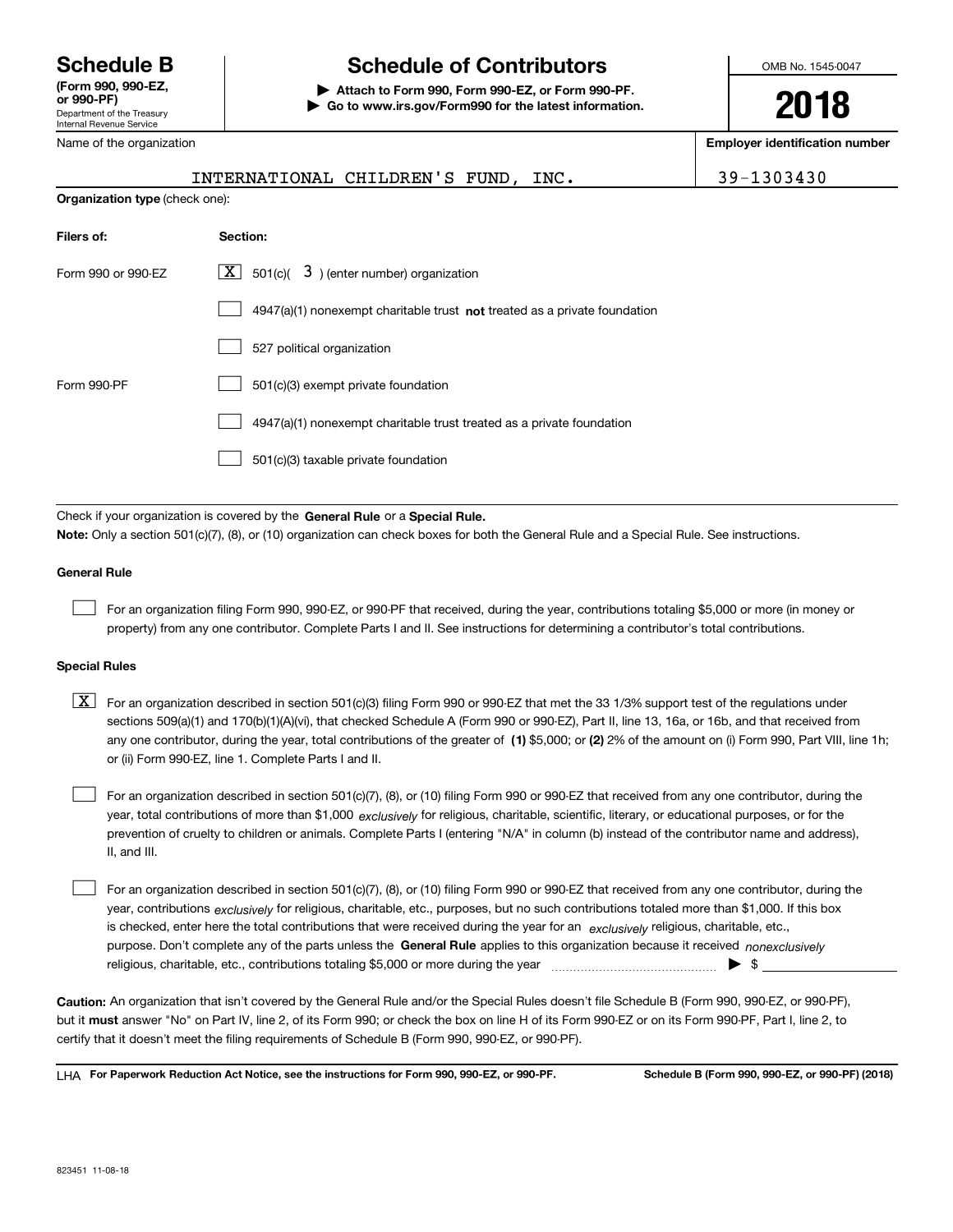**Schedule B**
**(Form 990, 990-EZ, or 990-PF)**
Department of the Treasury
Internal Revenue Service

# Schedule of Contributors

▶ **Attach to Form 990, Form 990-EZ, or Form 990-PF.**
▶ **Go to www.irs.gov/Form990 for the latest information.**

OMB No. 1545-0047

**2018**

| Name of the organization | Employer identification number |
|---|---|
| INTERNATIONAL CHILDREN'S FUND, INC. | 39-1303430 |

**Organization type** (check one):

| Filers of: | Section: |
|---|---|
| Form 990 or 990-EZ | [X] 501(c)( 3 ) (enter number) organization |
| | [ ] 4947(a)(1) nonexempt charitable trust **not** treated as a private foundation |
| | [ ] 527 political organization |
| Form 990-PF | [ ] 501(c)(3) exempt private foundation |
| | [ ] 4947(a)(1) nonexempt charitable trust treated as a private foundation |
| | [ ] 501(c)(3) taxable private foundation |

Check if your organization is covered by the **General Rule** or a **Special Rule.**

**Note:** Only a section 501(c)(7), (8), or (10) organization can check boxes for both the General Rule and a Special Rule. See instructions.

### General Rule

[ ] For an organization filing Form 990, 990-EZ, or 990-PF that received, during the year, contributions totaling $5,000 or more (in money or property) from any one contributor. Complete Parts I and II. See instructions for determining a contributor's total contributions.

### Special Rules

[X] For an organization described in section 501(c)(3) filing Form 990 or 990-EZ that met the 33 1/3% support test of the regulations under sections 509(a)(1) and 170(b)(1)(A)(vi), that checked Schedule A (Form 990 or 990-EZ), Part II, line 13, 16a, or 16b, and that received from any one contributor, during the year, total contributions of the greater of **(1)** $5,000; or **(2)** 2% of the amount on (i) Form 990, Part VIII, line 1h; or (ii) Form 990-EZ, line 1. Complete Parts I and II.

[ ] For an organization described in section 501(c)(7), (8), or (10) filing Form 990 or 990-EZ that received from any one contributor, during the year, total contributions of more than $1,000 *exclusively* for religious, charitable, scientific, literary, or educational purposes, or for the prevention of cruelty to children or animals. Complete Parts I (entering "N/A" in column (b) instead of the contributor name and address), II, and III.

[ ] For an organization described in section 501(c)(7), (8), or (10) filing Form 990 or 990-EZ that received from any one contributor, during the year, contributions *exclusively* for religious, charitable, etc., purposes, but no such contributions totaled more than $1,000. If this box is checked, enter here the total contributions that were received during the year for an *exclusively* religious, charitable, etc., purpose. Don't complete any of the parts unless the **General Rule** applies to this organization because it received *nonexclusively* religious, charitable, etc., contributions totaling $5,000 or more during the year ▶ $ ______

**Caution:** An organization that isn't covered by the General Rule and/or the Special Rules doesn't file Schedule B (Form 990, 990-EZ, or 990-PF), but it **must** answer "No" on Part IV, line 2, of its Form 990; or check the box on line H of its Form 990-EZ or on its Form 990-PF, Part I, line 2, to certify that it doesn't meet the filing requirements of Schedule B (Form 990, 990-EZ, or 990-PF).

LHA **For Paperwork Reduction Act Notice, see the instructions for Form 990, 990-EZ, or 990-PF.** **Schedule B (Form 990, 990-EZ, or 990-PF) (2018)**

823451 11-08-18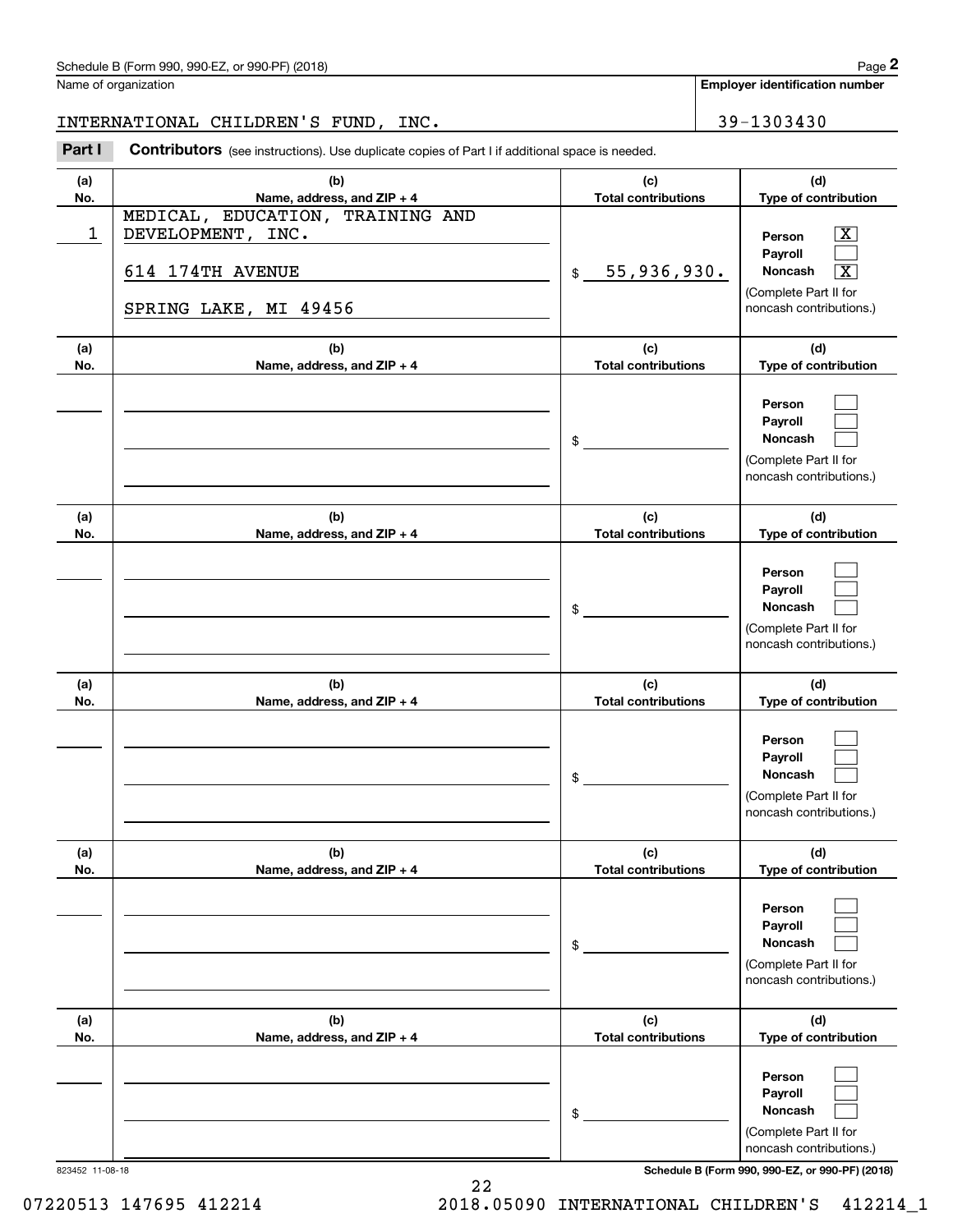Schedule B (Form 990, 990-EZ, or 990-PF) (2018)

Name of organization: INTERNATIONAL CHILDREN'S FUND, INC.

Employer identification number: 39-1303430

## Part I Contributors

(see instructions). Use duplicate copies of Part I if additional space is needed.

| (a) No. | (b) Name, address, and ZIP + 4 | (c) Total contributions | (d) Type of contribution |
|---|---|---|---|
| 1 | MEDICAL, EDUCATION, TRAINING AND DEVELOPMENT, INC. 614 174TH AVENUE SPRING LAKE, MI 49456 | $ 55,936,930. | Person [X] Payroll [ ] Noncash [X] (Complete Part II for noncash contributions.) |
| | | $ | Person [ ] Payroll [ ] Noncash [ ] (Complete Part II for noncash contributions.) |
| | | $ | Person [ ] Payroll [ ] Noncash [ ] (Complete Part II for noncash contributions.) |
| | | $ | Person [ ] Payroll [ ] Noncash [ ] (Complete Part II for noncash contributions.) |
| | | $ | Person [ ] Payroll [ ] Noncash [ ] (Complete Part II for noncash contributions.) |
| | | $ | Person [ ] Payroll [ ] Noncash [ ] (Complete Part II for noncash contributions.) |

823452 11-08-18

Schedule B (Form 990, 990-EZ, or 990-PF) (2018)

07220513 147695 412214 2018.05090 INTERNATIONAL CHILDREN'S 412214_1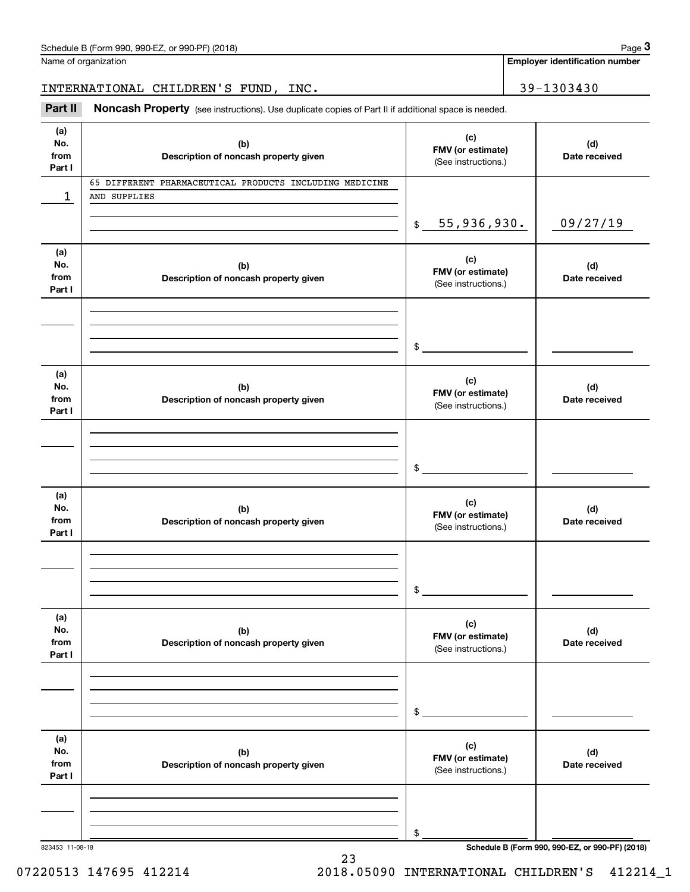Name of organization

INTERNATIONAL CHILDREN'S FUND, INC.

**Employer identification number**

39-1303430

## Part II Noncash Property

(see instructions). Use duplicate copies of Part II if additional space is needed.

| (a) No. from Part I | (b) Description of noncash property given | (c) FMV (or estimate) (See instructions.) | (d) Date received |
|---|---|---|---|
| 1 | 65 DIFFERENT PHARMACEUTICAL PRODUCTS INCLUDING MEDICINE AND SUPPLIES | $ 55,936,930. | 09/27/19 |
| | | $ | |
| | | $ | |
| | | $ | |
| | | $ | |
| | | $ | |

823453 11-08-18

**Schedule B (Form 990, 990-EZ, or 990-PF) (2018)**

07220513 147695 412214 2018.05090 INTERNATIONAL CHILDREN'S 412214_1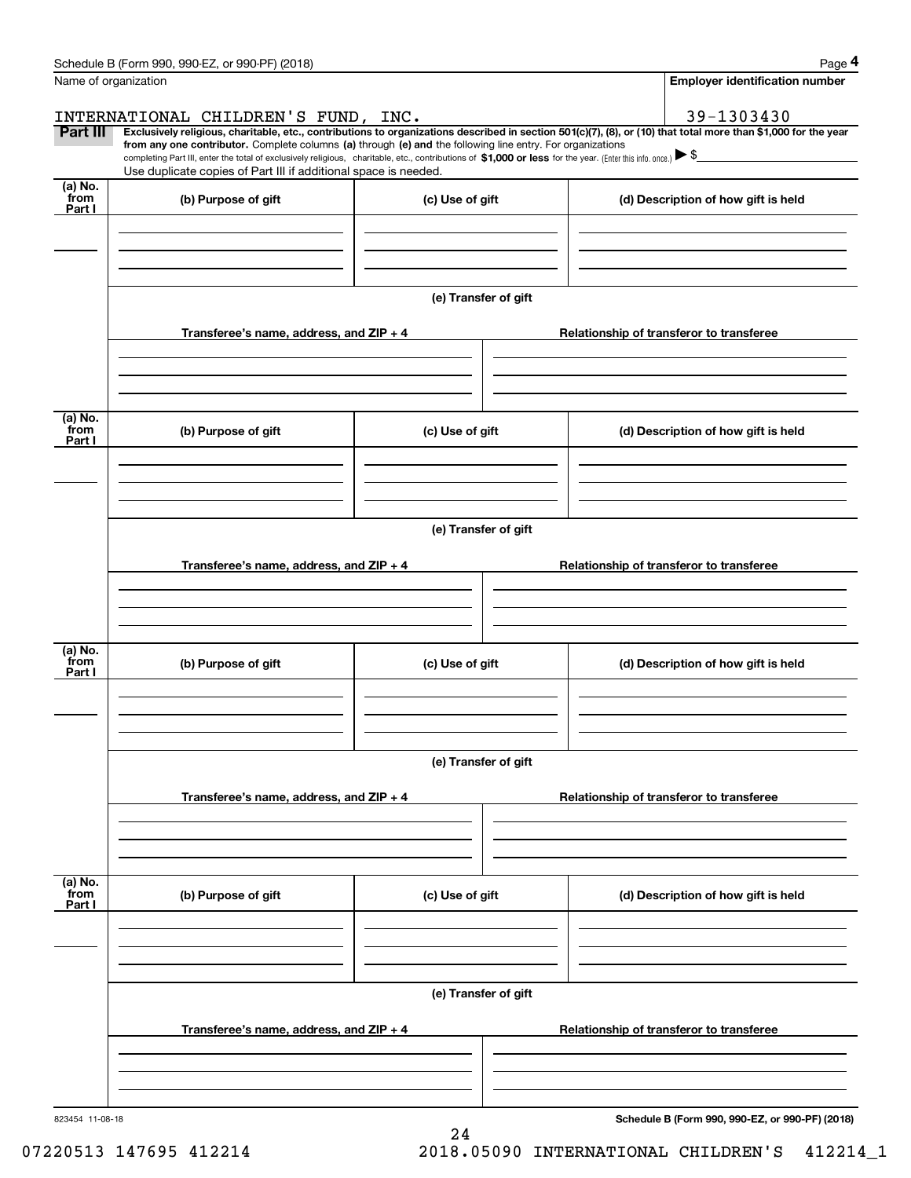Name of organization

**Employer identification number**

INTERNATIONAL CHILDREN'S FUND, INC.

39-1303430

**Part III** **Exclusively religious, charitable, etc., contributions to organizations described in section 501(c)(7), (8), or (10) that total more than $1,000 for the year from any one contributor.** Complete columns **(a)** through **(e) and** the following line entry. For organizations completing Part III, enter the total of exclusively religious, charitable, etc., contributions of **$1,000 or less** for the year. (Enter this info. once.) ▶ $

Use duplicate copies of Part III if additional space is needed.

| (a) No. from Part I | (b) Purpose of gift | (c) Use of gift | (d) Description of how gift is held |
|---|---|---|---|
| | | | |

**(e) Transfer of gift**

| Transferee's name, address, and ZIP + 4 | Relationship of transferor to transferee |
|---|---|
| | |

| (a) No. from Part I | (b) Purpose of gift | (c) Use of gift | (d) Description of how gift is held |
|---|---|---|---|
| | | | |

**(e) Transfer of gift**

| Transferee's name, address, and ZIP + 4 | Relationship of transferor to transferee |
|---|---|
| | |

| (a) No. from Part I | (b) Purpose of gift | (c) Use of gift | (d) Description of how gift is held |
|---|---|---|---|
| | | | |

**(e) Transfer of gift**

| Transferee's name, address, and ZIP + 4 | Relationship of transferor to transferee |
|---|---|
| | |

| (a) No. from Part I | (b) Purpose of gift | (c) Use of gift | (d) Description of how gift is held |
|---|---|---|---|
| | | | |

**(e) Transfer of gift**

| Transferee's name, address, and ZIP + 4 | Relationship of transferor to transferee |
|---|---|
| | |

823454 11-08-18

**Schedule B (Form 990, 990-EZ, or 990-PF) (2018)**

07220513 147695 412214 2018.05090 INTERNATIONAL CHILDREN'S 412214_1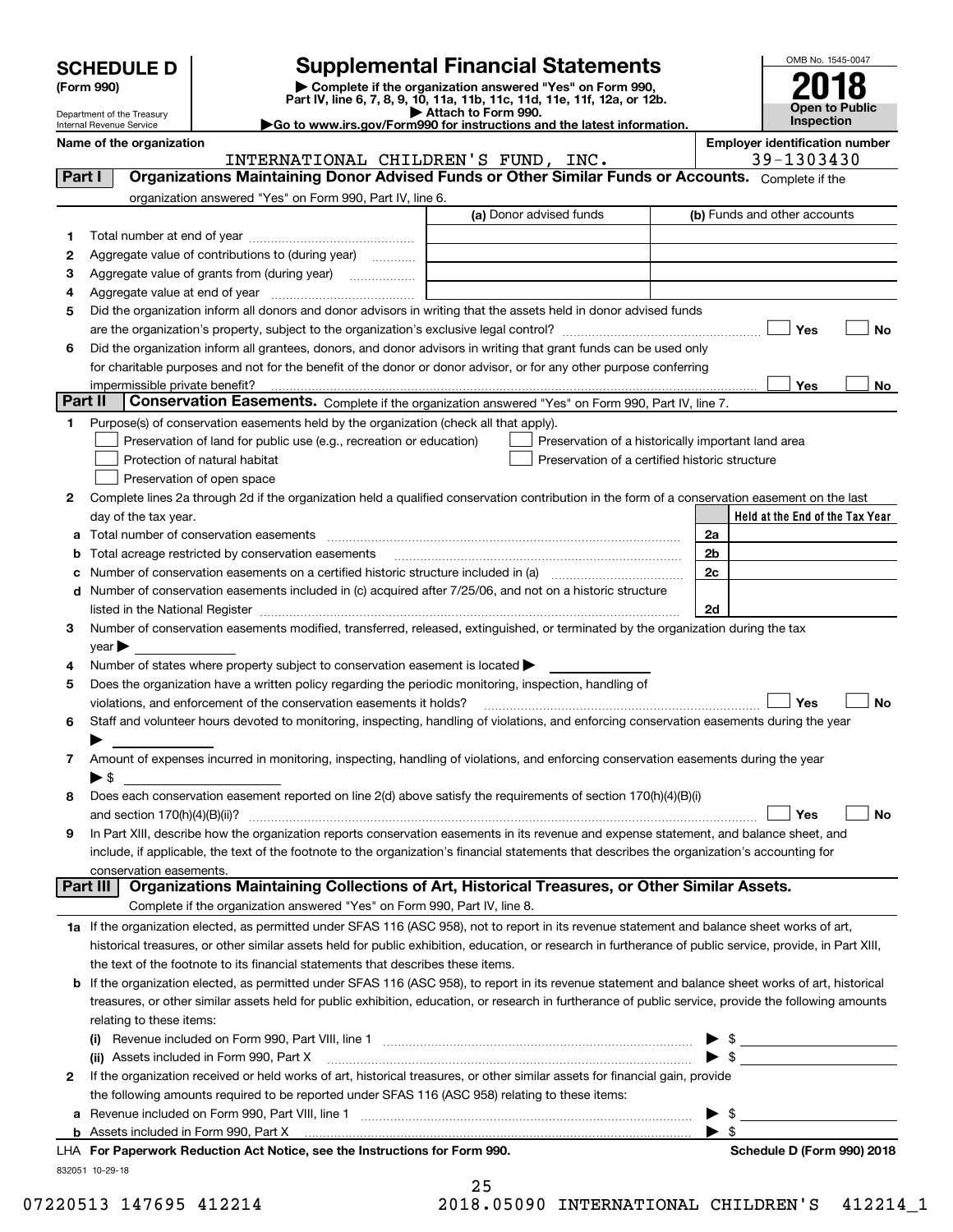# SCHEDULE D (Form 990)

Department of the Treasury
Internal Revenue Service

## Supplemental Financial Statements

▶ Complete if the organization answered "Yes" on Form 990, Part IV, line 6, 7, 8, 9, 10, 11a, 11b, 11c, 11d, 11e, 11f, 12a, or 12b.
▶ Attach to Form 990.
▶Go to www.irs.gov/Form990 for instructions and the latest information.

OMB No. 1545-0047
**2018**
**Open to Public Inspection**

**Name of the organization:** INTERNATIONAL CHILDREN'S FUND, INC.
**Employer identification number:** 39-1303430

### Part I — Organizations Maintaining Donor Advised Funds or Other Similar Funds or Accounts.
Complete if the organization answered "Yes" on Form 990, Part IV, line 6.

| | | (a) Donor advised funds | (b) Funds and other accounts |
|---|---|---|---|
| 1 | Total number at end of year | | |
| 2 | Aggregate value of contributions to (during year) | | |
| 3 | Aggregate value of grants from (during year) | | |
| 4 | Aggregate value at end of year | | |

5 Did the organization inform all donors and donor advisors in writing that the assets held in donor advised funds are the organization's property, subject to the organization's exclusive legal control? ☐ Yes ☐ No

6 Did the organization inform all grantees, donors, and donor advisors in writing that grant funds can be used only for charitable purposes and not for the benefit of the donor or donor advisor, or for any other purpose conferring impermissible private benefit? ☐ Yes ☐ No

### Part II — Conservation Easements.
Complete if the organization answered "Yes" on Form 990, Part IV, line 7.

1 Purpose(s) of conservation easements held by the organization (check all that apply).
- ☐ Preservation of land for public use (e.g., recreation or education)
- ☐ Preservation of a historically important land area
- ☐ Protection of natural habitat
- ☐ Preservation of a certified historic structure
- ☐ Preservation of open space

2 Complete lines 2a through 2d if the organization held a qualified conservation contribution in the form of a conservation easement on the last day of the tax year.

| | | | Held at the End of the Tax Year |
|---|---|---|---|
| a | Total number of conservation easements | 2a | |
| b | Total acreage restricted by conservation easements | 2b | |
| c | Number of conservation easements on a certified historic structure included in (a) | 2c | |
| d | Number of conservation easements included in (c) acquired after 7/25/06, and not on a historic structure listed in the National Register | 2d | |

3 Number of conservation easements modified, transferred, released, extinguished, or terminated by the organization during the tax year ▶

4 Number of states where property subject to conservation easement is located ▶

5 Does the organization have a written policy regarding the periodic monitoring, inspection, handling of violations, and enforcement of the conservation easements it holds? ☐ Yes ☐ No

6 Staff and volunteer hours devoted to monitoring, inspecting, handling of violations, and enforcing conservation easements during the year ▶

7 Amount of expenses incurred in monitoring, inspecting, handling of violations, and enforcing conservation easements during the year ▶ $

8 Does each conservation easement reported on line 2(d) above satisfy the requirements of section 170(h)(4)(B)(i) and section 170(h)(4)(B)(ii)? ☐ Yes ☐ No

9 In Part XIII, describe how the organization reports conservation easements in its revenue and expense statement, and balance sheet, and include, if applicable, the text of the footnote to the organization's financial statements that describes the organization's accounting for conservation easements.

### Part III — Organizations Maintaining Collections of Art, Historical Treasures, or Other Similar Assets.
Complete if the organization answered "Yes" on Form 990, Part IV, line 8.

1a If the organization elected, as permitted under SFAS 116 (ASC 958), not to report in its revenue statement and balance sheet works of art, historical treasures, or other similar assets held for public exhibition, education, or research in furtherance of public service, provide, in Part XIII, the text of the footnote to its financial statements that describes these items.

b If the organization elected, as permitted under SFAS 116 (ASC 958), to report in its revenue statement and balance sheet works of art, historical treasures, or other similar assets held for public exhibition, education, or research in furtherance of public service, provide the following amounts relating to these items:

(i) Revenue included on Form 990, Part VIII, line 1 ▶ $

(ii) Assets included in Form 990, Part X ▶ $

2 If the organization received or held works of art, historical treasures, or other similar assets for financial gain, provide the following amounts required to be reported under SFAS 116 (ASC 958) relating to these items:

a Revenue included on Form 990, Part VIII, line 1 ▶ $

b Assets included in Form 990, Part X ▶ $

LHA For Paperwork Reduction Act Notice, see the Instructions for Form 990. Schedule D (Form 990) 2018

832051 10-29-18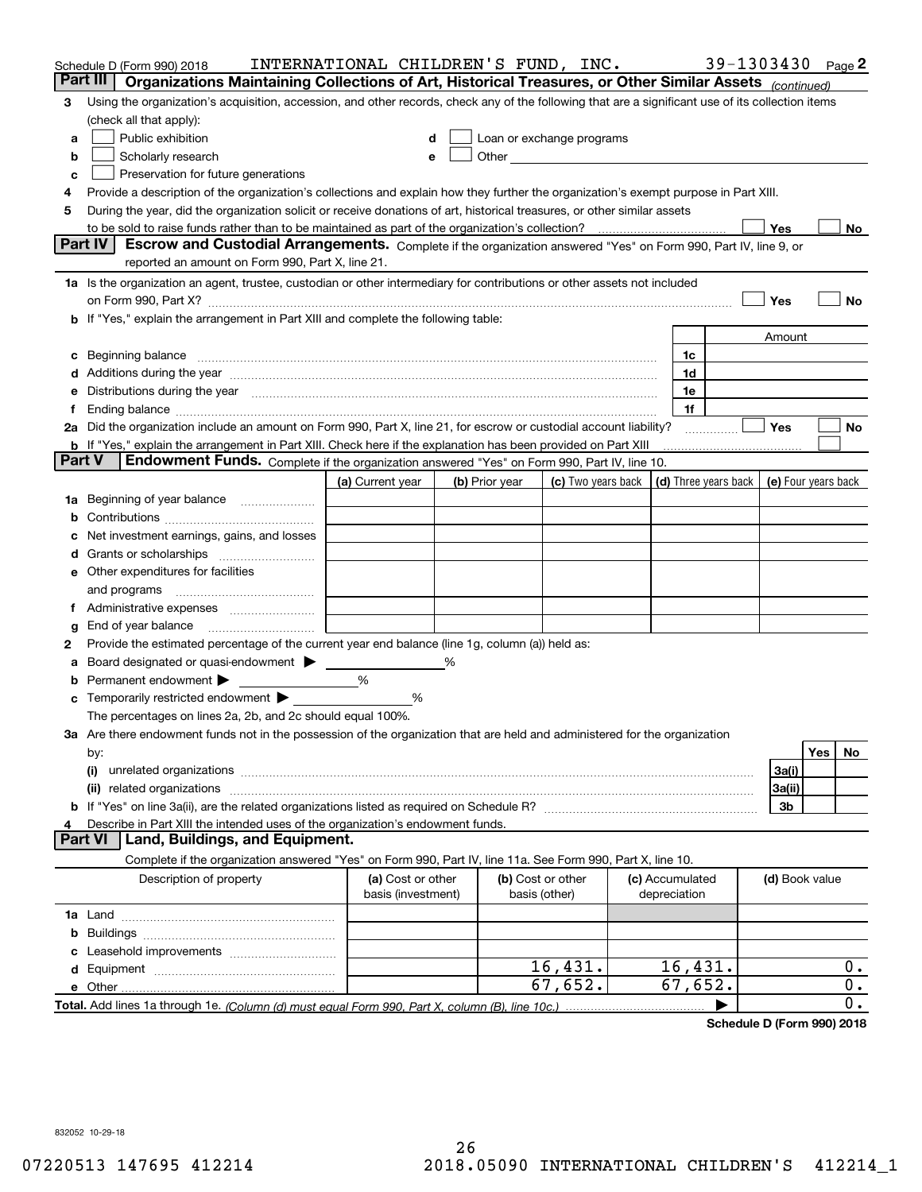Schedule D (Form 990) 2018 INTERNATIONAL CHILDREN'S FUND, INC. 39-1303430 Page 2

## Part III Organizations Maintaining Collections of Art, Historical Treasures, or Other Similar Assets *(continued)*

**3** Using the organization's acquisition, accession, and other records, check any of the following that are a significant use of its collection items (check all that apply):

- **a** ☐ Public exhibition
- **b** ☐ Scholarly research
- **c** ☐ Preservation for future generations
- **d** ☐ Loan or exchange programs
- **e** ☐ Other

**4** Provide a description of the organization's collections and explain how they further the organization's exempt purpose in Part XIII.

**5** During the year, did the organization solicit or receive donations of art, historical treasures, or other similar assets to be sold to raise funds rather than to be maintained as part of the organization's collection? ☐ Yes ☐ No

## Part IV Escrow and Custodial Arrangements.

Complete if the organization answered "Yes" on Form 990, Part IV, line 9, or reported an amount on Form 990, Part X, line 21.

**1a** Is the organization an agent, trustee, custodian or other intermediary for contributions or other assets not included on Form 990, Part X? ☐ Yes ☐ No

**b** If "Yes," explain the arrangement in Part XIII and complete the following table:

| | | Amount |
|---|---|---|
| **c** Beginning balance | 1c | |
| **d** Additions during the year | 1d | |
| **e** Distributions during the year | 1e | |
| **f** Ending balance | 1f | |

**2a** Did the organization include an amount on Form 990, Part X, line 21, for escrow or custodial account liability? ☐ Yes ☐ No

**b** If "Yes," explain the arrangement in Part XIII. Check here if the explanation has been provided on Part XIII ☐

## Part V Endowment Funds.

Complete if the organization answered "Yes" on Form 990, Part IV, line 10.

| | (a) Current year | (b) Prior year | (c) Two years back | (d) Three years back | (e) Four years back |
|---|---|---|---|---|---|
| **1a** Beginning of year balance | | | | | |
| **b** Contributions | | | | | |
| **c** Net investment earnings, gains, and losses | | | | | |
| **d** Grants or scholarships | | | | | |
| **e** Other expenditures for facilities and programs | | | | | |
| **f** Administrative expenses | | | | | |
| **g** End of year balance | | | | | |

**2** Provide the estimated percentage of the current year end balance (line 1g, column (a)) held as:

- **a** Board designated or quasi-endowment ▶ ______ %
- **b** Permanent endowment ▶ ______ %
- **c** Temporarily restricted endowment ▶ ______ %

The percentages on lines 2a, 2b, and 2c should equal 100%.

**3a** Are there endowment funds not in the possession of the organization that are held and administered for the organization by:

| | | Yes | No |
|---|---|---|---|
| **(i)** unrelated organizations | 3a(i) | | |
| **(ii)** related organizations | 3a(ii) | | |
| **b** If "Yes" on line 3a(ii), are the related organizations listed as required on Schedule R? | 3b | | |

**4** Describe in Part XIII the intended uses of the organization's endowment funds.

## Part VI Land, Buildings, and Equipment.

Complete if the organization answered "Yes" on Form 990, Part IV, line 11a. See Form 990, Part X, line 10.

| Description of property | (a) Cost or other basis (investment) | (b) Cost or other basis (other) | (c) Accumulated depreciation | (d) Book value |
|---|---|---|---|---|
| **1a** Land | | | | |
| **b** Buildings | | | | |
| **c** Leasehold improvements | | | | |
| **d** Equipment | | 16,431. | 16,431. | 0. |
| **e** Other | | 67,652. | 67,652. | 0. |
| **Total.** Add lines 1a through 1e. *(Column (d) must equal Form 990, Part X, column (B), line 10c.)* | | | ▶ | 0. |

**Schedule D (Form 990) 2018**

832052 10-29-18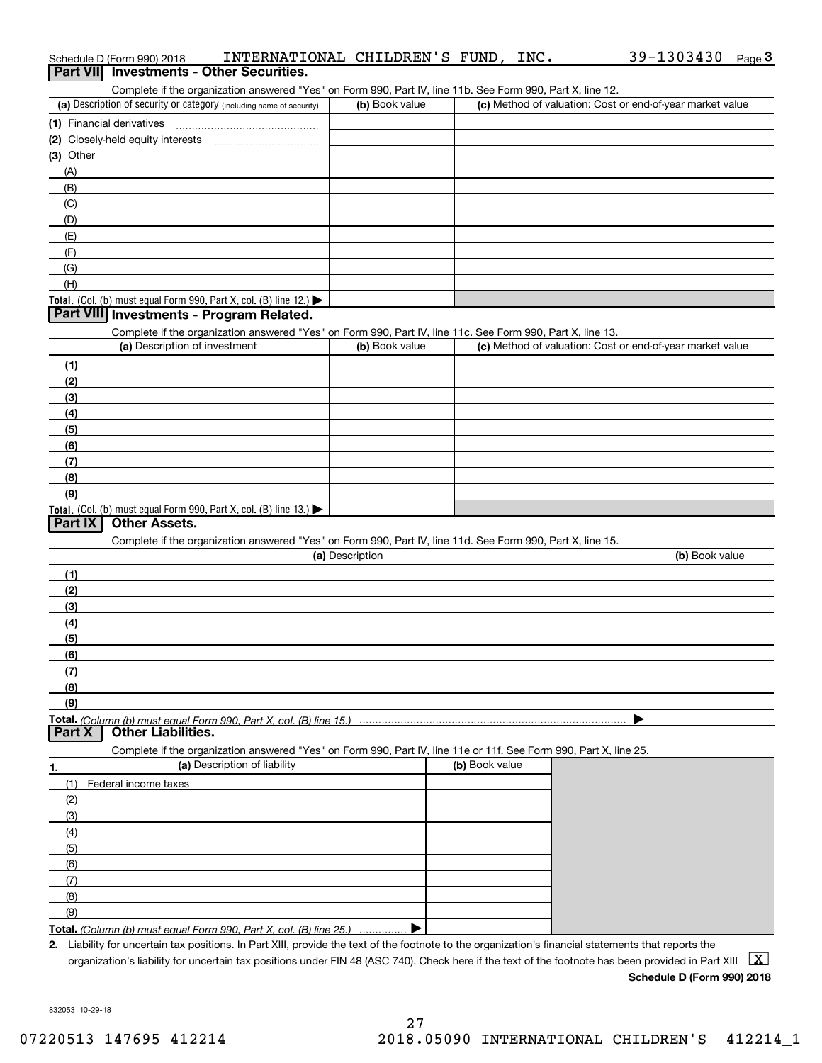Schedule D (Form 990) 2018 INTERNATIONAL CHILDREN'S FUND, INC. 39-1303430 Page 3

## Part VII Investments - Other Securities.

Complete if the organization answered "Yes" on Form 990, Part IV, line 11b. See Form 990, Part X, line 12.

| (a) Description of security or category (including name of security) | (b) Book value | (c) Method of valuation: Cost or end-of-year market value |
|---|---|---|
| (1) Financial derivatives | | |
| (2) Closely-held equity interests | | |
| (3) Other | | |
| (A) | | |
| (B) | | |
| (C) | | |
| (D) | | |
| (E) | | |
| (F) | | |
| (G) | | |
| (H) | | |
| **Total.** (Col. (b) must equal Form 990, Part X, col. (B) line 12.) ▶ | | |

## Part VIII Investments - Program Related.

Complete if the organization answered "Yes" on Form 990, Part IV, line 11c. See Form 990, Part X, line 13.

| (a) Description of investment | (b) Book value | (c) Method of valuation: Cost or end-of-year market value |
|---|---|---|
| (1) | | |
| (2) | | |
| (3) | | |
| (4) | | |
| (5) | | |
| (6) | | |
| (7) | | |
| (8) | | |
| (9) | | |
| **Total.** (Col. (b) must equal Form 990, Part X, col. (B) line 13.) ▶ | | |

## Part IX Other Assets.

Complete if the organization answered "Yes" on Form 990, Part IV, line 11d. See Form 990, Part X, line 15.

| (a) Description | (b) Book value |
|---|---|
| (1) | |
| (2) | |
| (3) | |
| (4) | |
| (5) | |
| (6) | |
| (7) | |
| (8) | |
| (9) | |
| **Total.** *(Column (b) must equal Form 990, Part X, col. (B) line 15.)* ▶ | |

## Part X Other Liabilities.

Complete if the organization answered "Yes" on Form 990, Part IV, line 11e or 11f. See Form 990, Part X, line 25.

| 1. (a) Description of liability | (b) Book value |
|---|---|
| (1) Federal income taxes | |
| (2) | |
| (3) | |
| (4) | |
| (5) | |
| (6) | |
| (7) | |
| (8) | |
| (9) | |
| **Total.** *(Column (b) must equal Form 990, Part X, col. (B) line 25.)* ▶ | |

2. Liability for uncertain tax positions. In Part XIII, provide the text of the footnote to the organization's financial statements that reports the organization's liability for uncertain tax positions under FIN 48 (ASC 740). Check here if the text of the footnote has been provided in Part XIII [X]

**Schedule D (Form 990) 2018**

832053 10-29-18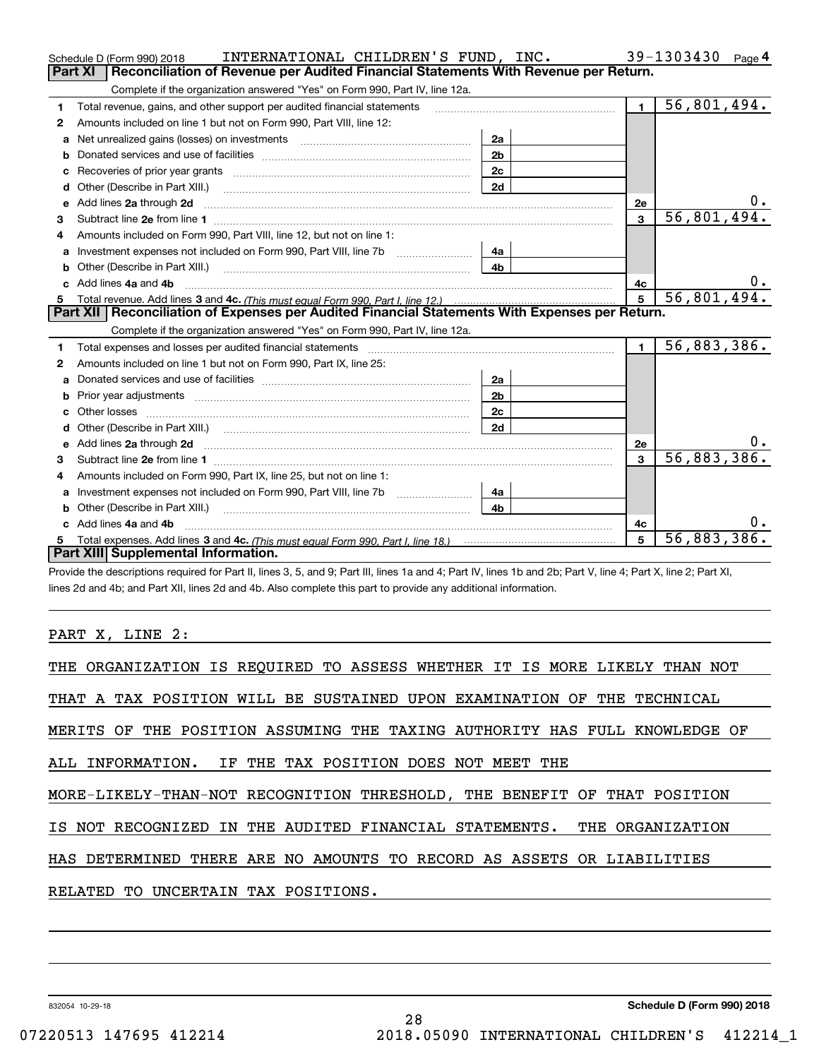Schedule D (Form 990) 2018 INTERNATIONAL CHILDREN'S FUND, INC. 39-1303430 Page 4

## Part XI Reconciliation of Revenue per Audited Financial Statements With Revenue per Return.

Complete if the organization answered "Yes" on Form 990, Part IV, line 12a.

| | | | | | |
|---|---|---|---|---|---|
| 1 | Total revenue, gains, and other support per audited financial statements | | | 1 | 56,801,494. |
| 2 | Amounts included on line 1 but not on Form 990, Part VIII, line 12: | | | | |
| a | Net unrealized gains (losses) on investments | 2a | | | |
| b | Donated services and use of facilities | 2b | | | |
| c | Recoveries of prior year grants | 2c | | | |
| d | Other (Describe in Part XIII.) | 2d | | | |
| e | Add lines 2a through 2d | | | 2e | 0. |
| 3 | Subtract line 2e from line 1 | | | 3 | 56,801,494. |
| 4 | Amounts included on Form 990, Part VIII, line 12, but not on line 1: | | | | |
| a | Investment expenses not included on Form 990, Part VIII, line 7b | 4a | | | |
| b | Other (Describe in Part XIII.) | 4b | | | |
| c | Add lines 4a and 4b | | | 4c | 0. |
| 5 | Total revenue. Add lines 3 and 4c. *(This must equal Form 990, Part I, line 12.)* | | | 5 | 56,801,494. |

## Part XII Reconciliation of Expenses per Audited Financial Statements With Expenses per Return.

Complete if the organization answered "Yes" on Form 990, Part IV, line 12a.

| | | | | | |
|---|---|---|---|---|---|
| 1 | Total expenses and losses per audited financial statements | | | 1 | 56,883,386. |
| 2 | Amounts included on line 1 but not on Form 990, Part IX, line 25: | | | | |
| a | Donated services and use of facilities | 2a | | | |
| b | Prior year adjustments | 2b | | | |
| c | Other losses | 2c | | | |
| d | Other (Describe in Part XIII.) | 2d | | | |
| e | Add lines 2a through 2d | | | 2e | 0. |
| 3 | Subtract line 2e from line 1 | | | 3 | 56,883,386. |
| 4 | Amounts included on Form 990, Part IX, line 25, but not on line 1: | | | | |
| a | Investment expenses not included on Form 990, Part VIII, line 7b | 4a | | | |
| b | Other (Describe in Part XIII.) | 4b | | | |
| c | Add lines 4a and 4b | | | 4c | 0. |
| 5 | Total expenses. Add lines 3 and 4c. *(This must equal Form 990, Part I, line 18.)* | | | 5 | 56,883,386. |

## Part XIII Supplemental Information.

Provide the descriptions required for Part II, lines 3, 5, and 9; Part III, lines 1a and 4; Part IV, lines 1b and 2b; Part V, line 4; Part X, line 2; Part XI, lines 2d and 4b; and Part XII, lines 2d and 4b. Also complete this part to provide any additional information.

PART X, LINE 2:

THE ORGANIZATION IS REQUIRED TO ASSESS WHETHER IT IS MORE LIKELY THAN NOT THAT A TAX POSITION WILL BE SUSTAINED UPON EXAMINATION OF THE TECHNICAL MERITS OF THE POSITION ASSUMING THE TAXING AUTHORITY HAS FULL KNOWLEDGE OF ALL INFORMATION. IF THE TAX POSITION DOES NOT MEET THE MORE-LIKELY-THAN-NOT RECOGNITION THRESHOLD, THE BENEFIT OF THAT POSITION IS NOT RECOGNIZED IN THE AUDITED FINANCIAL STATEMENTS. THE ORGANIZATION HAS DETERMINED THERE ARE NO AMOUNTS TO RECORD AS ASSETS OR LIABILITIES RELATED TO UNCERTAIN TAX POSITIONS.

832054 10-29-18

Schedule D (Form 990) 2018

07220513 147695 412214 2018.05090 INTERNATIONAL CHILDREN'S 412214_1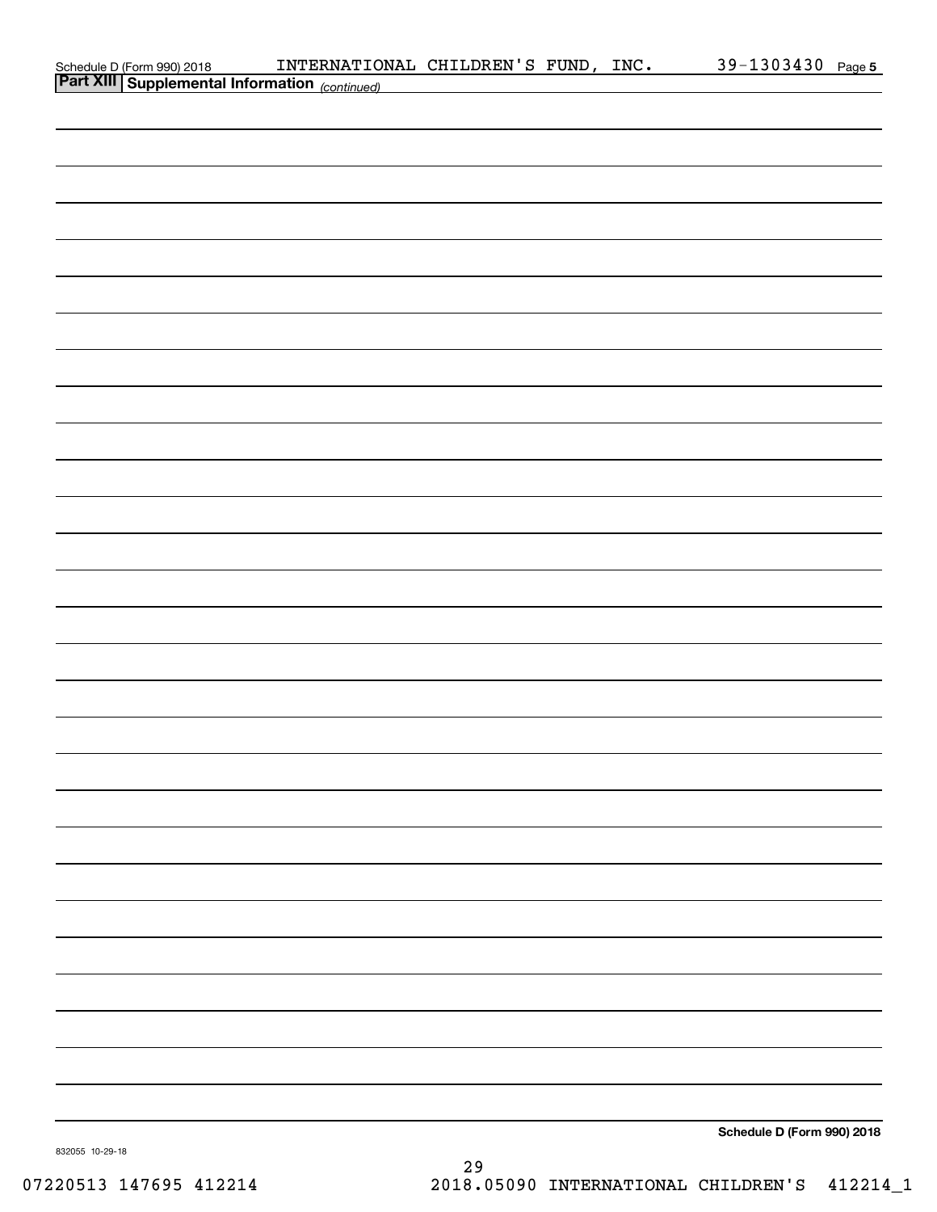Schedule D (Form 990) 2018 INTERNATIONAL CHILDREN'S FUND, INC. 39-1303430 Page 5

**Part XIII Supplemental Information** *(continued)*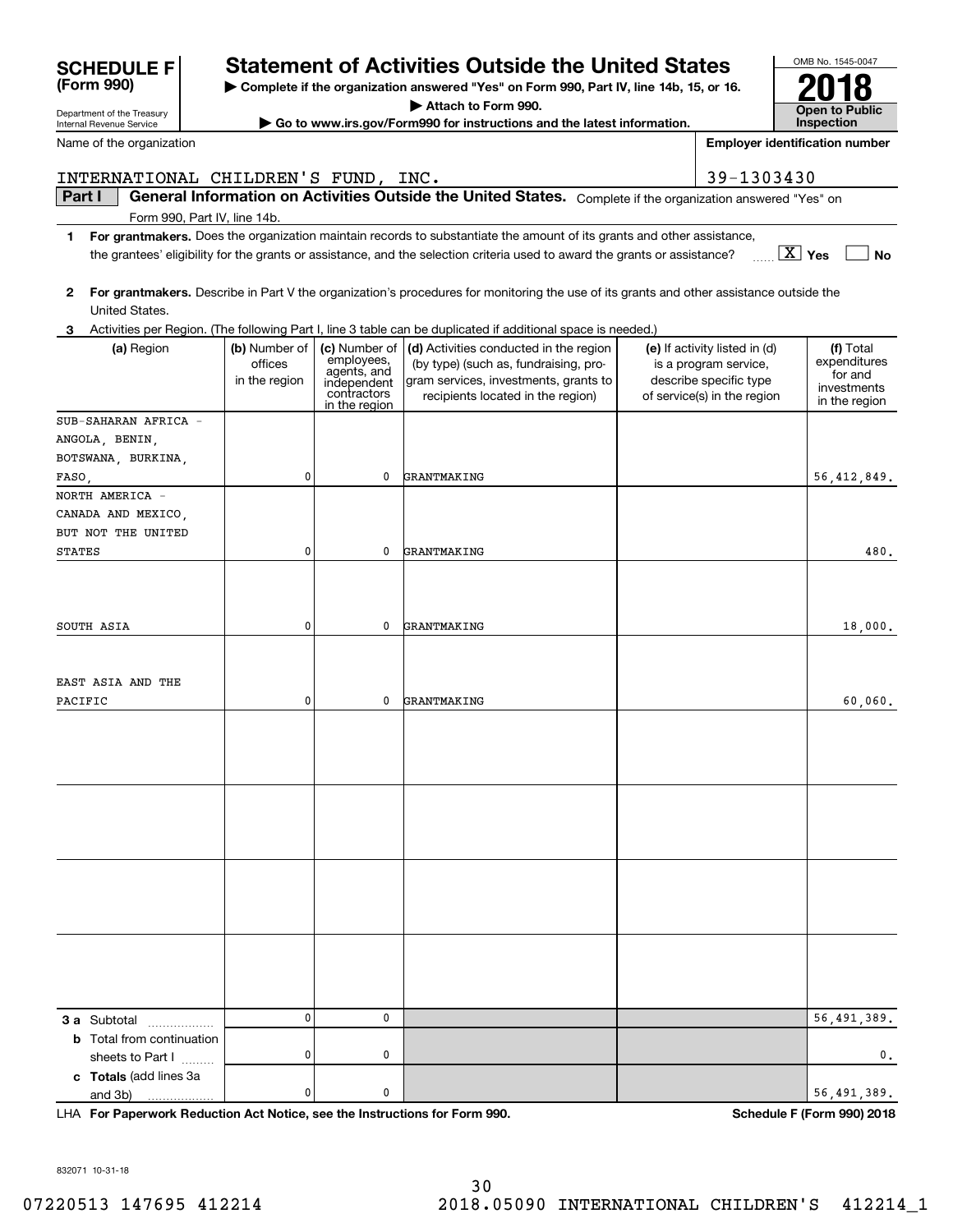**SCHEDULE F (Form 990)**

Department of the Treasury
Internal Revenue Service

# Statement of Activities Outside the United States

▶ Complete if the organization answered "Yes" on Form 990, Part IV, line 14b, 15, or 16.
▶ Attach to Form 990.
▶ Go to www.irs.gov/Form990 for instructions and the latest information.

OMB No. 1545-0047

**2018**

**Open to Public Inspection**

Name of the organization: INTERNATIONAL CHILDREN'S FUND, INC.

Employer identification number: 39-1303430

**Part I** **General Information on Activities Outside the United States.** Complete if the organization answered "Yes" on Form 990, Part IV, line 14b.

1 **For grantmakers.** Does the organization maintain records to substantiate the amount of its grants and other assistance, the grantees' eligibility for the grants or assistance, and the selection criteria used to award the grants or assistance? [X] Yes [ ] No

2 **For grantmakers.** Describe in Part V the organization's procedures for monitoring the use of its grants and other assistance outside the United States.

3 Activities per Region. (The following Part I, line 3 table can be duplicated if additional space is needed.)

| (a) Region | (b) Number of offices in the region | (c) Number of employees, agents, and independent contractors in the region | (d) Activities conducted in the region (by type) (such as, fundraising, program services, investments, grants to recipients located in the region) | (e) If activity listed in (d) is a program service, describe specific type of service(s) in the region | (f) Total expenditures for and investments in the region |
|---|---|---|---|---|---|
| SUB-SAHARAN AFRICA - ANGOLA, BENIN, BOTSWANA, BURKINA, FASO, | 0 | 0 | GRANTMAKING | | 56,412,849. |
| NORTH AMERICA - CANADA AND MEXICO, BUT NOT THE UNITED STATES | 0 | 0 | GRANTMAKING | | 480. |
| SOUTH ASIA | 0 | 0 | GRANTMAKING | | 18,000. |
| EAST ASIA AND THE PACIFIC | 0 | 0 | GRANTMAKING | | 60,060. |
| | | | | | |
| | | | | | |
| | | | | | |
| | | | | | |
| **3 a** Subtotal | 0 | 0 | | | 56,491,389. |
| **b** Total from continuation sheets to Part I | 0 | 0 | | | 0. |
| **c Totals** (add lines 3a and 3b) | 0 | 0 | | | 56,491,389. |

LHA **For Paperwork Reduction Act Notice, see the Instructions for Form 990.** **Schedule F (Form 990) 2018**

832071 10-31-18

07220513 147695 412214 2018.05090 INTERNATIONAL CHILDREN'S 412214_1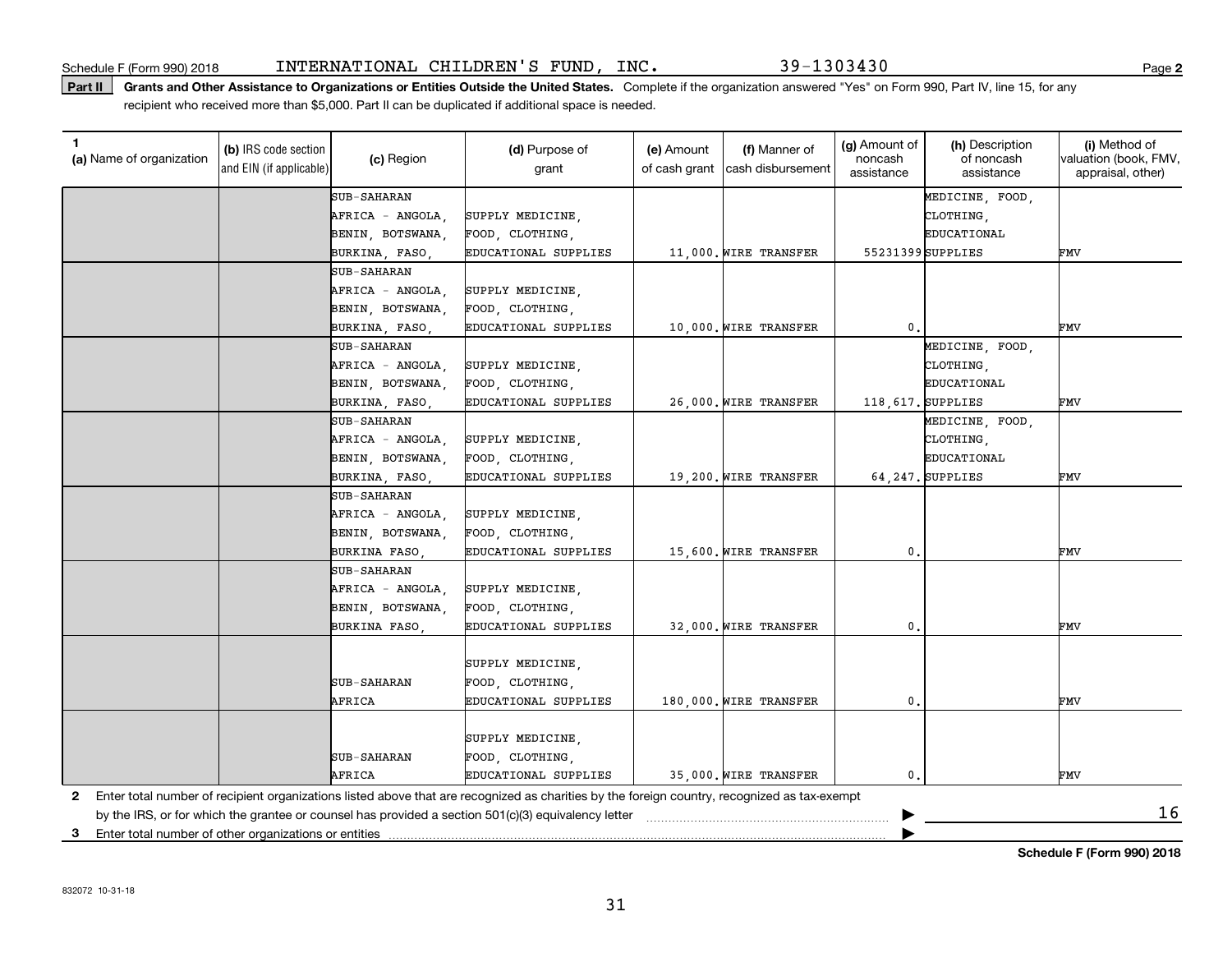Schedule F (Form 990) 2018 INTERNATIONAL CHILDREN'S FUND, INC. 39-1303430 Page **2**

**Part II** **Grants and Other Assistance to Organizations or Entities Outside the United States.** Complete if the organization answered "Yes" on Form 990, Part IV, line 15, for any recipient who received more than $5,000. Part II can be duplicated if additional space is needed.

| 1 (a) Name of organization | (b) IRS code section and EIN (if applicable) | (c) Region | (d) Purpose of grant | (e) Amount of cash grant | (f) Manner of cash disbursement | (g) Amount of noncash assistance | (h) Description of noncash assistance | (i) Method of valuation (book, FMV, appraisal, other) |
|---|---|---|---|---|---|---|---|---|
| | | SUB-SAHARAN AFRICA - ANGOLA, BENIN, BOTSWANA, BURKINA, FASO, | SUPPLY MEDICINE, FOOD, CLOTHING, EDUCATIONAL SUPPLIES | 11,000. | WIRE TRANSFER | 55231399 | MEDICINE, FOOD, CLOTHING, EDUCATIONAL SUPPLIES | FMV |
| | | SUB-SAHARAN AFRICA - ANGOLA, BENIN, BOTSWANA, BURKINA, FASO, | SUPPLY MEDICINE, FOOD, CLOTHING, EDUCATIONAL SUPPLIES | 10,000. | WIRE TRANSFER | 0. | | FMV |
| | | SUB-SAHARAN AFRICA - ANGOLA, BENIN, BOTSWANA, BURKINA, FASO, | SUPPLY MEDICINE, FOOD, CLOTHING, EDUCATIONAL SUPPLIES | 26,000. | WIRE TRANSFER | 118,617. | MEDICINE, FOOD, CLOTHING, EDUCATIONAL SUPPLIES | FMV |
| | | SUB-SAHARAN AFRICA - ANGOLA, BENIN, BOTSWANA, BURKINA, FASO, | SUPPLY MEDICINE, FOOD, CLOTHING, EDUCATIONAL SUPPLIES | 19,200. | WIRE TRANSFER | 64,247. | MEDICINE, FOOD, CLOTHING, EDUCATIONAL SUPPLIES | FMV |
| | | SUB-SAHARAN AFRICA - ANGOLA, BENIN, BOTSWANA, BURKINA FASO, | SUPPLY MEDICINE, FOOD, CLOTHING, EDUCATIONAL SUPPLIES | 15,600. | WIRE TRANSFER | 0. | | FMV |
| | | SUB-SAHARAN AFRICA - ANGOLA, BENIN, BOTSWANA, BURKINA FASO, | SUPPLY MEDICINE, FOOD, CLOTHING, EDUCATIONAL SUPPLIES | 32,000. | WIRE TRANSFER | 0. | | FMV |
| | | SUB-SAHARAN AFRICA | SUPPLY MEDICINE, FOOD, CLOTHING, EDUCATIONAL SUPPLIES | 180,000. | WIRE TRANSFER | 0. | | FMV |
| | | SUB-SAHARAN AFRICA | SUPPLY MEDICINE, FOOD, CLOTHING, EDUCATIONAL SUPPLIES | 35,000. | WIRE TRANSFER | 0. | | FMV |

**2** Enter total number of recipient organizations listed above that are recognized as charities by the foreign country, recognized as tax-exempt by the IRS, or for which the grantee or counsel has provided a section 501(c)(3) equivalency letter ▶ 16

**3** Enter total number of other organizations or entities ▶

**Schedule F (Form 990) 2018**

832072 10-31-18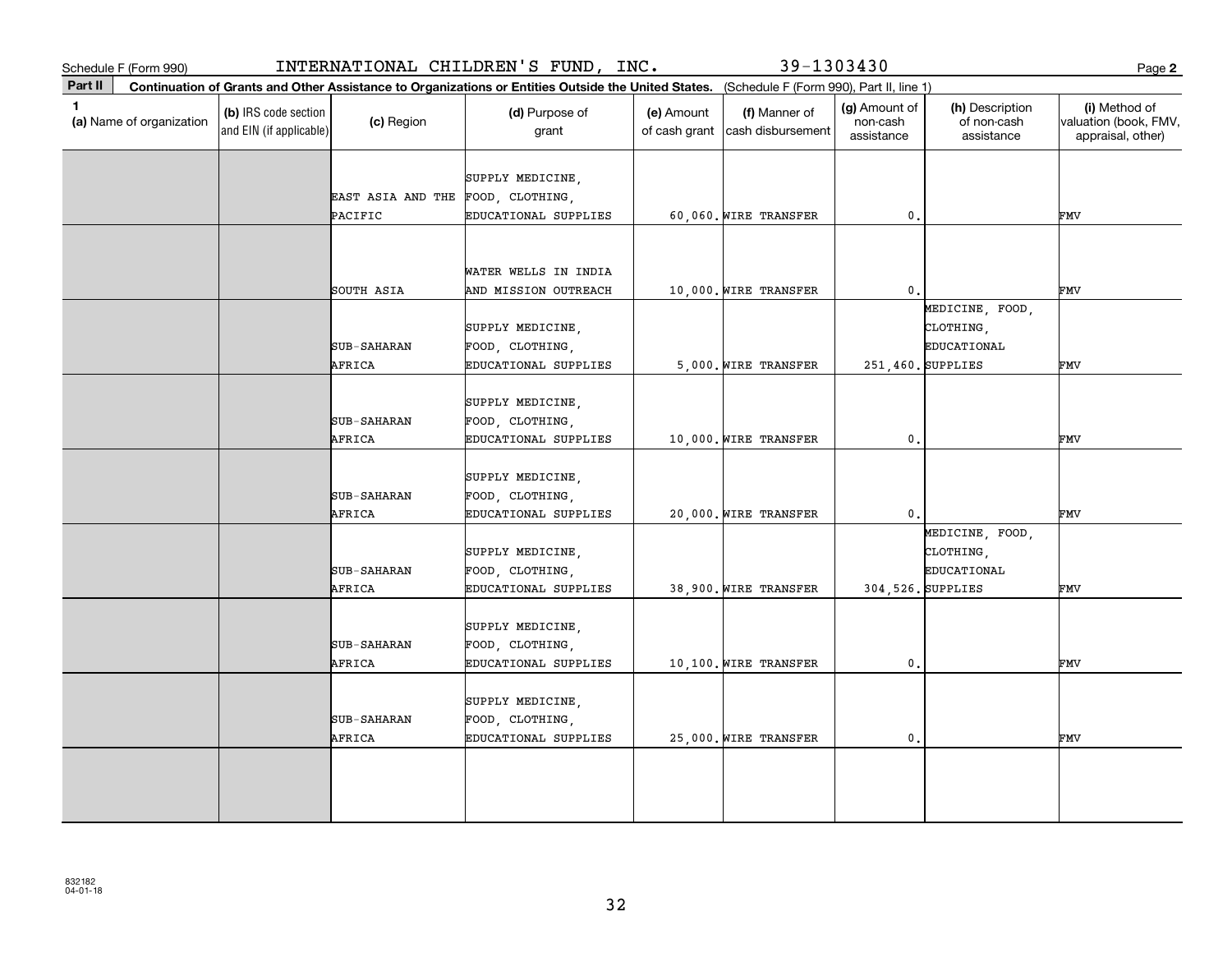Schedule F (Form 990) INTERNATIONAL CHILDREN'S FUND, INC. 39-1303430 Page 2

**Part II** **Continuation of Grants and Other Assistance to Organizations or Entities Outside the United States.** (Schedule F (Form 990), Part II, line 1)

| 1 (a) Name of organization | (b) IRS code section and EIN (if applicable) | (c) Region | (d) Purpose of grant | (e) Amount of cash grant | (f) Manner of cash disbursement | (g) Amount of non-cash assistance | (h) Description of non-cash assistance | (i) Method of valuation (book, FMV, appraisal, other) |
|---|---|---|---|---|---|---|---|---|
| | | EAST ASIA AND THE PACIFIC | SUPPLY MEDICINE, FOOD, CLOTHING, EDUCATIONAL SUPPLIES | 60,060. | WIRE TRANSFER | 0. | | FMV |
| | | SOUTH ASIA | WATER WELLS IN INDIA AND MISSION OUTREACH | 10,000. | WIRE TRANSFER | 0. | | FMV |
| | | SUB-SAHARAN AFRICA | SUPPLY MEDICINE, FOOD, CLOTHING, EDUCATIONAL SUPPLIES | 5,000. | WIRE TRANSFER | 251,460. | MEDICINE, FOOD, CLOTHING, EDUCATIONAL SUPPLIES | FMV |
| | | SUB-SAHARAN AFRICA | SUPPLY MEDICINE, FOOD, CLOTHING, EDUCATIONAL SUPPLIES | 10,000. | WIRE TRANSFER | 0. | | FMV |
| | | SUB-SAHARAN AFRICA | SUPPLY MEDICINE, FOOD, CLOTHING, EDUCATIONAL SUPPLIES | 20,000. | WIRE TRANSFER | 0. | | FMV |
| | | SUB-SAHARAN AFRICA | SUPPLY MEDICINE, FOOD, CLOTHING, EDUCATIONAL SUPPLIES | 38,900. | WIRE TRANSFER | 304,526. | MEDICINE, FOOD, CLOTHING, EDUCATIONAL SUPPLIES | FMV |
| | | SUB-SAHARAN AFRICA | SUPPLY MEDICINE, FOOD, CLOTHING, EDUCATIONAL SUPPLIES | 10,100. | WIRE TRANSFER | 0. | | FMV |
| | | SUB-SAHARAN AFRICA | SUPPLY MEDICINE, FOOD, CLOTHING, EDUCATIONAL SUPPLIES | 25,000. | WIRE TRANSFER | 0. | | FMV |
| | | | | | | | | |

832182 04-01-18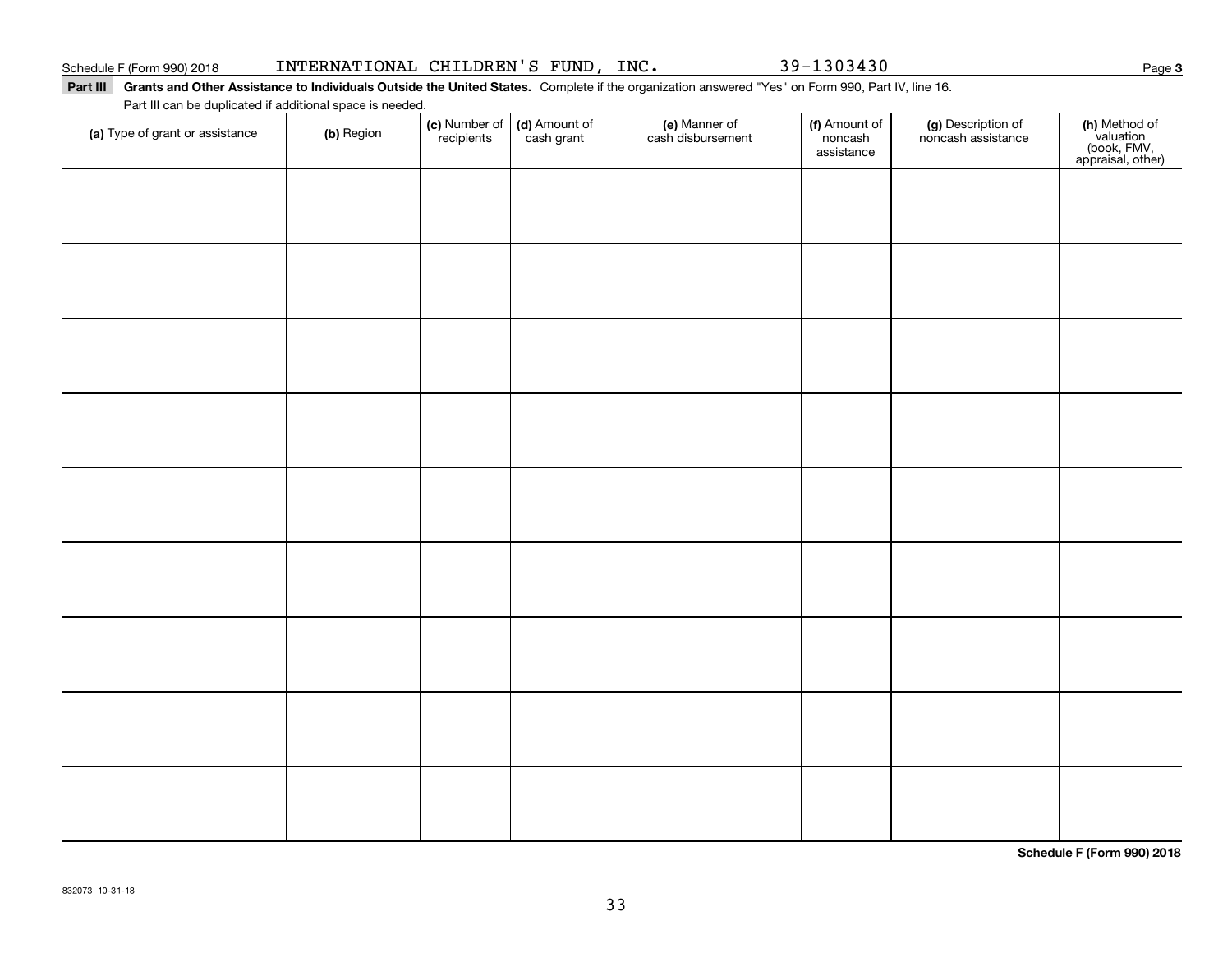Schedule F (Form 990) 2018 INTERNATIONAL CHILDREN'S FUND, INC. 39-1303430 Page **3**

**Part III Grants and Other Assistance to Individuals Outside the United States.** Complete if the organization answered "Yes" on Form 990, Part IV, line 16.

Part III can be duplicated if additional space is needed.

| **(a)** Type of grant or assistance | **(b)** Region | **(c)** Number of recipients | **(d)** Amount of cash grant | **(e)** Manner of cash disbursement | **(f)** Amount of noncash assistance | **(g)** Description of noncash assistance | **(h)** Method of valuation (book, FMV, appraisal, other) |
|---|---|---|---|---|---|---|---|
| | | | | | | | |
| | | | | | | | |
| | | | | | | | |
| | | | | | | | |
| | | | | | | | |
| | | | | | | | |
| | | | | | | | |
| | | | | | | | |
| | | | | | | | |

**Schedule F (Form 990) 2018**

832073 10-31-18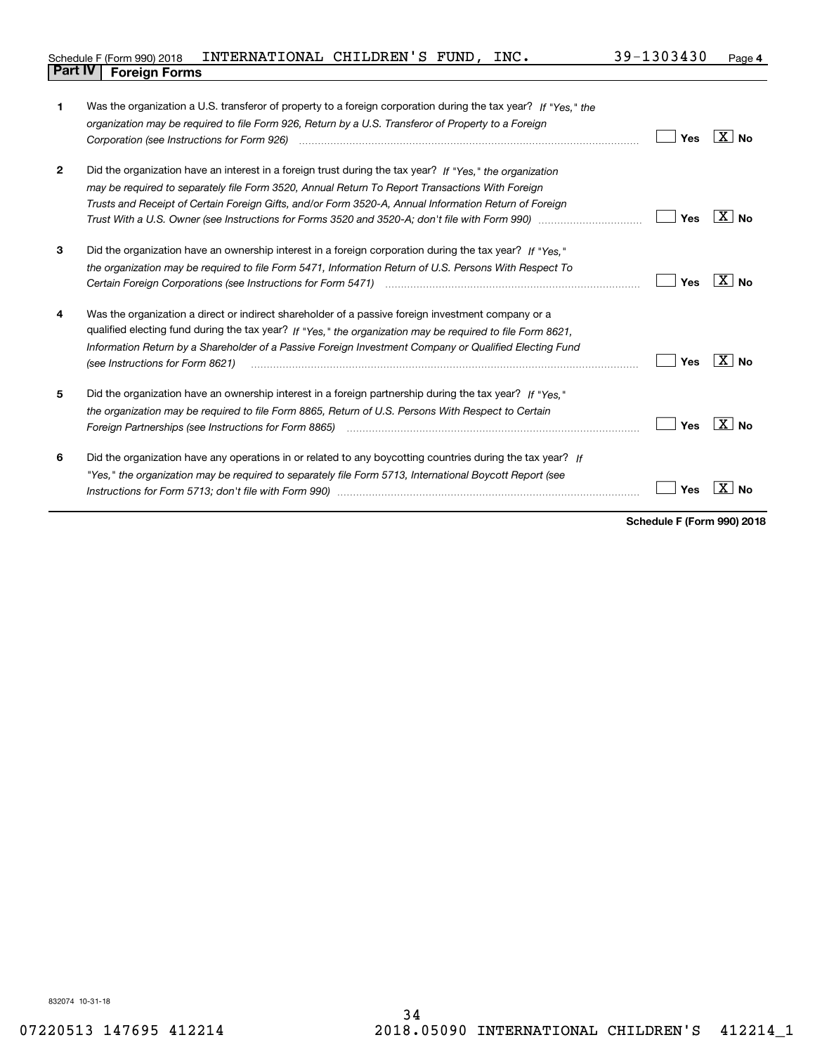Schedule F (Form 990) 2018 INTERNATIONAL CHILDREN'S FUND, INC. 39-1303430 Page 4

## Part IV Foreign Forms

| | | Yes | No |
|---|---|---|---|
| 1 | Was the organization a U.S. transferor of property to a foreign corporation during the tax year? *If "Yes," the organization may be required to file Form 926, Return by a U.S. Transferor of Property to a Foreign Corporation (see Instructions for Form 926)* | | X |
| 2 | Did the organization have an interest in a foreign trust during the tax year? *If "Yes," the organization may be required to separately file Form 3520, Annual Return To Report Transactions With Foreign Trusts and Receipt of Certain Foreign Gifts, and/or Form 3520-A, Annual Information Return of Foreign Trust With a U.S. Owner (see Instructions for Forms 3520 and 3520-A; don't file with Form 990)* | | X |
| 3 | Did the organization have an ownership interest in a foreign corporation during the tax year? *If "Yes," the organization may be required to file Form 5471, Information Return of U.S. Persons With Respect To Certain Foreign Corporations (see Instructions for Form 5471)* | | X |
| 4 | Was the organization a direct or indirect shareholder of a passive foreign investment company or a qualified electing fund during the tax year? *If "Yes," the organization may be required to file Form 8621, Information Return by a Shareholder of a Passive Foreign Investment Company or Qualified Electing Fund (see Instructions for Form 8621)* | | X |
| 5 | Did the organization have an ownership interest in a foreign partnership during the tax year? *If "Yes," the organization may be required to file Form 8865, Return of U.S. Persons With Respect to Certain Foreign Partnerships (see Instructions for Form 8865)* | | X |
| 6 | Did the organization have any operations in or related to any boycotting countries during the tax year? *If "Yes," the organization may be required to separately file Form 5713, International Boycott Report (see Instructions for Form 5713; don't file with Form 990)* | | X |

**Schedule F (Form 990) 2018**

832074 10-31-18

07220513 147695 412214 2018.05090 INTERNATIONAL CHILDREN'S 412214_1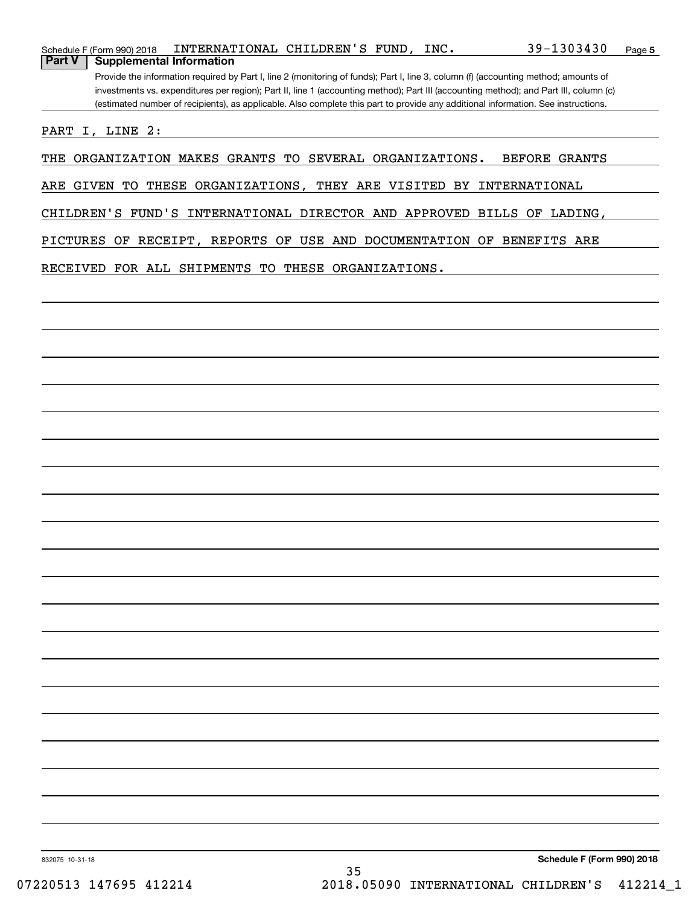Schedule F (Form 990) 2018 INTERNATIONAL CHILDREN'S FUND, INC. 39-1303430 Page 5

## Part V Supplemental Information

Provide the information required by Part I, line 2 (monitoring of funds); Part I, line 3, column (f) (accounting method; amounts of investments vs. expenditures per region); Part II, line 1 (accounting method); Part III (accounting method); and Part III, column (c) (estimated number of recipients), as applicable. Also complete this part to provide any additional information. See instructions.

PART I, LINE 2:

THE ORGANIZATION MAKES GRANTS TO SEVERAL ORGANIZATIONS. BEFORE GRANTS ARE GIVEN TO THESE ORGANIZATIONS, THEY ARE VISITED BY INTERNATIONAL CHILDREN'S FUND'S INTERNATIONAL DIRECTOR AND APPROVED BILLS OF LADING, PICTURES OF RECEIPT, REPORTS OF USE AND DOCUMENTATION OF BENEFITS ARE RECEIVED FOR ALL SHIPMENTS TO THESE ORGANIZATIONS.

832075 10-31-18 Schedule F (Form 990) 2018

07220513 147695 412214 2018.05090 INTERNATIONAL CHILDREN'S 412214_1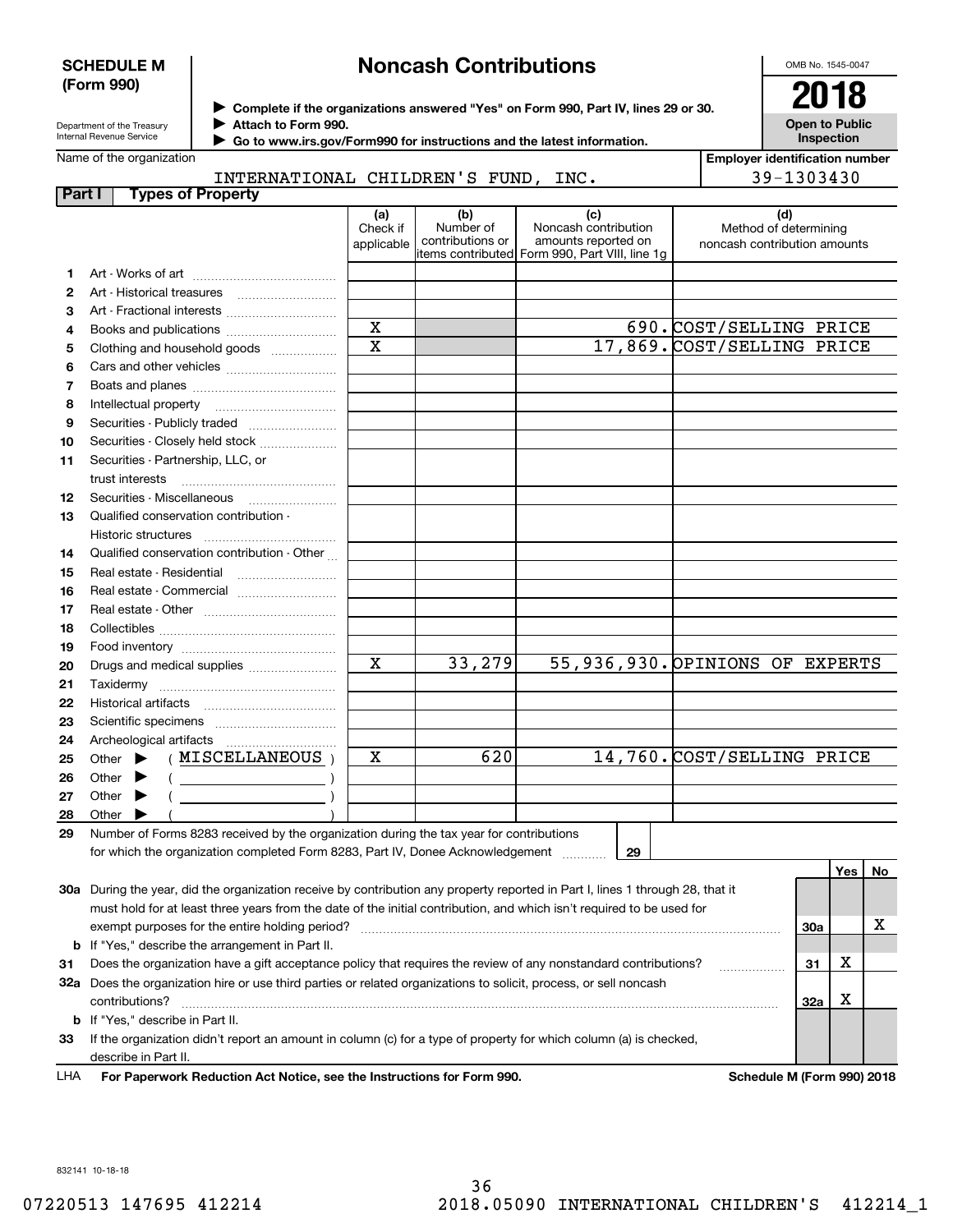**SCHEDULE M (Form 990)**

Department of the Treasury
Internal Revenue Service

# Noncash Contributions

▶ Complete if the organizations answered "Yes" on Form 990, Part IV, lines 29 or 30.
▶ Attach to Form 990.
▶ Go to www.irs.gov/Form990 for instructions and the latest information.

OMB No. 1545-0047

**2018**

**Open to Public Inspection**

Name of the organization: INTERNATIONAL CHILDREN'S FUND, INC.

Employer identification number: 39-1303430

## Part I Types of Property

| | | (a) Check if applicable | (b) Number of contributions or items contributed | (c) Noncash contribution amounts reported on Form 990, Part VIII, line 1g | (d) Method of determining noncash contribution amounts |
|---|---|---|---|---|---|
| 1 | Art - Works of art | | | | |
| 2 | Art - Historical treasures | | | | |
| 3 | Art - Fractional interests | | | | |
| 4 | Books and publications | X | | 690. | COST/SELLING PRICE |
| 5 | Clothing and household goods | X | | 17,869. | COST/SELLING PRICE |
| 6 | Cars and other vehicles | | | | |
| 7 | Boats and planes | | | | |
| 8 | Intellectual property | | | | |
| 9 | Securities - Publicly traded | | | | |
| 10 | Securities - Closely held stock | | | | |
| 11 | Securities - Partnership, LLC, or trust interests | | | | |
| 12 | Securities - Miscellaneous | | | | |
| 13 | Qualified conservation contribution - Historic structures | | | | |
| 14 | Qualified conservation contribution - Other | | | | |
| 15 | Real estate - Residential | | | | |
| 16 | Real estate - Commercial | | | | |
| 17 | Real estate - Other | | | | |
| 18 | Collectibles | | | | |
| 19 | Food inventory | | | | |
| 20 | Drugs and medical supplies | X | 33,279 | 55,936,930. | OPINIONS OF EXPERTS |
| 21 | Taxidermy | | | | |
| 22 | Historical artifacts | | | | |
| 23 | Scientific specimens | | | | |
| 24 | Archeological artifacts | | | | |
| 25 | Other ▶ ( MISCELLANEOUS ) | X | 620 | 14,760. | COST/SELLING PRICE |
| 26 | Other ▶ ( ) | | | | |
| 27 | Other ▶ ( ) | | | | |
| 28 | Other ▶ ( ) | | | | |

**29** Number of Forms 8283 received by the organization during the tax year for contributions for which the organization completed Form 8283, Part IV, Donee Acknowledgement ........ **29**

| | | | Yes | No |
|---|---|---|---|---|
| 30a | During the year, did the organization receive by contribution any property reported in Part I, lines 1 through 28, that it must hold for at least three years from the date of the initial contribution, and which isn't required to be used for exempt purposes for the entire holding period? | 30a | | X |
| b | If "Yes," describe the arrangement in Part II. | | | |
| 31 | Does the organization have a gift acceptance policy that requires the review of any nonstandard contributions? | 31 | X | |
| 32a | Does the organization hire or use third parties or related organizations to solicit, process, or sell noncash contributions? | 32a | X | |
| b | If "Yes," describe in Part II. | | | |
| 33 | If the organization didn't report an amount in column (c) for a type of property for which column (a) is checked, describe in Part II. | | | |

LHA **For Paperwork Reduction Act Notice, see the Instructions for Form 990.** **Schedule M (Form 990) 2018**

832141 10-18-18

07220513 147695 412214 2018.05090 INTERNATIONAL CHILDREN'S 412214_1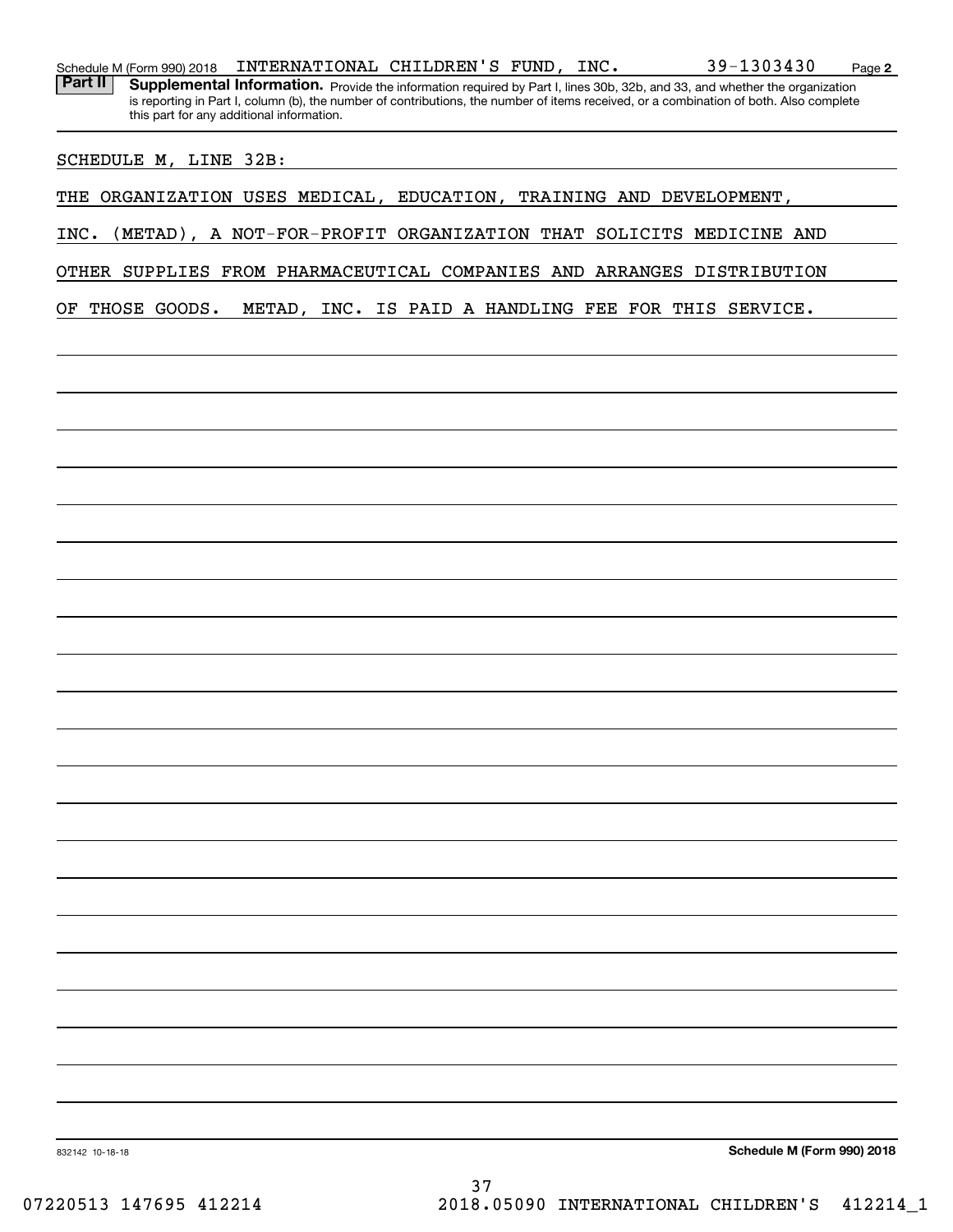Schedule M (Form 990) 2018 INTERNATIONAL CHILDREN'S FUND, INC. 39-1303430 Page 2

**Part II** **Supplemental Information.** Provide the information required by Part I, lines 30b, 32b, and 33, and whether the organization is reporting in Part I, column (b), the number of contributions, the number of items received, or a combination of both. Also complete this part for any additional information.

SCHEDULE M, LINE 32B:

THE ORGANIZATION USES MEDICAL, EDUCATION, TRAINING AND DEVELOPMENT, INC. (METAD), A NOT-FOR-PROFIT ORGANIZATION THAT SOLICITS MEDICINE AND OTHER SUPPLIES FROM PHARMACEUTICAL COMPANIES AND ARRANGES DISTRIBUTION OF THOSE GOODS. METAD, INC. IS PAID A HANDLING FEE FOR THIS SERVICE.

832142 10-18-18 **Schedule M (Form 990) 2018**

07220513 147695 412214 2018.05090 INTERNATIONAL CHILDREN'S 412214_1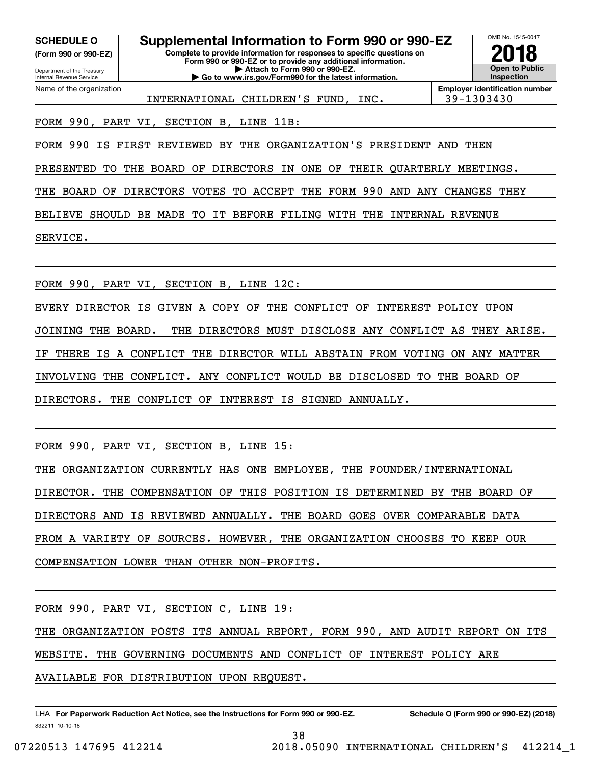**SCHEDULE O**
**(Form 990 or 990-EZ)**

Department of the Treasury
Internal Revenue Service

# Supplemental Information to Form 990 or 990-EZ

**Complete to provide information for responses to specific questions on Form 990 or 990-EZ or to provide any additional information.**
**▶ Attach to Form 990 or 990-EZ.**
**▶ Go to www.irs.gov/Form990 for the latest information.**

OMB No. 1545-0047
**2018**
**Open to Public Inspection**

| Name of the organization | Employer identification number |
|---|---|
| INTERNATIONAL CHILDREN'S FUND, INC. | 39-1303430 |

FORM 990, PART VI, SECTION B, LINE 11B:

FORM 990 IS FIRST REVIEWED BY THE ORGANIZATION'S PRESIDENT AND THEN PRESENTED TO THE BOARD OF DIRECTORS IN ONE OF THEIR QUARTERLY MEETINGS. THE BOARD OF DIRECTORS VOTES TO ACCEPT THE FORM 990 AND ANY CHANGES THEY BELIEVE SHOULD BE MADE TO IT BEFORE FILING WITH THE INTERNAL REVENUE SERVICE.

FORM 990, PART VI, SECTION B, LINE 12C:

EVERY DIRECTOR IS GIVEN A COPY OF THE CONFLICT OF INTEREST POLICY UPON JOINING THE BOARD.  THE DIRECTORS MUST DISCLOSE ANY CONFLICT AS THEY ARISE. IF THERE IS A CONFLICT THE DIRECTOR WILL ABSTAIN FROM VOTING ON ANY MATTER INVOLVING THE CONFLICT. ANY CONFLICT WOULD BE DISCLOSED TO THE BOARD OF DIRECTORS. THE CONFLICT OF INTEREST IS SIGNED ANNUALLY.

FORM 990, PART VI, SECTION B, LINE 15:

THE ORGANIZATION CURRENTLY HAS ONE EMPLOYEE, THE FOUNDER/INTERNATIONAL DIRECTOR. THE COMPENSATION OF THIS POSITION IS DETERMINED BY THE BOARD OF DIRECTORS AND IS REVIEWED ANNUALLY. THE BOARD GOES OVER COMPARABLE DATA FROM A VARIETY OF SOURCES. HOWEVER, THE ORGANIZATION CHOOSES TO KEEP OUR COMPENSATION LOWER THAN OTHER NON-PROFITS.

FORM 990, PART VI, SECTION C, LINE 19:

THE ORGANIZATION POSTS ITS ANNUAL REPORT, FORM 990, AND AUDIT REPORT ON ITS WEBSITE. THE GOVERNING DOCUMENTS AND CONFLICT OF INTEREST POLICY ARE AVAILABLE FOR DISTRIBUTION UPON REQUEST.

LHA **For Paperwork Reduction Act Notice, see the Instructions for Form 990 or 990-EZ.** **Schedule O (Form 990 or 990-EZ) (2018)**
832211 10-10-18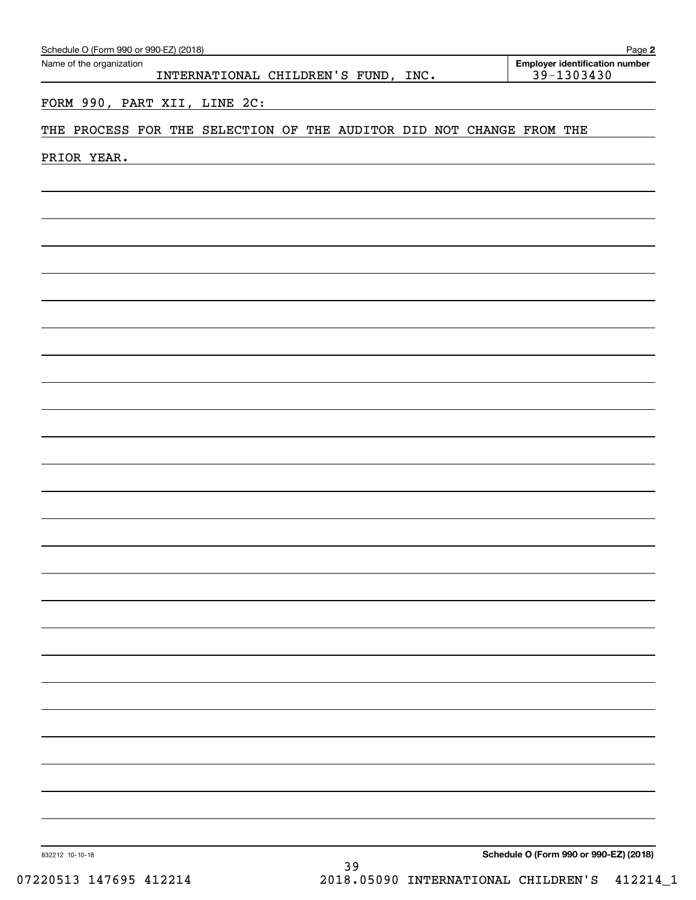Schedule O (Form 990 or 990-EZ) (2018)

Name of the organization: INTERNATIONAL CHILDREN'S FUND, INC.

Employer identification number: 39-1303430

FORM 990, PART XII, LINE 2C:

THE PROCESS FOR THE SELECTION OF THE AUDITOR DID NOT CHANGE FROM THE PRIOR YEAR.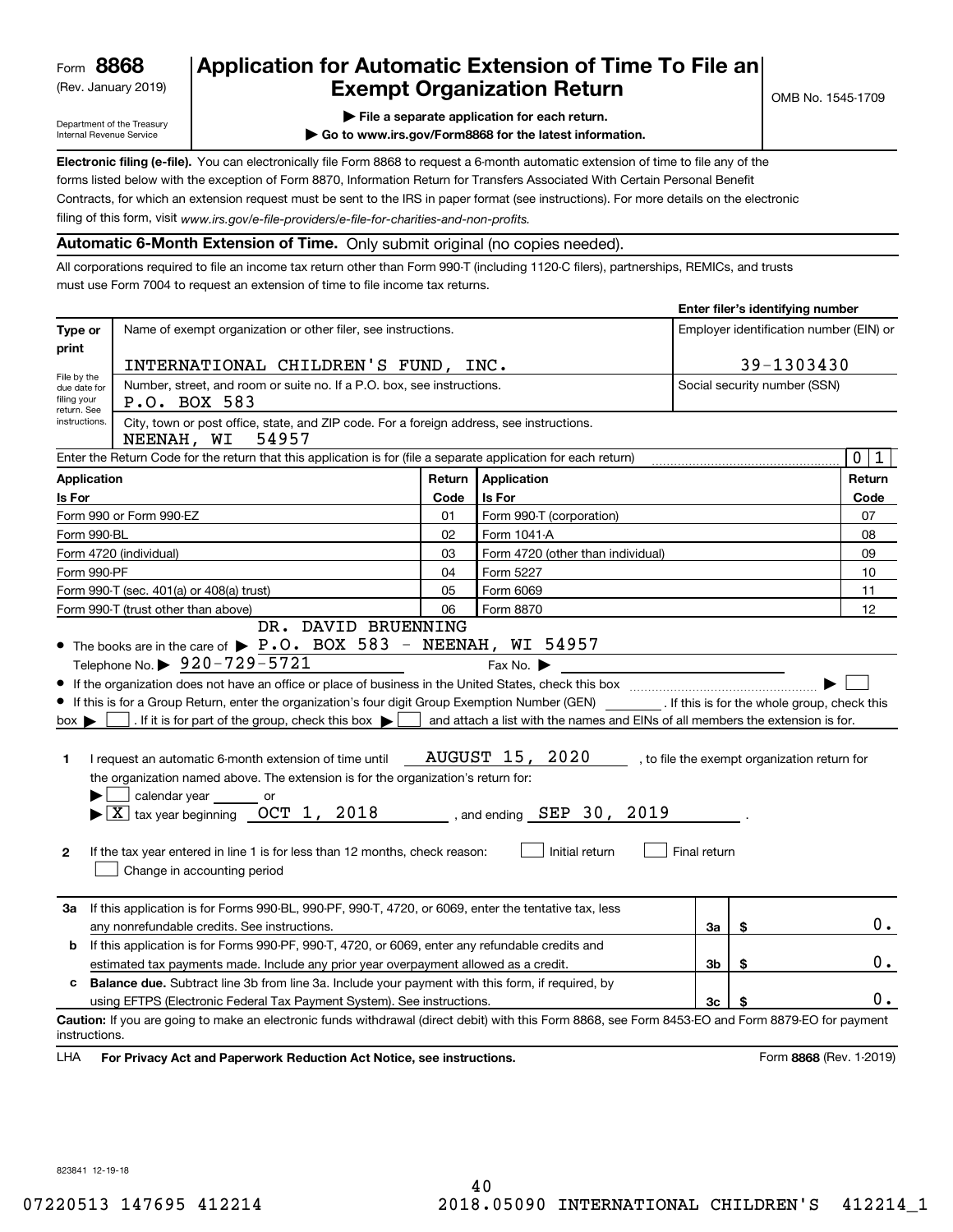Form **8868**
(Rev. January 2019)

Department of the Treasury
Internal Revenue Service

# Application for Automatic Extension of Time To File an Exempt Organization Return

OMB No. 1545-1709

▶ File a separate application for each return.

▶ Go to www.irs.gov/Form8868 for the latest information.

**Electronic filing (e-file).** You can electronically file Form 8868 to request a 6-month automatic extension of time to file any of the forms listed below with the exception of Form 8870, Information Return for Transfers Associated With Certain Personal Benefit Contracts, for which an extension request must be sent to the IRS in paper format (see instructions). For more details on the electronic filing of this form, visit *www.irs.gov/e-file-providers/e-file-for-charities-and-non-profits.*

**Automatic 6-Month Extension of Time.** Only submit original (no copies needed).

All corporations required to file an income tax return other than Form 990-T (including 1120-C filers), partnerships, REMICs, and trusts must use Form 7004 to request an extension of time to file income tax returns.

**Type or print**

File by the due date for filing your return. See instructions.

Name of exempt organization or other filer, see instructions.
INTERNATIONAL CHILDREN'S FUND, INC.

**Enter filer's identifying number**
Employer identification number (EIN) or
39-1303430

Number, street, and room or suite no. If a P.O. box, see instructions.
P.O. BOX 583

Social security number (SSN)

City, town or post office, state, and ZIP code. For a foreign address, see instructions.
NEENAH, WI 54957

Enter the Return Code for the return that this application is for (file a separate application for each return) 01

| Application Is For | Return Code | Application Is For | Return Code |
|---|---|---|---|
| Form 990 or Form 990-EZ | 01 | Form 990-T (corporation) | 07 |
| Form 990-BL | 02 | Form 1041-A | 08 |
| Form 4720 (individual) | 03 | Form 4720 (other than individual) | 09 |
| Form 990-PF | 04 | Form 5227 | 10 |
| Form 990-T (sec. 401(a) or 408(a) trust) | 05 | Form 6069 | 11 |
| Form 990-T (trust other than above) | 06 | Form 8870 | 12 |

- The books are in the care of ▶ DR. DAVID BRUENNING P.O. BOX 583 - NEENAH, WI 54957
  Telephone No. ▶ 920-729-5721 Fax No. ▶
- If the organization does not have an office or place of business in the United States, check this box ▶ ☐
- If this is for a Group Return, enter the organization's four digit Group Exemption Number (GEN) ______. If this is for the whole group, check this box ▶ ☐. If it is for part of the group, check this box ▶ ☐ and attach a list with the names and EINs of all members the extension is for.

**1** I request an automatic 6-month extension of time until AUGUST 15, 2020, to file the exempt organization return for the organization named above. The extension is for the organization's return for:
▶ ☐ calendar year ______ or
▶ ☒ tax year beginning OCT 1, 2018, and ending SEP 30, 2019.

**2** If the tax year entered in line 1 is for less than 12 months, check reason: ☐ Initial return ☐ Final return ☐ Change in accounting period

| | | | |
|---|---|---|---|
| **3a** | If this application is for Forms 990-BL, 990-PF, 990-T, 4720, or 6069, enter the tentative tax, less any nonrefundable credits. See instructions. | 3a | $ 0. |
| **b** | If this application is for Forms 990-PF, 990-T, 4720, or 6069, enter any refundable credits and estimated tax payments made. Include any prior year overpayment allowed as a credit. | 3b | $ 0. |
| **c** | **Balance due.** Subtract line 3b from line 3a. Include your payment with this form, if required, by using EFTPS (Electronic Federal Tax Payment System). See instructions. | 3c | $ 0. |

**Caution:** If you are going to make an electronic funds withdrawal (direct debit) with this Form 8868, see Form 8453-EO and Form 8879-EO for payment instructions.

LHA **For Privacy Act and Paperwork Reduction Act Notice, see instructions.** Form **8868** (Rev. 1-2019)

823841 12-19-18

07220513 147695 412214 2018.05090 INTERNATIONAL CHILDREN'S 412214_1